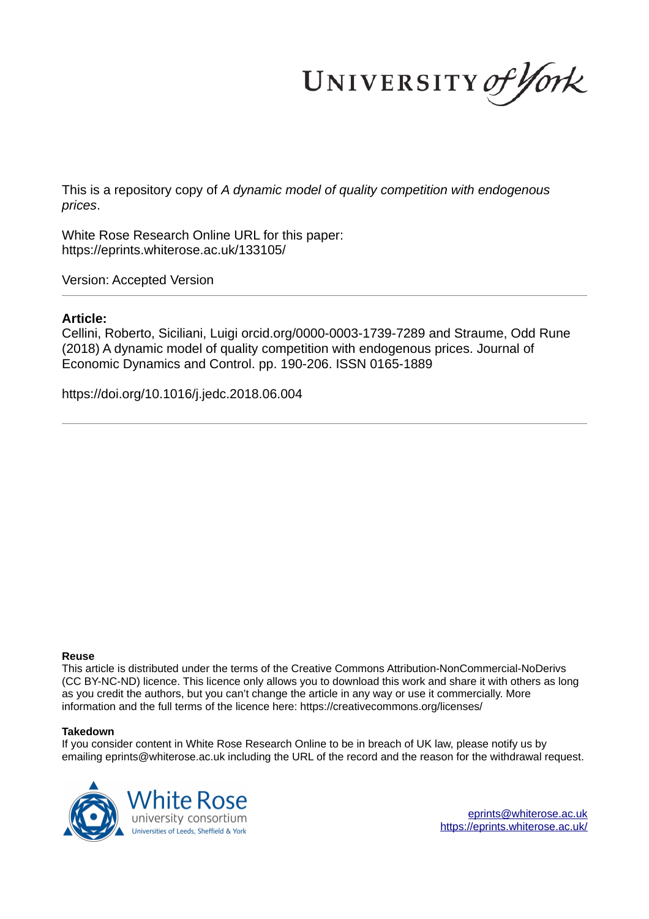This is a repository copy of *A dynamic model of quality competition with endogenous prices*.

White Rose Research Online URL for this paper:
https://eprints.whiterose.ac.uk/133105/

Version: Accepted Version

**Article:**

Cellini, Roberto, Siciliani, Luigi orcid.org/0000-0003-1739-7289 and Straume, Odd Rune (2018) A dynamic model of quality competition with endogenous prices. Journal of Economic Dynamics and Control. pp. 190-206. ISSN 0165-1889

https://doi.org/10.1016/j.jedc.2018.06.004

**Reuse**

This article is distributed under the terms of the Creative Commons Attribution-NonCommercial-NoDerivs (CC BY-NC-ND) licence. This licence only allows you to download this work and share it with others as long as you credit the authors, but you can't change the article in any way or use it commercially. More information and the full terms of the licence here: https://creativecommons.org/licenses/

**Takedown**

If you consider content in White Rose Research Online to be in breach of UK law, please notify us by emailing eprints@whiterose.ac.uk including the URL of the record and the reason for the withdrawal request.

eprints@whiterose.ac.uk
https://eprints.whiterose.ac.uk/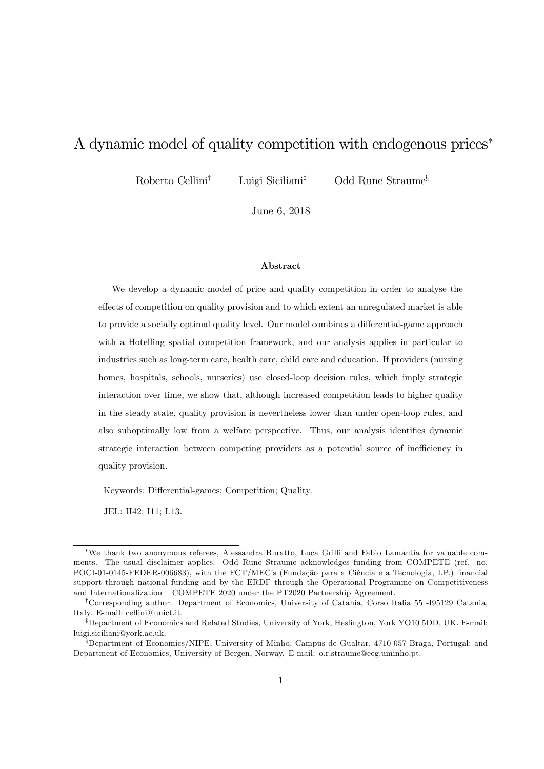# A dynamic model of quality competition with endogenous prices*

Roberto Cellini[†] Luigi Siciliani[‡] Odd Rune Straume[§]

June 6, 2018

### Abstract

We develop a dynamic model of price and quality competition in order to analyse the effects of competition on quality provision and to which extent an unregulated market is able to provide a socially optimal quality level. Our model combines a differential-game approach with a Hotelling spatial competition framework, and our analysis applies in particular to industries such as long-term care, health care, child care and education. If providers (nursing homes, hospitals, schools, nurseries) use closed-loop decision rules, which imply strategic interaction over time, we show that, although increased competition leads to higher quality in the steady state, quality provision is nevertheless lower than under open-loop rules, and also suboptimally low from a welfare perspective. Thus, our analysis identifies dynamic strategic interaction between competing providers as a potential source of inefficiency in quality provision.

Keywords: Differential-games; Competition; Quality.

JEL: H42; I11; L13.

---

*We thank two anonymous referees, Alessandra Buratto, Luca Grilli and Fabio Lamantia for valuable comments. The usual disclaimer applies. Odd Rune Straume acknowledges funding from COMPETE (ref. no. POCI-01-0145-FEDER-006683), with the FCT/MEC's (Fundação para a Ciência e a Tecnologia, I.P.) financial support through national funding and by the ERDF through the Operational Programme on Competitiveness and Internationalization – COMPETE 2020 under the PT2020 Partnership Agreement.

†Corresponding author. Department of Economics, University of Catania, Corso Italia 55 -I95129 Catania, Italy. E-mail: cellini@unict.it.

‡Department of Economics and Related Studies, University of York, Heslington, York YO10 5DD, UK. E-mail: luigi.siciliani@york.ac.uk.

§Department of Economics/NIPE, University of Minho, Campus de Gualtar, 4710-057 Braga, Portugal; and Department of Economics, University of Bergen, Norway. E-mail: o.r.straume@eeg.uminho.pt.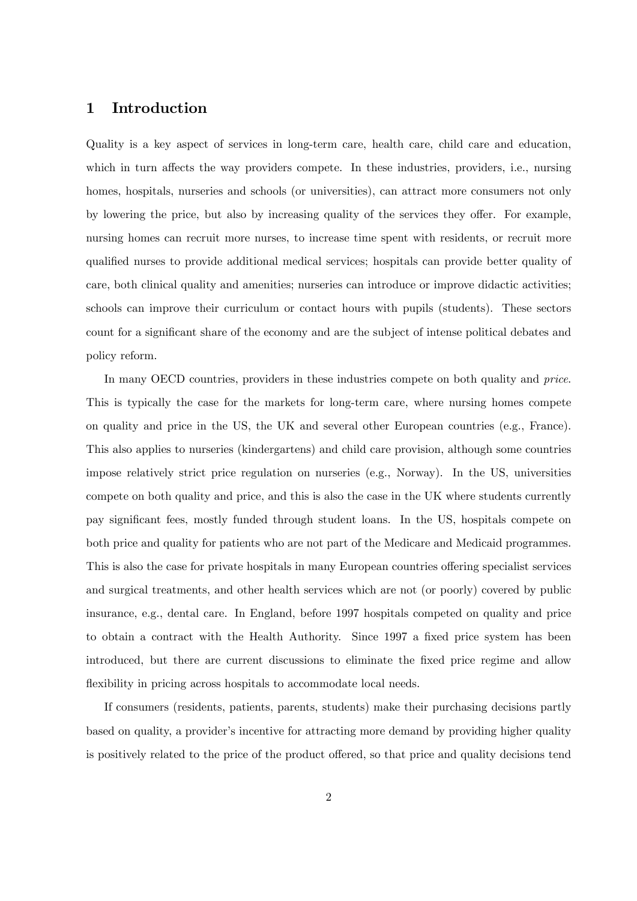## 1 Introduction

Quality is a key aspect of services in long-term care, health care, child care and education, which in turn affects the way providers compete. In these industries, providers, i.e., nursing homes, hospitals, nurseries and schools (or universities), can attract more consumers not only by lowering the price, but also by increasing quality of the services they offer. For example, nursing homes can recruit more nurses, to increase time spent with residents, or recruit more qualified nurses to provide additional medical services; hospitals can provide better quality of care, both clinical quality and amenities; nurseries can introduce or improve didactic activities; schools can improve their curriculum or contact hours with pupils (students). These sectors count for a significant share of the economy and are the subject of intense political debates and policy reform.

In many OECD countries, providers in these industries compete on both quality and *price*. This is typically the case for the markets for long-term care, where nursing homes compete on quality and price in the US, the UK and several other European countries (e.g., France). This also applies to nurseries (kindergartens) and child care provision, although some countries impose relatively strict price regulation on nurseries (e.g., Norway). In the US, universities compete on both quality and price, and this is also the case in the UK where students currently pay significant fees, mostly funded through student loans. In the US, hospitals compete on both price and quality for patients who are not part of the Medicare and Medicaid programmes. This is also the case for private hospitals in many European countries offering specialist services and surgical treatments, and other health services which are not (or poorly) covered by public insurance, e.g., dental care. In England, before 1997 hospitals competed on quality and price to obtain a contract with the Health Authority. Since 1997 a fixed price system has been introduced, but there are current discussions to eliminate the fixed price regime and allow flexibility in pricing across hospitals to accommodate local needs.

If consumers (residents, patients, parents, students) make their purchasing decisions partly based on quality, a provider's incentive for attracting more demand by providing higher quality is positively related to the price of the product offered, so that price and quality decisions tend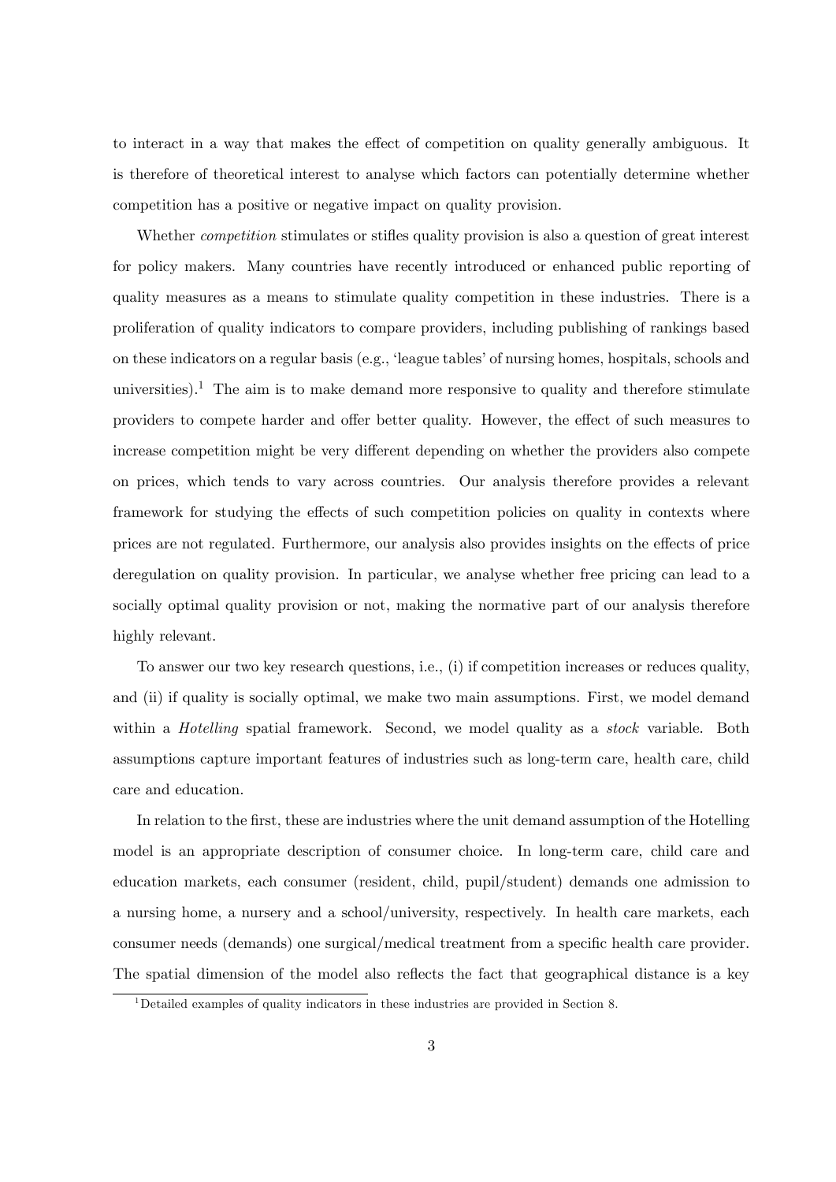to interact in a way that makes the effect of competition on quality generally ambiguous. It is therefore of theoretical interest to analyse which factors can potentially determine whether competition has a positive or negative impact on quality provision.

Whether *competition* stimulates or stifles quality provision is also a question of great interest for policy makers. Many countries have recently introduced or enhanced public reporting of quality measures as a means to stimulate quality competition in these industries. There is a proliferation of quality indicators to compare providers, including publishing of rankings based on these indicators on a regular basis (e.g., 'league tables' of nursing homes, hospitals, schools and universities).[1] The aim is to make demand more responsive to quality and therefore stimulate providers to compete harder and offer better quality. However, the effect of such measures to increase competition might be very different depending on whether the providers also compete on prices, which tends to vary across countries. Our analysis therefore provides a relevant framework for studying the effects of such competition policies on quality in contexts where prices are not regulated. Furthermore, our analysis also provides insights on the effects of price deregulation on quality provision. In particular, we analyse whether free pricing can lead to a socially optimal quality provision or not, making the normative part of our analysis therefore highly relevant.

To answer our two key research questions, i.e., (i) if competition increases or reduces quality, and (ii) if quality is socially optimal, we make two main assumptions. First, we model demand within a *Hotelling* spatial framework. Second, we model quality as a *stock* variable. Both assumptions capture important features of industries such as long-term care, health care, child care and education.

In relation to the first, these are industries where the unit demand assumption of the Hotelling model is an appropriate description of consumer choice. In long-term care, child care and education markets, each consumer (resident, child, pupil/student) demands one admission to a nursing home, a nursery and a school/university, respectively. In health care markets, each consumer needs (demands) one surgical/medical treatment from a specific health care provider. The spatial dimension of the model also reflects the fact that geographical distance is a key

[1] Detailed examples of quality indicators in these industries are provided in Section 8.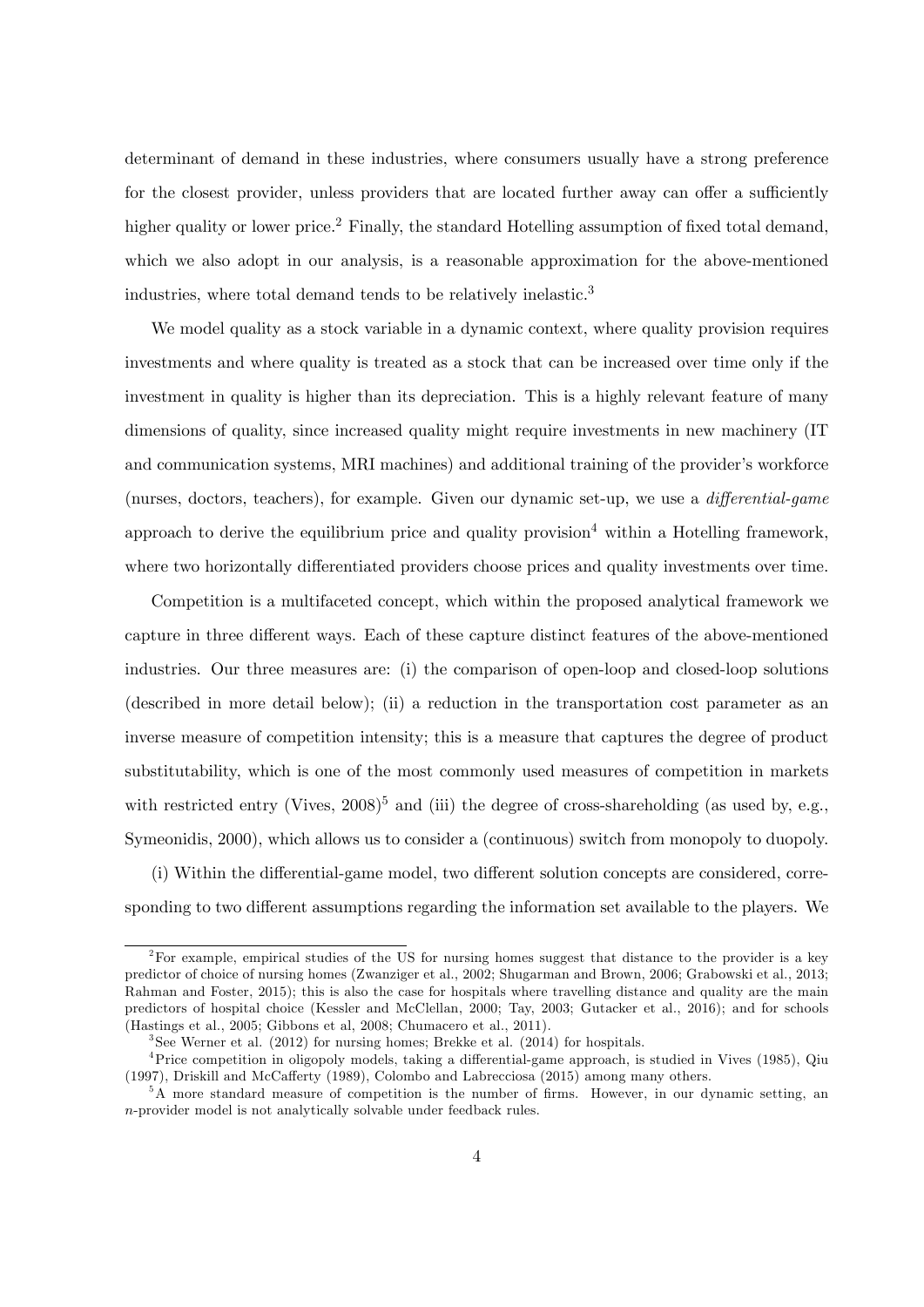determinant of demand in these industries, where consumers usually have a strong preference for the closest provider, unless providers that are located further away can offer a sufficiently higher quality or lower price.[2] Finally, the standard Hotelling assumption of fixed total demand, which we also adopt in our analysis, is a reasonable approximation for the above-mentioned industries, where total demand tends to be relatively inelastic.[3]

We model quality as a stock variable in a dynamic context, where quality provision requires investments and where quality is treated as a stock that can be increased over time only if the investment in quality is higher than its depreciation. This is a highly relevant feature of many dimensions of quality, since increased quality might require investments in new machinery (IT and communication systems, MRI machines) and additional training of the provider's workforce (nurses, doctors, teachers), for example. Given our dynamic set-up, we use a *differential-game* approach to derive the equilibrium price and quality provision[4] within a Hotelling framework, where two horizontally differentiated providers choose prices and quality investments over time.

Competition is a multifaceted concept, which within the proposed analytical framework we capture in three different ways. Each of these capture distinct features of the above-mentioned industries. Our three measures are: (i) the comparison of open-loop and closed-loop solutions (described in more detail below); (ii) a reduction in the transportation cost parameter as an inverse measure of competition intensity; this is a measure that captures the degree of product substitutability, which is one of the most commonly used measures of competition in markets with restricted entry (Vives, 2008)[5] and (iii) the degree of cross-shareholding (as used by, e.g., Symeonidis, 2000), which allows us to consider a (continuous) switch from monopoly to duopoly.

(i) Within the differential-game model, two different solution concepts are considered, corresponding to two different assumptions regarding the information set available to the players. We

---

[2] For example, empirical studies of the US for nursing homes suggest that distance to the provider is a key predictor of choice of nursing homes (Zwanziger et al., 2002; Shugarman and Brown, 2006; Grabowski et al., 2013; Rahman and Foster, 2015); this is also the case for hospitals where travelling distance and quality are the main predictors of hospital choice (Kessler and McClellan, 2000; Tay, 2003; Gutacker et al., 2016); and for schools (Hastings et al., 2005; Gibbons et al, 2008; Chumacero et al., 2011).

[3] See Werner et al. (2012) for nursing homes; Brekke et al. (2014) for hospitals.

[4] Price competition in oligopoly models, taking a differential-game approach, is studied in Vives (1985), Qiu (1997), Driskill and McCafferty (1989), Colombo and Labrecciosa (2015) among many others.

[5] A more standard measure of competition is the number of firms. However, in our dynamic setting, an $n$-provider model is not analytically solvable under feedback rules.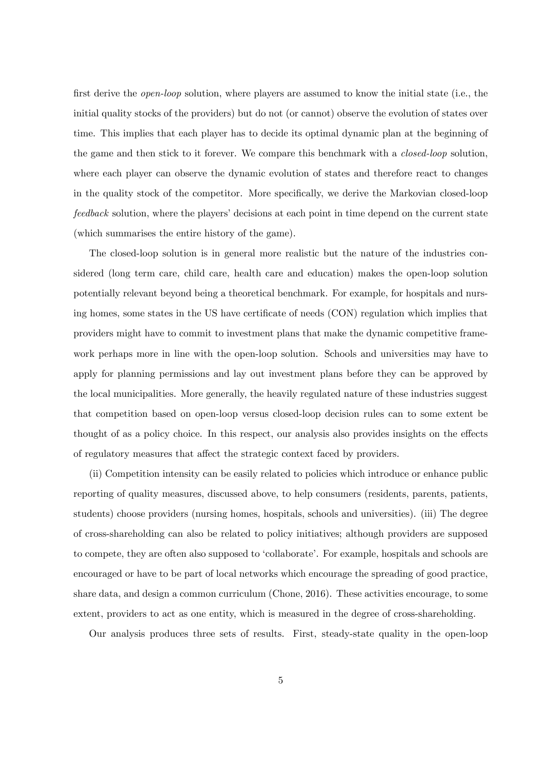first derive the *open-loop* solution, where players are assumed to know the initial state (i.e., the initial quality stocks of the providers) but do not (or cannot) observe the evolution of states over time. This implies that each player has to decide its optimal dynamic plan at the beginning of the game and then stick to it forever. We compare this benchmark with a *closed-loop* solution, where each player can observe the dynamic evolution of states and therefore react to changes in the quality stock of the competitor. More specifically, we derive the Markovian closed-loop *feedback* solution, where the players' decisions at each point in time depend on the current state (which summarises the entire history of the game).

The closed-loop solution is in general more realistic but the nature of the industries considered (long term care, child care, health care and education) makes the open-loop solution potentially relevant beyond being a theoretical benchmark. For example, for hospitals and nursing homes, some states in the US have certificate of needs (CON) regulation which implies that providers might have to commit to investment plans that make the dynamic competitive framework perhaps more in line with the open-loop solution. Schools and universities may have to apply for planning permissions and lay out investment plans before they can be approved by the local municipalities. More generally, the heavily regulated nature of these industries suggest that competition based on open-loop versus closed-loop decision rules can to some extent be thought of as a policy choice. In this respect, our analysis also provides insights on the effects of regulatory measures that affect the strategic context faced by providers.

(ii) Competition intensity can be easily related to policies which introduce or enhance public reporting of quality measures, discussed above, to help consumers (residents, parents, patients, students) choose providers (nursing homes, hospitals, schools and universities). (iii) The degree of cross-shareholding can also be related to policy initiatives; although providers are supposed to compete, they are often also supposed to 'collaborate'. For example, hospitals and schools are encouraged or have to be part of local networks which encourage the spreading of good practice, share data, and design a common curriculum (Chone, 2016). These activities encourage, to some extent, providers to act as one entity, which is measured in the degree of cross-shareholding.

Our analysis produces three sets of results. First, steady-state quality in the open-loop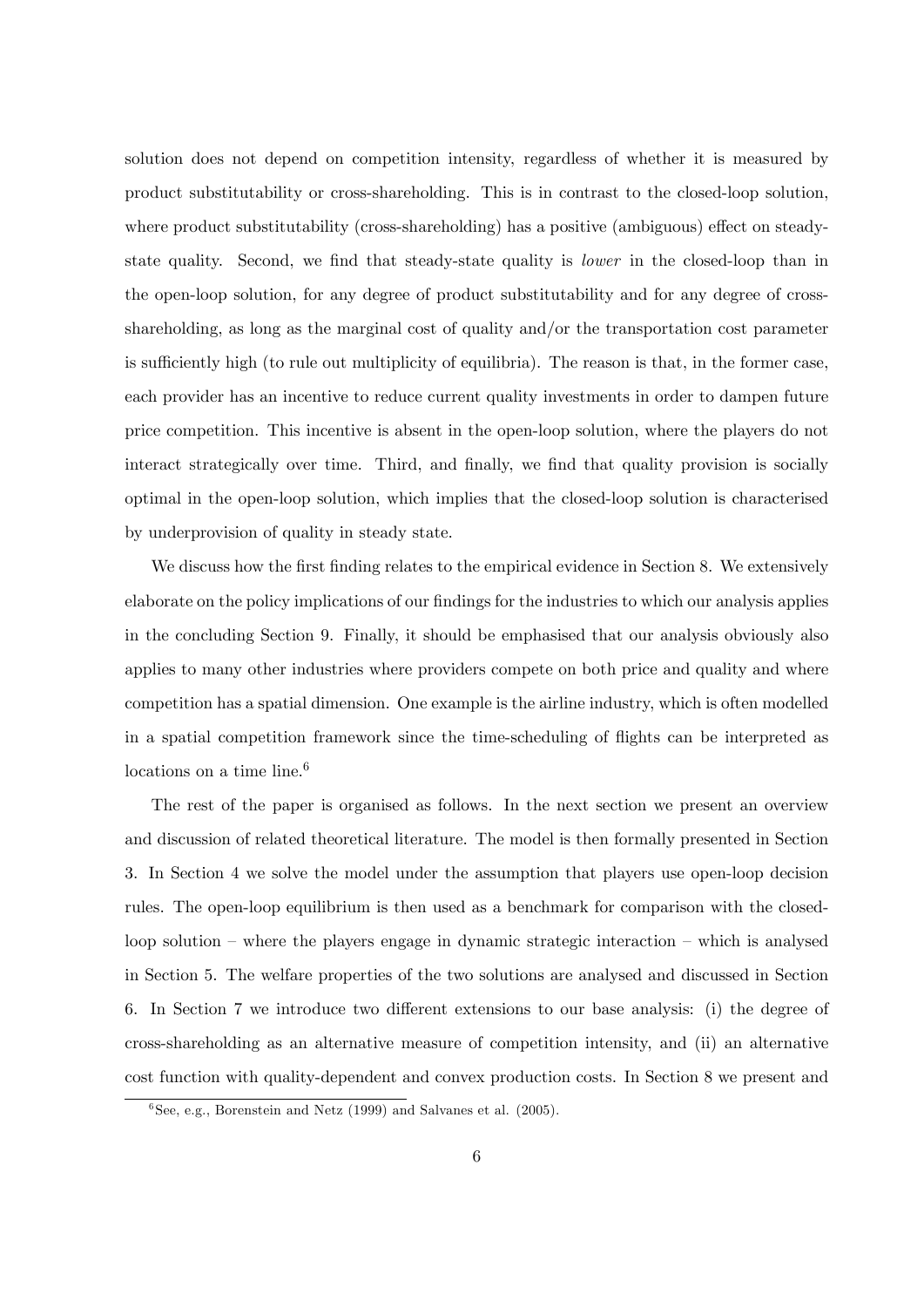solution does not depend on competition intensity, regardless of whether it is measured by product substitutability or cross-shareholding. This is in contrast to the closed-loop solution, where product substitutability (cross-shareholding) has a positive (ambiguous) effect on steady-state quality. Second, we find that steady-state quality is *lower* in the closed-loop than in the open-loop solution, for any degree of product substitutability and for any degree of cross-shareholding, as long as the marginal cost of quality and/or the transportation cost parameter is sufficiently high (to rule out multiplicity of equilibria). The reason is that, in the former case, each provider has an incentive to reduce current quality investments in order to dampen future price competition. This incentive is absent in the open-loop solution, where the players do not interact strategically over time. Third, and finally, we find that quality provision is socially optimal in the open-loop solution, which implies that the closed-loop solution is characterised by underprovision of quality in steady state.

We discuss how the first finding relates to the empirical evidence in Section 8. We extensively elaborate on the policy implications of our findings for the industries to which our analysis applies in the concluding Section 9. Finally, it should be emphasised that our analysis obviously also applies to many other industries where providers compete on both price and quality and where competition has a spatial dimension. One example is the airline industry, which is often modelled in a spatial competition framework since the time-scheduling of flights can be interpreted as locations on a time line.[6]

The rest of the paper is organised as follows. In the next section we present an overview and discussion of related theoretical literature. The model is then formally presented in Section 3. In Section 4 we solve the model under the assumption that players use open-loop decision rules. The open-loop equilibrium is then used as a benchmark for comparison with the closed-loop solution – where the players engage in dynamic strategic interaction – which is analysed in Section 5. The welfare properties of the two solutions are analysed and discussed in Section 6. In Section 7 we introduce two different extensions to our base analysis: (i) the degree of cross-shareholding as an alternative measure of competition intensity, and (ii) an alternative cost function with quality-dependent and convex production costs. In Section 8 we present and

[6] See, e.g., Borenstein and Netz (1999) and Salvanes et al. (2005).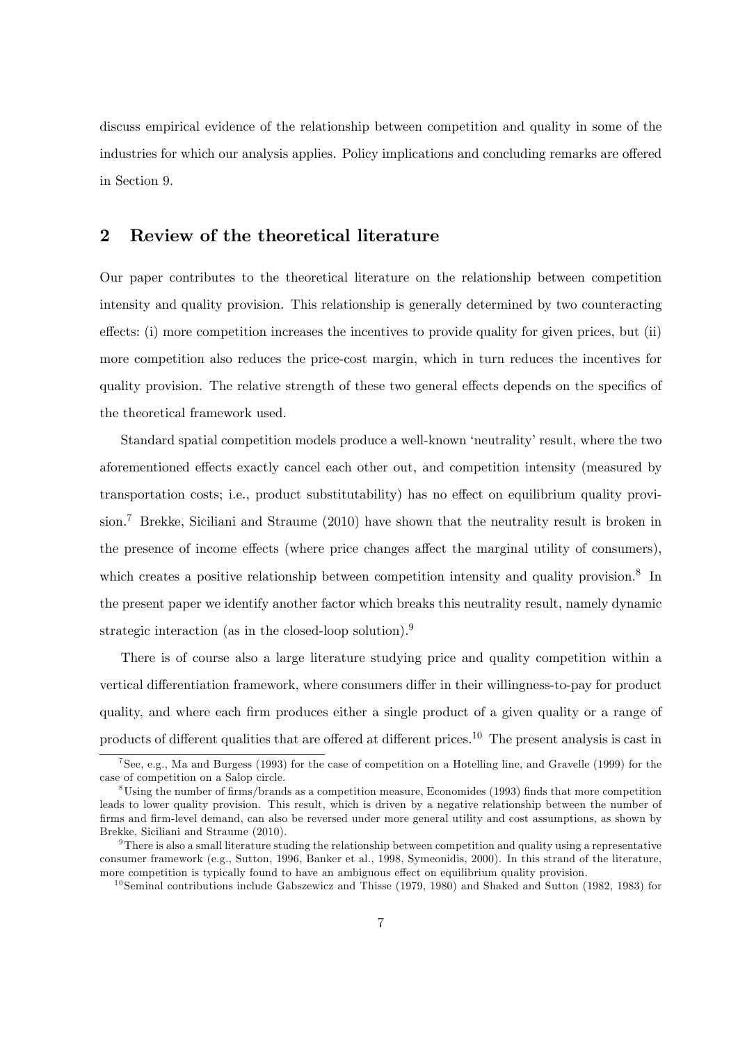discuss empirical evidence of the relationship between competition and quality in some of the industries for which our analysis applies. Policy implications and concluding remarks are offered in Section 9.

## 2 Review of the theoretical literature

Our paper contributes to the theoretical literature on the relationship between competition intensity and quality provision. This relationship is generally determined by two counteracting effects: (i) more competition increases the incentives to provide quality for given prices, but (ii) more competition also reduces the price-cost margin, which in turn reduces the incentives for quality provision. The relative strength of these two general effects depends on the specifics of the theoretical framework used.

Standard spatial competition models produce a well-known 'neutrality' result, where the two aforementioned effects exactly cancel each other out, and competition intensity (measured by transportation costs; i.e., product substitutability) has no effect on equilibrium quality provision.[7] Brekke, Siciliani and Straume (2010) have shown that the neutrality result is broken in the presence of income effects (where price changes affect the marginal utility of consumers), which creates a positive relationship between competition intensity and quality provision.[8] In the present paper we identify another factor which breaks this neutrality result, namely dynamic strategic interaction (as in the closed-loop solution).[9]

There is of course also a large literature studying price and quality competition within a vertical differentiation framework, where consumers differ in their willingness-to-pay for product quality, and where each firm produces either a single product of a given quality or a range of products of different qualities that are offered at different prices.[10] The present analysis is cast in

[7] See, e.g., Ma and Burgess (1993) for the case of competition on a Hotelling line, and Gravelle (1999) for the case of competition on a Salop circle.

[8] Using the number of firms/brands as a competition measure, Economides (1993) finds that more competition leads to lower quality provision. This result, which is driven by a negative relationship between the number of firms and firm-level demand, can also be reversed under more general utility and cost assumptions, as shown by Brekke, Siciliani and Straume (2010).

[9] There is also a small literature studing the relationship between competition and quality using a representative consumer framework (e.g., Sutton, 1996, Banker et al., 1998, Symeonidis, 2000). In this strand of the literature, more competition is typically found to have an ambiguous effect on equilibrium quality provision.

[10] Seminal contributions include Gabszewicz and Thisse (1979, 1980) and Shaked and Sutton (1982, 1983) for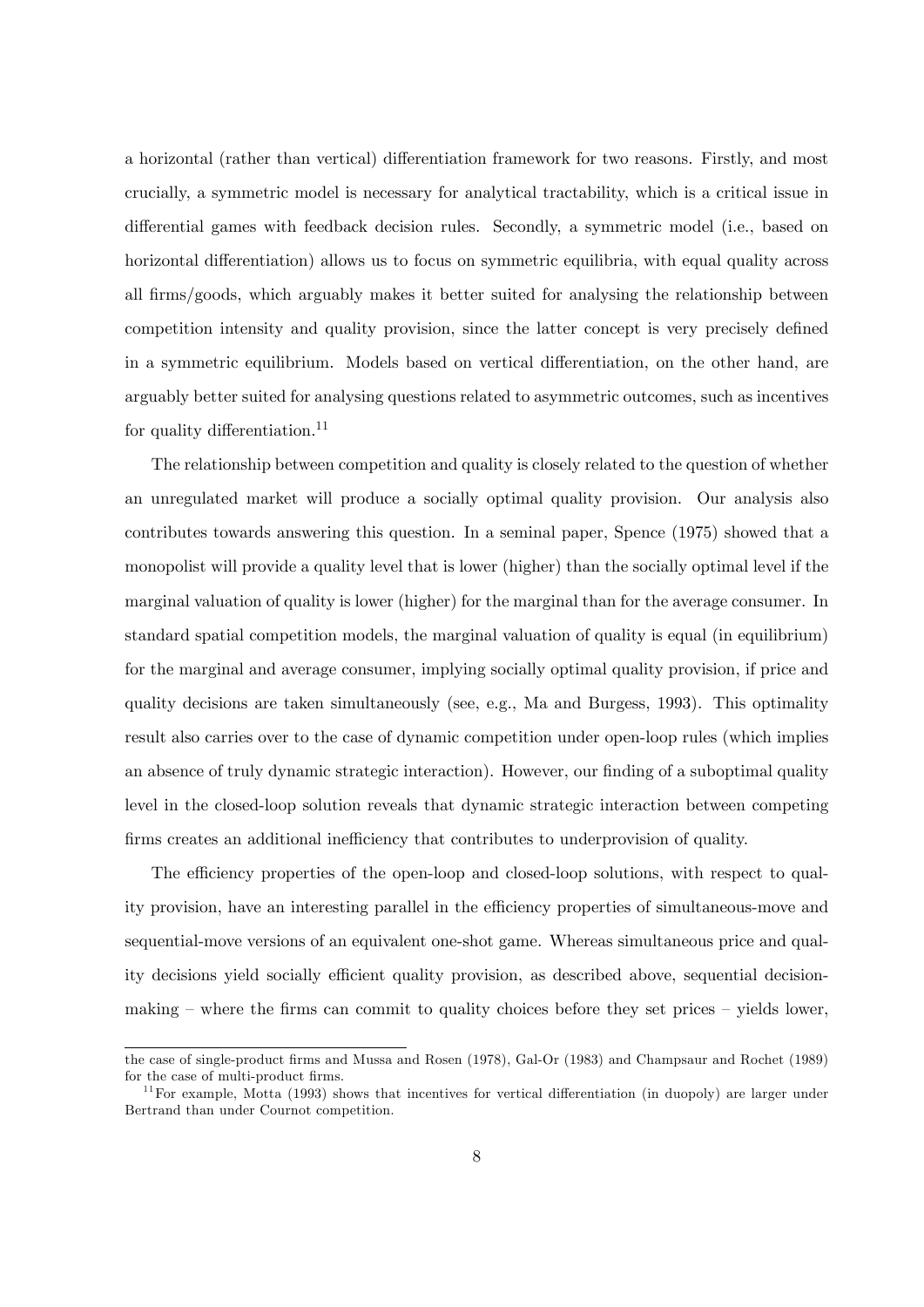a horizontal (rather than vertical) differentiation framework for two reasons. Firstly, and most crucially, a symmetric model is necessary for analytical tractability, which is a critical issue in differential games with feedback decision rules. Secondly, a symmetric model (i.e., based on horizontal differentiation) allows us to focus on symmetric equilibria, with equal quality across all firms/goods, which arguably makes it better suited for analysing the relationship between competition intensity and quality provision, since the latter concept is very precisely defined in a symmetric equilibrium. Models based on vertical differentiation, on the other hand, are arguably better suited for analysing questions related to asymmetric outcomes, such as incentives for quality differentiation.[11]

The relationship between competition and quality is closely related to the question of whether an unregulated market will produce a socially optimal quality provision. Our analysis also contributes towards answering this question. In a seminal paper, Spence (1975) showed that a monopolist will provide a quality level that is lower (higher) than the socially optimal level if the marginal valuation of quality is lower (higher) for the marginal than for the average consumer. In standard spatial competition models, the marginal valuation of quality is equal (in equilibrium) for the marginal and average consumer, implying socially optimal quality provision, if price and quality decisions are taken simultaneously (see, e.g., Ma and Burgess, 1993). This optimality result also carries over to the case of dynamic competition under open-loop rules (which implies an absence of truly dynamic strategic interaction). However, our finding of a suboptimal quality level in the closed-loop solution reveals that dynamic strategic interaction between competing firms creates an additional inefficiency that contributes to underprovision of quality.

The efficiency properties of the open-loop and closed-loop solutions, with respect to quality provision, have an interesting parallel in the efficiency properties of simultaneous-move and sequential-move versions of an equivalent one-shot game. Whereas simultaneous price and quality decisions yield socially efficient quality provision, as described above, sequential decision-making – where the firms can commit to quality choices before they set prices – yields lower,

---

the case of single-product firms and Mussa and Rosen (1978), Gal-Or (1983) and Champsaur and Rochet (1989) for the case of multi-product firms.

[11] For example, Motta (1993) shows that incentives for vertical differentiation (in duopoly) are larger under Bertrand than under Cournot competition.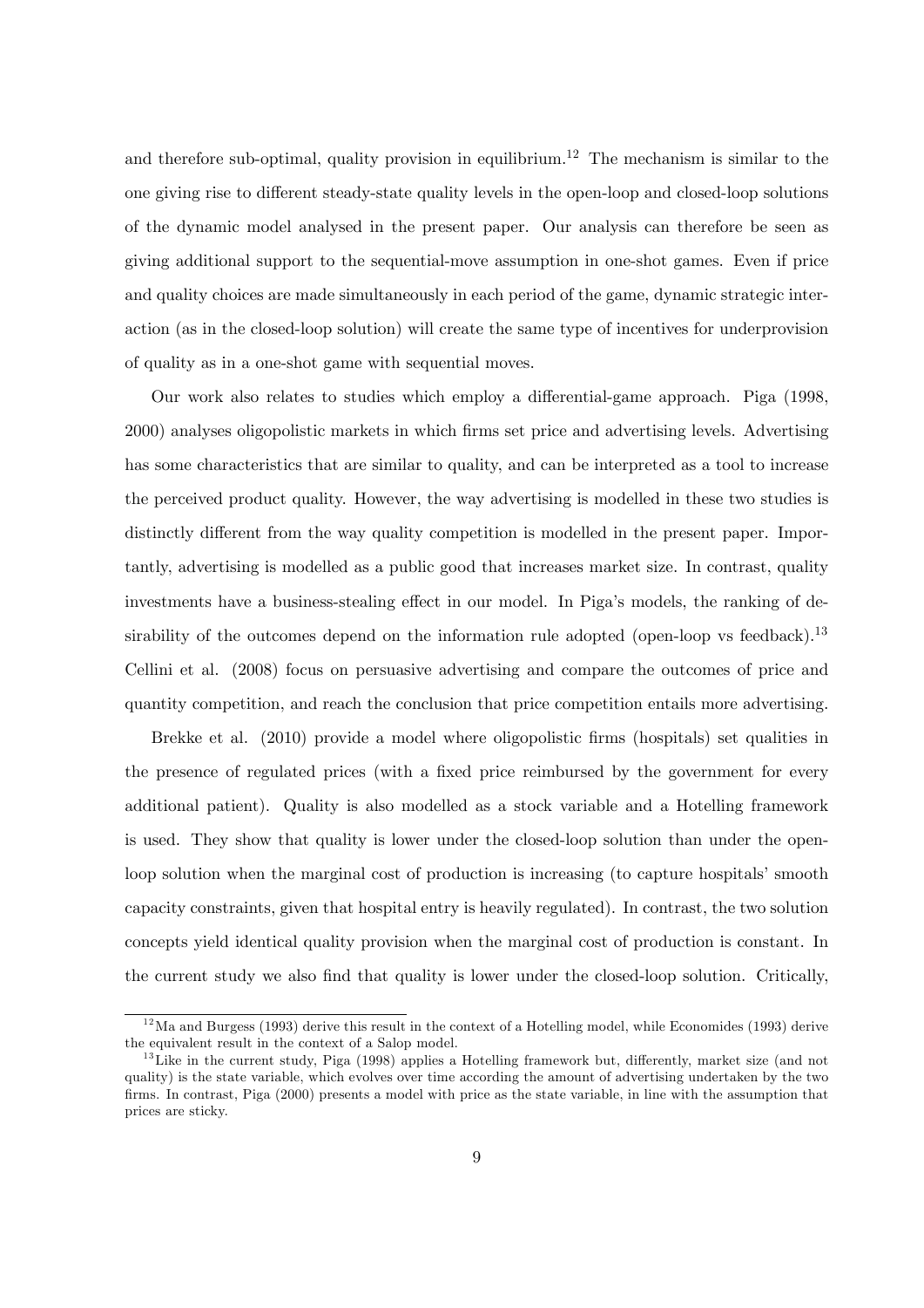and therefore sub-optimal, quality provision in equilibrium.[12] The mechanism is similar to the one giving rise to different steady-state quality levels in the open-loop and closed-loop solutions of the dynamic model analysed in the present paper. Our analysis can therefore be seen as giving additional support to the sequential-move assumption in one-shot games. Even if price and quality choices are made simultaneously in each period of the game, dynamic strategic interaction (as in the closed-loop solution) will create the same type of incentives for underprovision of quality as in a one-shot game with sequential moves.

Our work also relates to studies which employ a differential-game approach. Piga (1998, 2000) analyses oligopolistic markets in which firms set price and advertising levels. Advertising has some characteristics that are similar to quality, and can be interpreted as a tool to increase the perceived product quality. However, the way advertising is modelled in these two studies is distinctly different from the way quality competition is modelled in the present paper. Importantly, advertising is modelled as a public good that increases market size. In contrast, quality investments have a business-stealing effect in our model. In Piga's models, the ranking of desirability of the outcomes depend on the information rule adopted (open-loop vs feedback).[13] Cellini et al. (2008) focus on persuasive advertising and compare the outcomes of price and quantity competition, and reach the conclusion that price competition entails more advertising.

Brekke et al. (2010) provide a model where oligopolistic firms (hospitals) set qualities in the presence of regulated prices (with a fixed price reimbursed by the government for every additional patient). Quality is also modelled as a stock variable and a Hotelling framework is used. They show that quality is lower under the closed-loop solution than under the open-loop solution when the marginal cost of production is increasing (to capture hospitals' smooth capacity constraints, given that hospital entry is heavily regulated). In contrast, the two solution concepts yield identical quality provision when the marginal cost of production is constant. In the current study we also find that quality is lower under the closed-loop solution. Critically,

[12] Ma and Burgess (1993) derive this result in the context of a Hotelling model, while Economides (1993) derive the equivalent result in the context of a Salop model.

[13] Like in the current study, Piga (1998) applies a Hotelling framework but, differently, market size (and not quality) is the state variable, which evolves over time according the amount of advertising undertaken by the two firms. In contrast, Piga (2000) presents a model with price as the state variable, in line with the assumption that prices are sticky.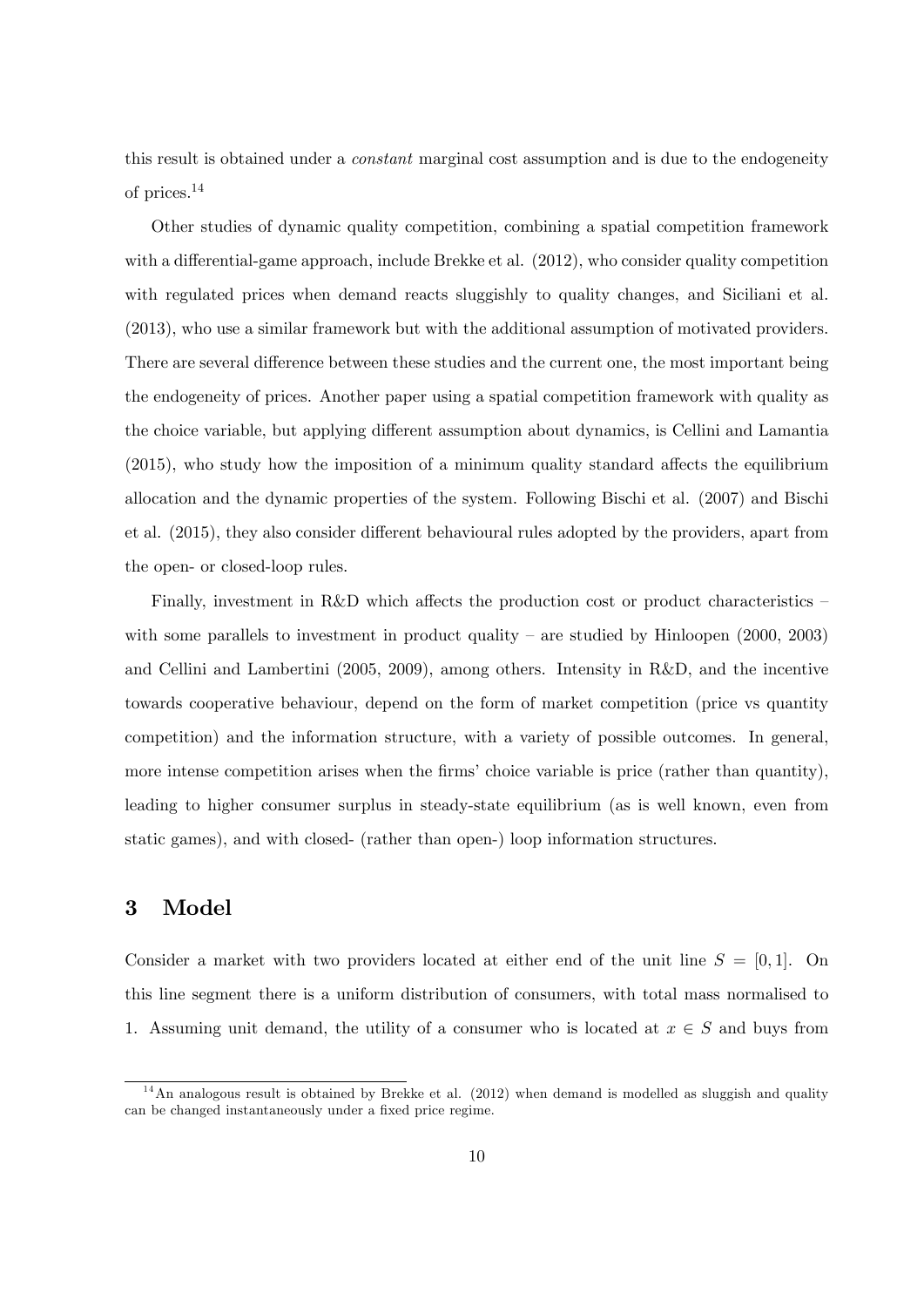this result is obtained under a *constant* marginal cost assumption and is due to the endogeneity of prices.[14]

Other studies of dynamic quality competition, combining a spatial competition framework with a differential-game approach, include Brekke et al. (2012), who consider quality competition with regulated prices when demand reacts sluggishly to quality changes, and Siciliani et al. (2013), who use a similar framework but with the additional assumption of motivated providers. There are several difference between these studies and the current one, the most important being the endogeneity of prices. Another paper using a spatial competition framework with quality as the choice variable, but applying different assumption about dynamics, is Cellini and Lamantia (2015), who study how the imposition of a minimum quality standard affects the equilibrium allocation and the dynamic properties of the system. Following Bischi et al. (2007) and Bischi et al. (2015), they also consider different behavioural rules adopted by the providers, apart from the open- or closed-loop rules.

Finally, investment in R&D which affects the production cost or product characteristics – with some parallels to investment in product quality – are studied by Hinloopen (2000, 2003) and Cellini and Lambertini (2005, 2009), among others. Intensity in R&D, and the incentive towards cooperative behaviour, depend on the form of market competition (price vs quantity competition) and the information structure, with a variety of possible outcomes. In general, more intense competition arises when the firms' choice variable is price (rather than quantity), leading to higher consumer surplus in steady-state equilibrium (as is well known, even from static games), and with closed- (rather than open-) loop information structures.

## 3 Model

Consider a market with two providers located at either end of the unit line $S = [0, 1]$. On this line segment there is a uniform distribution of consumers, with total mass normalised to 1. Assuming unit demand, the utility of a consumer who is located at $x \in S$ and buys from

[14] An analogous result is obtained by Brekke et al. (2012) when demand is modelled as sluggish and quality can be changed instantaneously under a fixed price regime.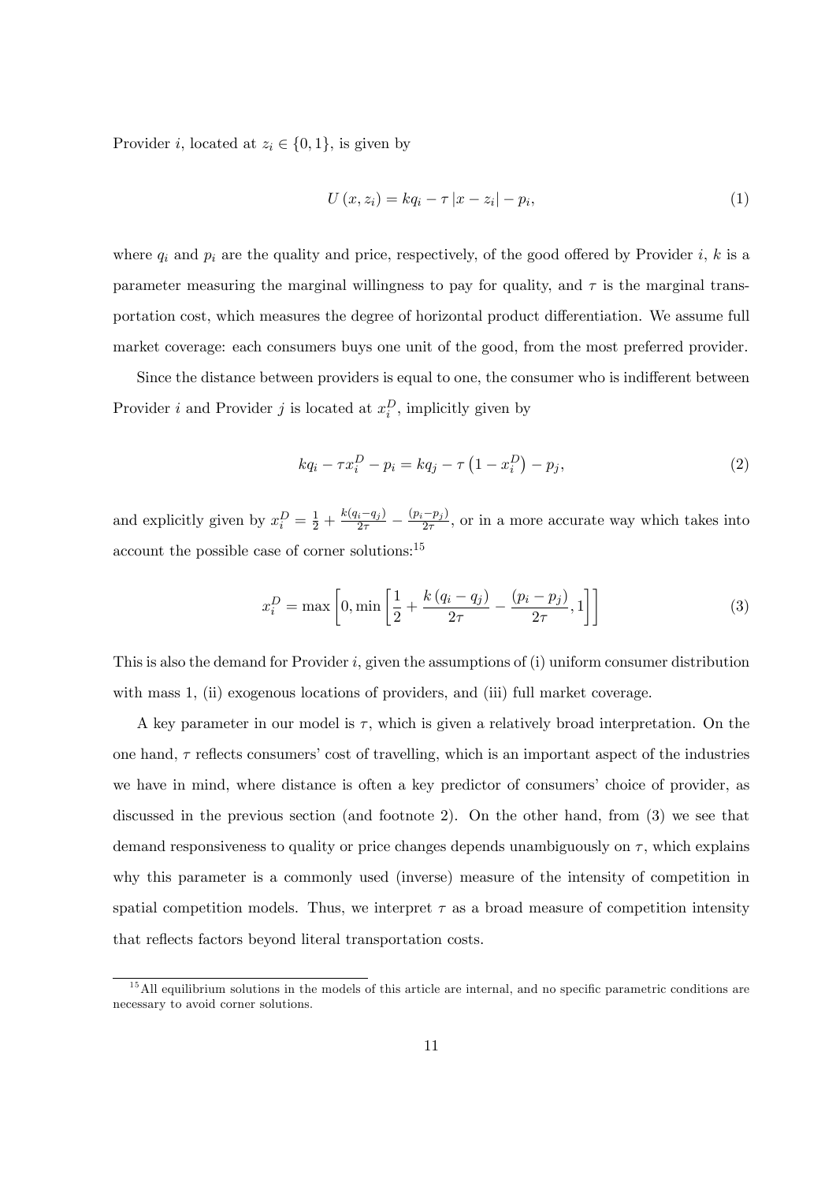Provider $i$, located at $z_i \in \{0, 1\}$, is given by

$$U(x, z_i) = kq_i - \tau |x - z_i| - p_i, \tag{1}$$

where $q_i$ and $p_i$ are the quality and price, respectively, of the good offered by Provider $i$, $k$ is a parameter measuring the marginal willingness to pay for quality, and $\tau$ is the marginal transportation cost, which measures the degree of horizontal product differentiation. We assume full market coverage: each consumers buys one unit of the good, from the most preferred provider.

Since the distance between providers is equal to one, the consumer who is indifferent between Provider $i$ and Provider $j$ is located at $x_i^D$, implicitly given by

$$kq_i - \tau x_i^D - p_i = kq_j - \tau \left(1 - x_i^D\right) - p_j, \tag{2}$$

and explicitly given by $x_i^D = \frac{1}{2} + \frac{k(q_i - q_j)}{2\tau} - \frac{(p_i - p_j)}{2\tau}$, or in a more accurate way which takes into account the possible case of corner solutions:[15]

$$x_i^D = \max\left[0, \min\left[\frac{1}{2} + \frac{k(q_i - q_j)}{2\tau} - \frac{(p_i - p_j)}{2\tau}, 1\right]\right] \tag{3}$$

This is also the demand for Provider $i$, given the assumptions of (i) uniform consumer distribution with mass 1, (ii) exogenous locations of providers, and (iii) full market coverage.

A key parameter in our model is $\tau$, which is given a relatively broad interpretation. On the one hand, $\tau$ reflects consumers' cost of travelling, which is an important aspect of the industries we have in mind, where distance is often a key predictor of consumers' choice of provider, as discussed in the previous section (and footnote 2). On the other hand, from (3) we see that demand responsiveness to quality or price changes depends unambiguously on $\tau$, which explains why this parameter is a commonly used (inverse) measure of the intensity of competition in spatial competition models. Thus, we interpret $\tau$ as a broad measure of competition intensity that reflects factors beyond literal transportation costs.

[15] All equilibrium solutions in the models of this article are internal, and no specific parametric conditions are necessary to avoid corner solutions.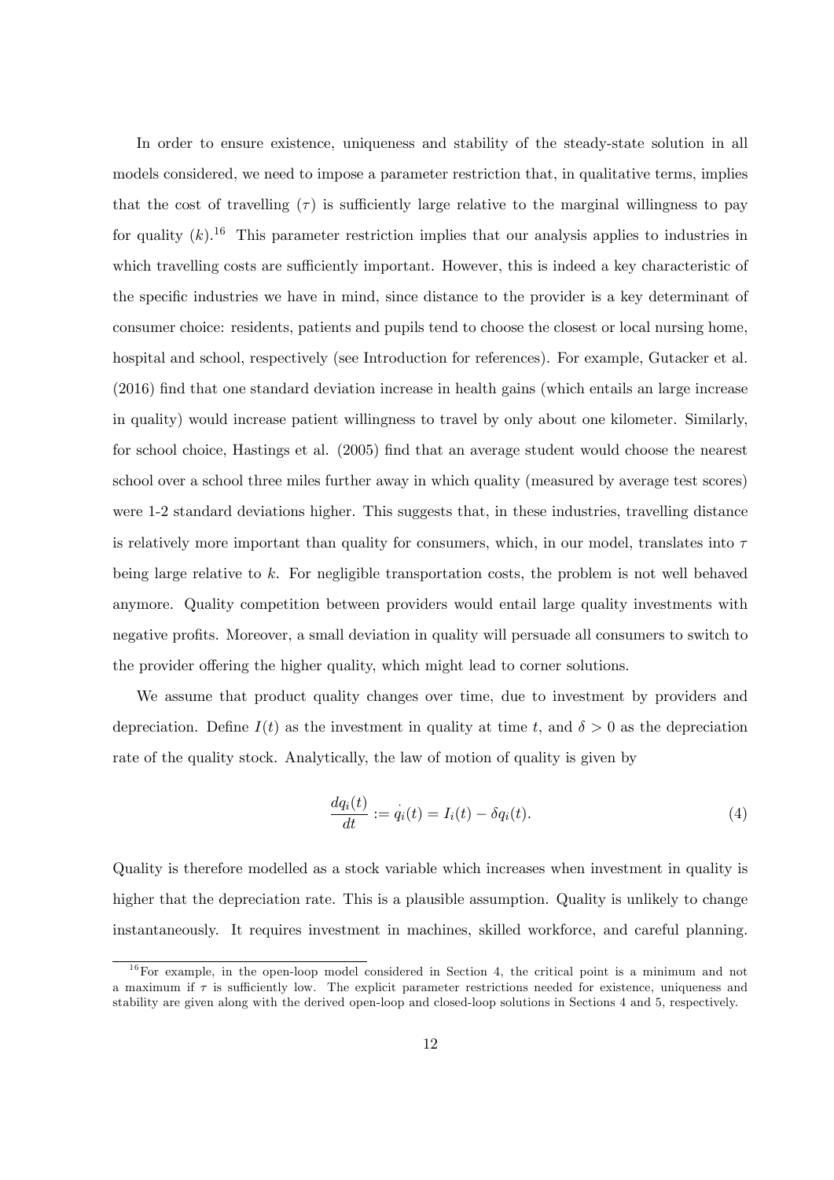In order to ensure existence, uniqueness and stability of the steady-state solution in all models considered, we need to impose a parameter restriction that, in qualitative terms, implies that the cost of travelling ($\tau$) is sufficiently large relative to the marginal willingness to pay for quality ($k$).[16] This parameter restriction implies that our analysis applies to industries in which travelling costs are sufficiently important. However, this is indeed a key characteristic of the specific industries we have in mind, since distance to the provider is a key determinant of consumer choice: residents, patients and pupils tend to choose the closest or local nursing home, hospital and school, respectively (see Introduction for references). For example, Gutacker et al. (2016) find that one standard deviation increase in health gains (which entails an large increase in quality) would increase patient willingness to travel by only about one kilometer. Similarly, for school choice, Hastings et al. (2005) find that an average student would choose the nearest school over a school three miles further away in which quality (measured by average test scores) were 1-2 standard deviations higher. This suggests that, in these industries, travelling distance is relatively more important than quality for consumers, which, in our model, translates into $\tau$ being large relative to $k$. For negligible transportation costs, the problem is not well behaved anymore. Quality competition between providers would entail large quality investments with negative profits. Moreover, a small deviation in quality will persuade all consumers to switch to the provider offering the higher quality, which might lead to corner solutions.

We assume that product quality changes over time, due to investment by providers and depreciation. Define $I(t)$ as the investment in quality at time $t$, and $\delta > 0$ as the depreciation rate of the quality stock. Analytically, the law of motion of quality is given by

$$\frac{dq_i(t)}{dt} := \dot{q_i}(t) = I_i(t) - \delta q_i(t). \tag{4}$$

Quality is therefore modelled as a stock variable which increases when investment in quality is higher that the depreciation rate. This is a plausible assumption. Quality is unlikely to change instantaneously. It requires investment in machines, skilled workforce, and careful planning.

[16] For example, in the open-loop model considered in Section 4, the critical point is a minimum and not a maximum if $\tau$ is sufficiently low. The explicit parameter restrictions needed for existence, uniqueness and stability are given along with the derived open-loop and closed-loop solutions in Sections 4 and 5, respectively.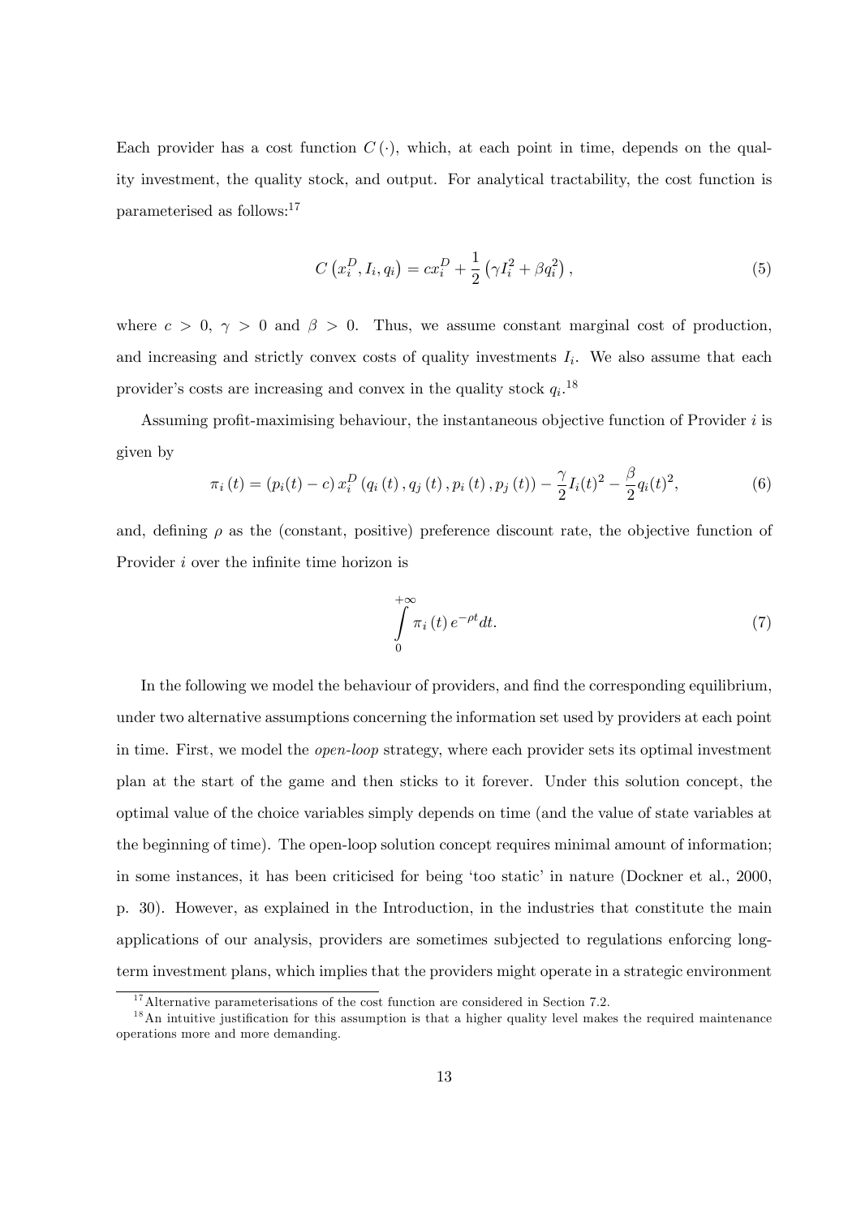Each provider has a cost function $C(\cdot)$, which, at each point in time, depends on the quality investment, the quality stock, and output. For analytical tractability, the cost function is parameterised as follows:[17]

$$C\left(x_i^D, I_i, q_i\right) = cx_i^D + \frac{1}{2}\left(\gamma I_i^2 + \beta q_i^2\right), \tag{5}$$

where $c > 0$, $\gamma > 0$ and $\beta > 0$. Thus, we assume constant marginal cost of production, and increasing and strictly convex costs of quality investments $I_i$. We also assume that each provider's costs are increasing and convex in the quality stock $q_i$.[18]

Assuming profit-maximising behaviour, the instantaneous objective function of Provider $i$ is given by

$$\pi_i(t) = (p_i(t) - c)\, x_i^D\left(q_i(t), q_j(t), p_i(t), p_j(t)\right) - \frac{\gamma}{2} I_i(t)^2 - \frac{\beta}{2} q_i(t)^2, \tag{6}$$

and, defining $\rho$ as the (constant, positive) preference discount rate, the objective function of Provider $i$ over the infinite time horizon is

$$\int_0^{+\infty} \pi_i(t)\, e^{-\rho t} dt. \tag{7}$$

In the following we model the behaviour of providers, and find the corresponding equilibrium, under two alternative assumptions concerning the information set used by providers at each point in time. First, we model the *open-loop* strategy, where each provider sets its optimal investment plan at the start of the game and then sticks to it forever. Under this solution concept, the optimal value of the choice variables simply depends on time (and the value of state variables at the beginning of time). The open-loop solution concept requires minimal amount of information; in some instances, it has been criticised for being 'too static' in nature (Dockner et al., 2000, p. 30). However, as explained in the Introduction, in the industries that constitute the main applications of our analysis, providers are sometimes subjected to regulations enforcing long-term investment plans, which implies that the providers might operate in a strategic environment

[17] Alternative parameterisations of the cost function are considered in Section 7.2.

[18] An intuitive justification for this assumption is that a higher quality level makes the required maintenance operations more and more demanding.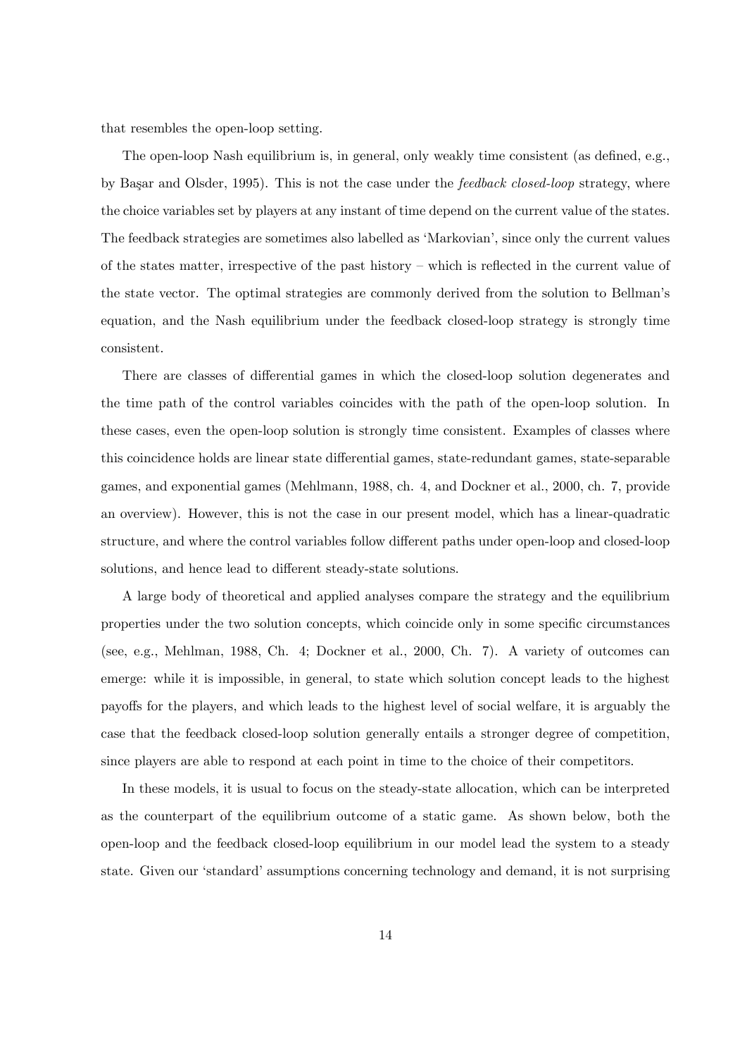that resembles the open-loop setting.

The open-loop Nash equilibrium is, in general, only weakly time consistent (as defined, e.g., by Başar and Olsder, 1995). This is not the case under the *feedback closed-loop* strategy, where the choice variables set by players at any instant of time depend on the current value of the states. The feedback strategies are sometimes also labelled as 'Markovian', since only the current values of the states matter, irrespective of the past history – which is reflected in the current value of the state vector. The optimal strategies are commonly derived from the solution to Bellman's equation, and the Nash equilibrium under the feedback closed-loop strategy is strongly time consistent.

There are classes of differential games in which the closed-loop solution degenerates and the time path of the control variables coincides with the path of the open-loop solution. In these cases, even the open-loop solution is strongly time consistent. Examples of classes where this coincidence holds are linear state differential games, state-redundant games, state-separable games, and exponential games (Mehlmann, 1988, ch. 4, and Dockner et al., 2000, ch. 7, provide an overview). However, this is not the case in our present model, which has a linear-quadratic structure, and where the control variables follow different paths under open-loop and closed-loop solutions, and hence lead to different steady-state solutions.

A large body of theoretical and applied analyses compare the strategy and the equilibrium properties under the two solution concepts, which coincide only in some specific circumstances (see, e.g., Mehlman, 1988, Ch. 4; Dockner et al., 2000, Ch. 7). A variety of outcomes can emerge: while it is impossible, in general, to state which solution concept leads to the highest payoffs for the players, and which leads to the highest level of social welfare, it is arguably the case that the feedback closed-loop solution generally entails a stronger degree of competition, since players are able to respond at each point in time to the choice of their competitors.

In these models, it is usual to focus on the steady-state allocation, which can be interpreted as the counterpart of the equilibrium outcome of a static game. As shown below, both the open-loop and the feedback closed-loop equilibrium in our model lead the system to a steady state. Given our 'standard' assumptions concerning technology and demand, it is not surprising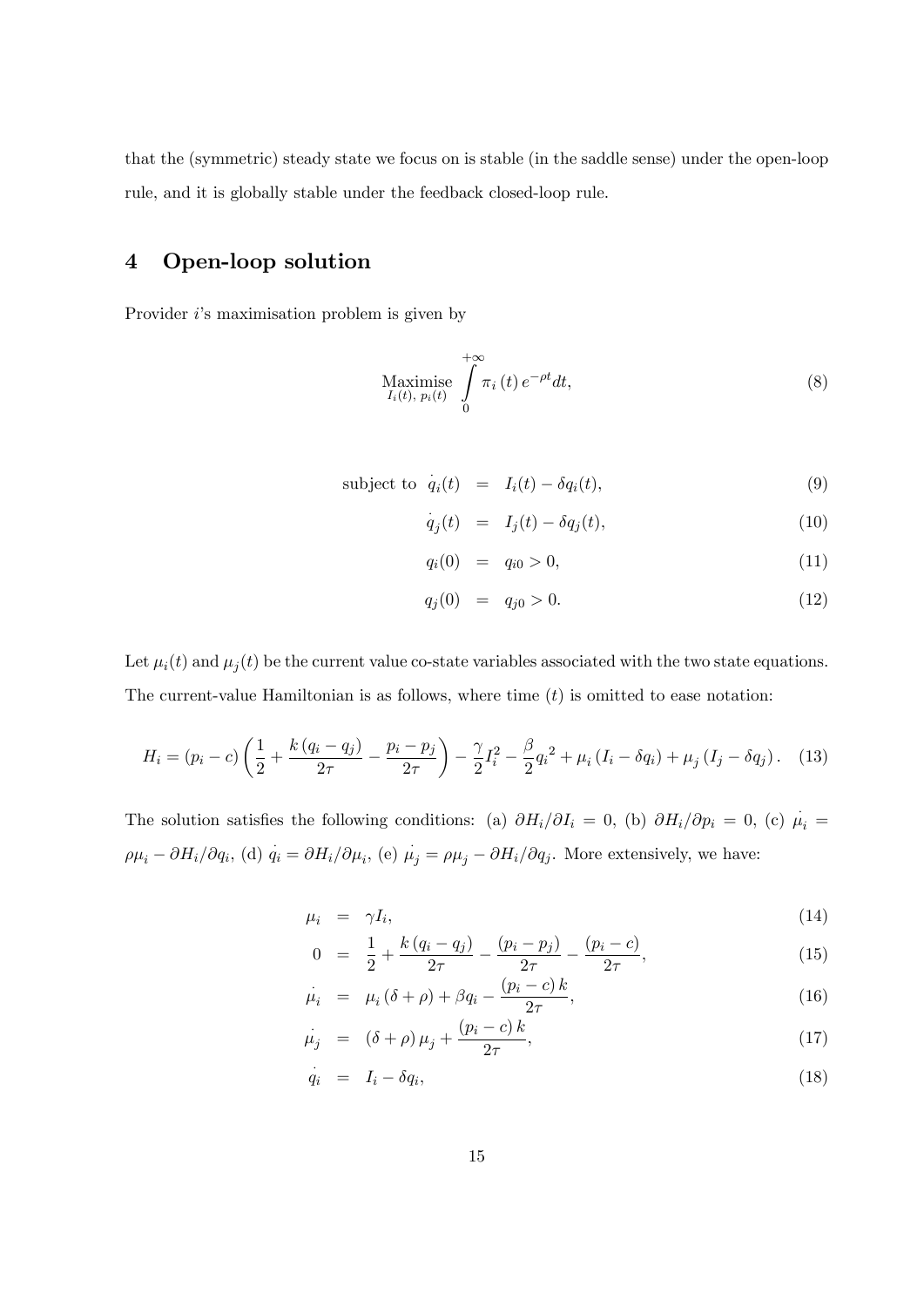that the (symmetric) steady state we focus on is stable (in the saddle sense) under the open-loop rule, and it is globally stable under the feedback closed-loop rule.

## 4 Open-loop solution

Provider $i$'s maximisation problem is given by

$$\underset{I_i(t),\, p_i(t)}{\text{Maximise}} \int_0^{+\infty} \pi_i(t)\, e^{-\rho t} dt, \tag{8}$$

$$
\begin{aligned}
\text{subject to } \dot{q}_i(t) &= I_i(t) - \delta q_i(t), && (9)\\
\dot{q}_j(t) &= I_j(t) - \delta q_j(t), && (10)\\
q_i(0) &= q_{i0} > 0, && (11)\\
q_j(0) &= q_{j0} > 0. && (12)
\end{aligned}
$$

Let $\mu_i(t)$ and $\mu_j(t)$ be the current value co-state variables associated with the two state equations. The current-value Hamiltonian is as follows, where time $(t)$ is omitted to ease notation:

$$H_i = (p_i - c)\left(\frac{1}{2} + \frac{k(q_i - q_j)}{2\tau} - \frac{p_i - p_j}{2\tau}\right) - \frac{\gamma}{2} I_i^2 - \frac{\beta}{2} {q_i}^2 + \mu_i (I_i - \delta q_i) + \mu_j (I_j - \delta q_j). \tag{13}$$

The solution satisfies the following conditions: (a) $\partial H_i / \partial I_i = 0$, (b) $\partial H_i / \partial p_i = 0$, (c) $\dot{\mu}_i = \rho \mu_i - \partial H_i / \partial q_i$, (d) $\dot{q}_i = \partial H_i / \partial \mu_i$, (e) $\dot{\mu}_j = \rho \mu_j - \partial H_i / \partial q_j$. More extensively, we have:

$$
\begin{aligned}
\mu_i &= \gamma I_i, && (14)\\
0 &= \frac{1}{2} + \frac{k(q_i - q_j)}{2\tau} - \frac{(p_i - p_j)}{2\tau} - \frac{(p_i - c)}{2\tau}, && (15)\\
\dot{\mu}_i &= \mu_i (\delta + \rho) + \beta q_i - \frac{(p_i - c)\, k}{2\tau}, && (16)\\
\dot{\mu}_j &= (\delta + \rho)\, \mu_j + \frac{(p_i - c)\, k}{2\tau}, && (17)\\
\dot{q}_i &= I_i - \delta q_i, && (18)
\end{aligned}
$$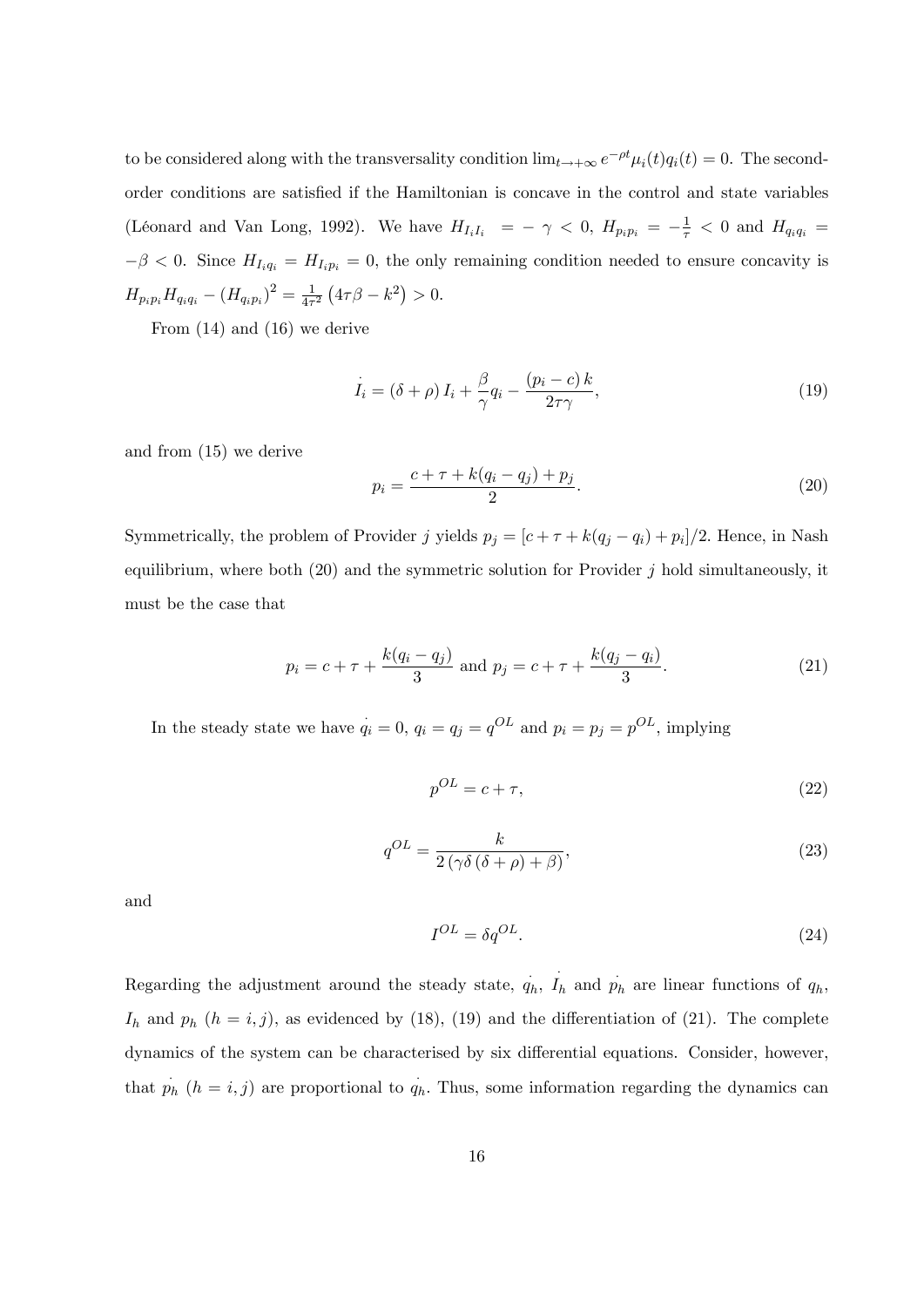to be considered along with the transversality condition $\lim_{t\to+\infty} e^{-\rho t}\mu_i(t)q_i(t) = 0$. The second-order conditions are satisfied if the Hamiltonian is concave in the control and state variables (Léonard and Van Long, 1992). We have $H_{I_iI_i} = -\gamma < 0$, $H_{p_ip_i} = -\frac{1}{\tau} < 0$ and $H_{q_iq_i} = -\beta < 0$. Since $H_{I_iq_i} = H_{I_ip_i} = 0$, the only remaining condition needed to ensure concavity is $H_{p_ip_i}H_{q_iq_i} - (H_{q_ip_i})^2 = \frac{1}{4\tau^2}\left(4\tau\beta - k^2\right) > 0$.

From (14) and (16) we derive

$$\dot{I}_i = (\delta+\rho) I_i + \frac{\beta}{\gamma} q_i - \frac{(p_i - c)\, k}{2\tau\gamma}, \tag{19}$$

and from (15) we derive

$$p_i = \frac{c + \tau + k(q_i - q_j) + p_j}{2}. \tag{20}$$

Symmetrically, the problem of Provider $j$ yields $p_j = [c + \tau + k(q_j - q_i) + p_i]/2$. Hence, in Nash equilibrium, where both (20) and the symmetric solution for Provider $j$ hold simultaneously, it must be the case that

$$p_i = c + \tau + \frac{k(q_i - q_j)}{3} \text{ and } p_j = c + \tau + \frac{k(q_j - q_i)}{3}. \tag{21}$$

In the steady state we have $\dot{q_i} = 0$, $q_i = q_j = q^{OL}$ and $p_i = p_j = p^{OL}$, implying

$$p^{OL} = c + \tau, \tag{22}$$

$$q^{OL} = \frac{k}{2\left(\gamma\delta\left(\delta+\rho\right) + \beta\right)}, \tag{23}$$

and

$$I^{OL} = \delta q^{OL}. \tag{24}$$

Regarding the adjustment around the steady state, $\dot{q_h}$, $\dot{I_h}$ and $\dot{p_h}$ are linear functions of $q_h$, $I_h$ and $p_h$ ($h = i, j$), as evidenced by (18), (19) and the differentiation of (21). The complete dynamics of the system can be characterised by six differential equations. Consider, however, that $\dot{p_h}$ ($h = i, j$) are proportional to $\dot{q_h}$. Thus, some information regarding the dynamics can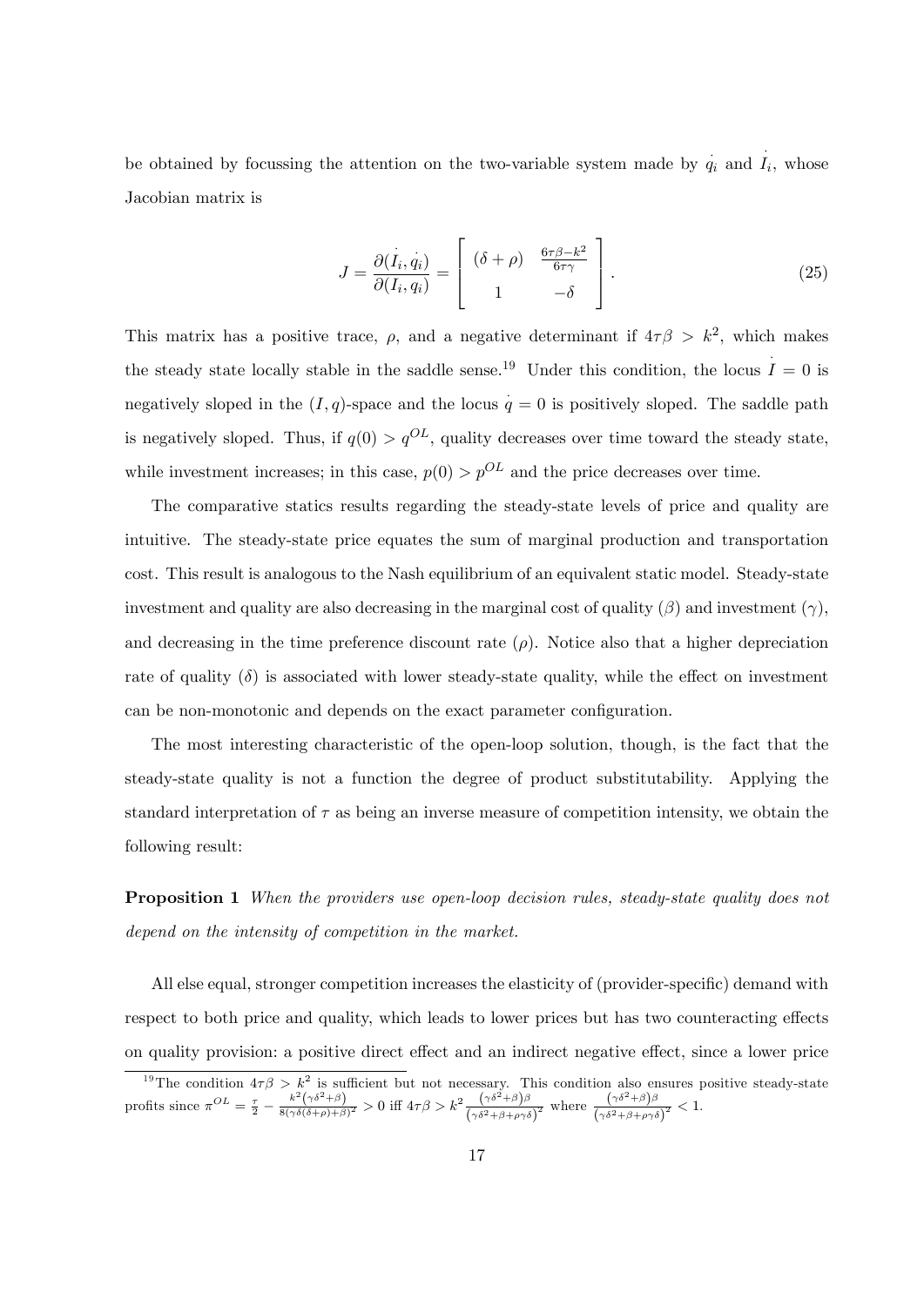be obtained by focussing the attention on the two-variable system made by $\dot{q}_i$ and $\dot{I}_i$, whose Jacobian matrix is

$$J = \frac{\partial(\dot{I}_i, \dot{q}_i)}{\partial(I_i, q_i)} = \begin{bmatrix} (\delta + \rho) & \frac{6\tau\beta - k^2}{6\tau\gamma} \\ 1 & -\delta \end{bmatrix}. \tag{25}$$

This matrix has a positive trace, $\rho$, and a negative determinant if $4\tau\beta > k^2$, which makes the steady state locally stable in the saddle sense.[19] Under this condition, the locus $\dot{I} = 0$ is negatively sloped in the $(I, q)$-space and the locus $\dot{q} = 0$ is positively sloped. The saddle path is negatively sloped. Thus, if $q(0) > q^{OL}$, quality decreases over time toward the steady state, while investment increases; in this case, $p(0) > p^{OL}$ and the price decreases over time.

The comparative statics results regarding the steady-state levels of price and quality are intuitive. The steady-state price equates the sum of marginal production and transportation cost. This result is analogous to the Nash equilibrium of an equivalent static model. Steady-state investment and quality are also decreasing in the marginal cost of quality ($\beta$) and investment ($\gamma$), and decreasing in the time preference discount rate ($\rho$). Notice also that a higher depreciation rate of quality ($\delta$) is associated with lower steady-state quality, while the effect on investment can be non-monotonic and depends on the exact parameter configuration.

The most interesting characteristic of the open-loop solution, though, is the fact that the steady-state quality is not a function the degree of product substitutability. Applying the standard interpretation of $\tau$ as being an inverse measure of competition intensity, we obtain the following result:

**Proposition 1** *When the providers use open-loop decision rules, steady-state quality does not depend on the intensity of competition in the market.*

All else equal, stronger competition increases the elasticity of (provider-specific) demand with respect to both price and quality, which leads to lower prices but has two counteracting effects on quality provision: a positive direct effect and an indirect negative effect, since a lower price

---

[19] The condition $4\tau\beta > k^2$ is sufficient but not necessary. This condition also ensures positive steady-state profits since $\pi^{OL} = \frac{\tau}{2} - \frac{k^2(\gamma\delta^2+\beta)}{8(\gamma\delta(\delta+\rho)+\beta)^2} > 0$ iff $4\tau\beta > k^2 \frac{(\gamma\delta^2+\beta)\beta}{(\gamma\delta^2+\beta+\rho\gamma\delta)^2}$ where $\frac{(\gamma\delta^2+\beta)\beta}{(\gamma\delta^2+\beta+\rho\gamma\delta)^2} < 1$.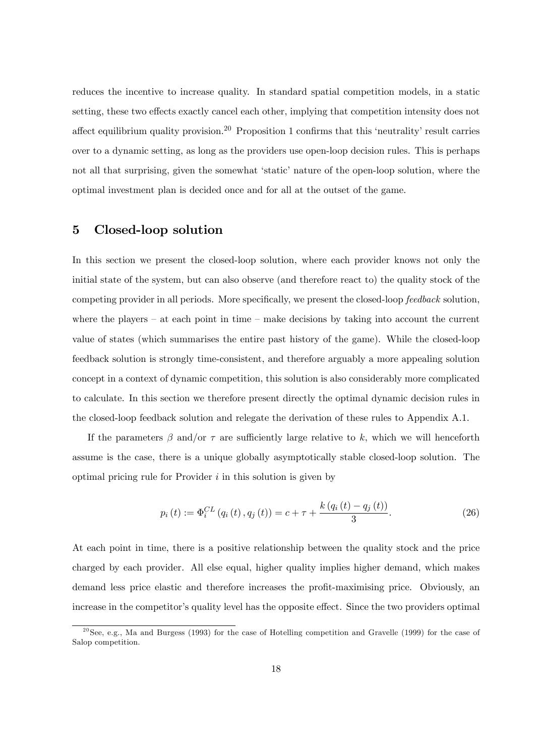reduces the incentive to increase quality. In standard spatial competition models, in a static setting, these two effects exactly cancel each other, implying that competition intensity does not affect equilibrium quality provision.[20] Proposition 1 confirms that this 'neutrality' result carries over to a dynamic setting, as long as the providers use open-loop decision rules. This is perhaps not all that surprising, given the somewhat 'static' nature of the open-loop solution, where the optimal investment plan is decided once and for all at the outset of the game.

## 5 Closed-loop solution

In this section we present the closed-loop solution, where each provider knows not only the initial state of the system, but can also observe (and therefore react to) the quality stock of the competing provider in all periods. More specifically, we present the closed-loop *feedback* solution, where the players – at each point in time – make decisions by taking into account the current value of states (which summarises the entire past history of the game). While the closed-loop feedback solution is strongly time-consistent, and therefore arguably a more appealing solution concept in a context of dynamic competition, this solution is also considerably more complicated to calculate. In this section we therefore present directly the optimal dynamic decision rules in the closed-loop feedback solution and relegate the derivation of these rules to Appendix A.1.

If the parameters $\beta$ and/or $\tau$ are sufficiently large relative to $k$, which we will henceforth assume is the case, there is a unique globally asymptotically stable closed-loop solution. The optimal pricing rule for Provider $i$ in this solution is given by

$$p_i(t) := \Phi_i^{CL}(q_i(t), q_j(t)) = c + \tau + \frac{k(q_i(t) - q_j(t))}{3}. \tag{26}$$

At each point in time, there is a positive relationship between the quality stock and the price charged by each provider. All else equal, higher quality implies higher demand, which makes demand less price elastic and therefore increases the profit-maximising price. Obviously, an increase in the competitor's quality level has the opposite effect. Since the two providers optimal

[20] See, e.g., Ma and Burgess (1993) for the case of Hotelling competition and Gravelle (1999) for the case of Salop competition.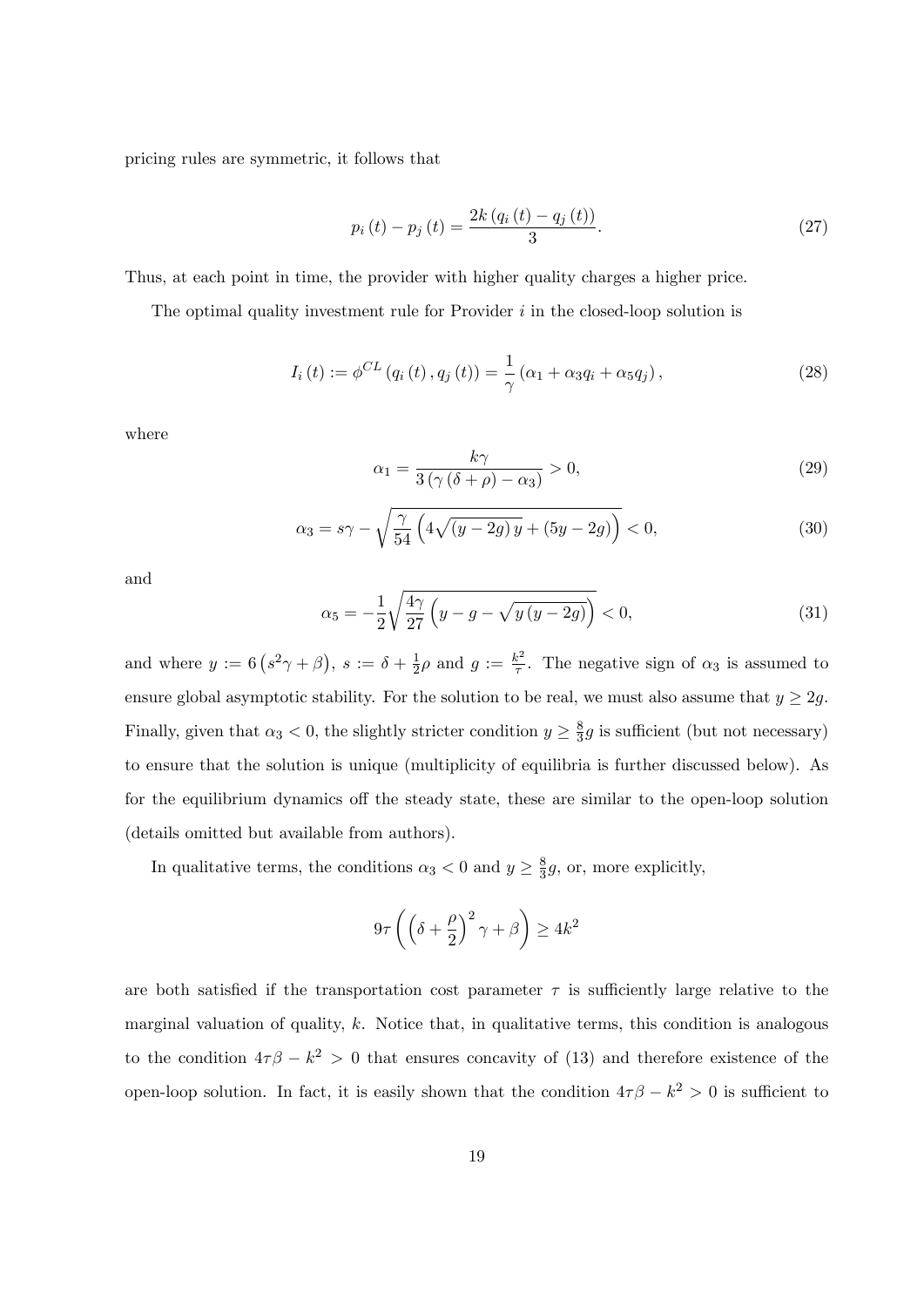pricing rules are symmetric, it follows that

$$p_i(t) - p_j(t) = \frac{2k(q_i(t) - q_j(t))}{3}. \tag{27}$$

Thus, at each point in time, the provider with higher quality charges a higher price.

The optimal quality investment rule for Provider $i$ in the closed-loop solution is

$$I_i(t) := \phi^{CL}(q_i(t), q_j(t)) = \frac{1}{\gamma}(\alpha_1 + \alpha_3 q_i + \alpha_5 q_j), \tag{28}$$

where

$$\alpha_1 = \frac{k\gamma}{3(\gamma(\delta + \rho) - \alpha_3)} > 0, \tag{29}$$

$$\alpha_3 = s\gamma - \sqrt{\frac{\gamma}{54}\left(4\sqrt{(y-2g)y} + (5y - 2g)\right)} < 0, \tag{30}$$

and

$$\alpha_5 = -\frac{1}{2}\sqrt{\frac{4\gamma}{27}\left(y - g - \sqrt{y(y-2g)}\right)} < 0, \tag{31}$$

and where $y := 6(s^2\gamma + \beta)$, $s := \delta + \frac{1}{2}\rho$ and $g := \frac{k^2}{\tau}$. The negative sign of $\alpha_3$ is assumed to ensure global asymptotic stability. For the solution to be real, we must also assume that $y \geq 2g$. Finally, given that $\alpha_3 < 0$, the slightly stricter condition $y \geq \frac{8}{3}g$ is sufficient (but not necessary) to ensure that the solution is unique (multiplicity of equilibria is further discussed below). As for the equilibrium dynamics off the steady state, these are similar to the open-loop solution (details omitted but available from authors).

In qualitative terms, the conditions $\alpha_3 < 0$ and $y \geq \frac{8}{3}g$, or, more explicitly,

$$9\tau\left(\left(\delta + \frac{\rho}{2}\right)^2\gamma + \beta\right) \geq 4k^2$$

are both satisfied if the transportation cost parameter $\tau$ is sufficiently large relative to the marginal valuation of quality, $k$. Notice that, in qualitative terms, this condition is analogous to the condition $4\tau\beta - k^2 > 0$ that ensures concavity of (13) and therefore existence of the open-loop solution. In fact, it is easily shown that the condition $4\tau\beta - k^2 > 0$ is sufficient to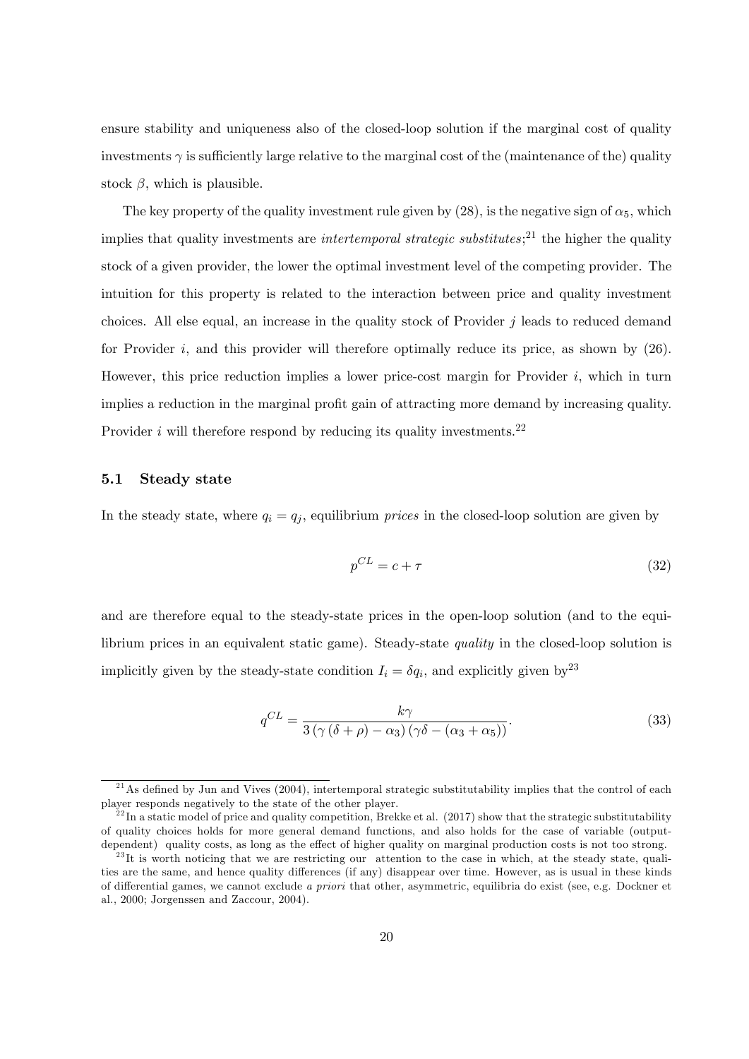ensure stability and uniqueness also of the closed-loop solution if the marginal cost of quality investments $\gamma$ is sufficiently large relative to the marginal cost of the (maintenance of the) quality stock $\beta$, which is plausible.

The key property of the quality investment rule given by (28), is the negative sign of $\alpha_5$, which implies that quality investments are *intertemporal strategic substitutes*;[21] the higher the quality stock of a given provider, the lower the optimal investment level of the competing provider. The intuition for this property is related to the interaction between price and quality investment choices. All else equal, an increase in the quality stock of Provider $j$ leads to reduced demand for Provider $i$, and this provider will therefore optimally reduce its price, as shown by (26). However, this price reduction implies a lower price-cost margin for Provider $i$, which in turn implies a reduction in the marginal profit gain of attracting more demand by increasing quality. Provider $i$ will therefore respond by reducing its quality investments.[22]

### 5.1 Steady state

In the steady state, where $q_i = q_j$, equilibrium *prices* in the closed-loop solution are given by

$$p^{CL} = c + \tau \tag{32}$$

and are therefore equal to the steady-state prices in the open-loop solution (and to the equilibrium prices in an equivalent static game). Steady-state *quality* in the closed-loop solution is implicitly given by the steady-state condition $I_i = \delta q_i$, and explicitly given by[23]

$$q^{CL} = \frac{k\gamma}{3\left(\gamma\left(\delta+\rho\right)-\alpha_3\right)\left(\gamma\delta-\left(\alpha_3+\alpha_5\right)\right)}. \tag{33}$$

---

[21] As defined by Jun and Vives (2004), intertemporal strategic substitutability implies that the control of each player responds negatively to the state of the other player.

[22] In a static model of price and quality competition, Brekke et al. (2017) show that the strategic substitutability of quality choices holds for more general demand functions, and also holds for the case of variable (output-dependent) quality costs, as long as the effect of higher quality on marginal production costs is not too strong.

[23] It is worth noticing that we are restricting our attention to the case in which, at the steady state, qualities are the same, and hence quality differences (if any) disappear over time. However, as is usual in these kinds of differential games, we cannot exclude *a priori* that other, asymmetric, equilibria do exist (see, e.g. Dockner et al., 2000; Jorgenssen and Zaccour, 2004).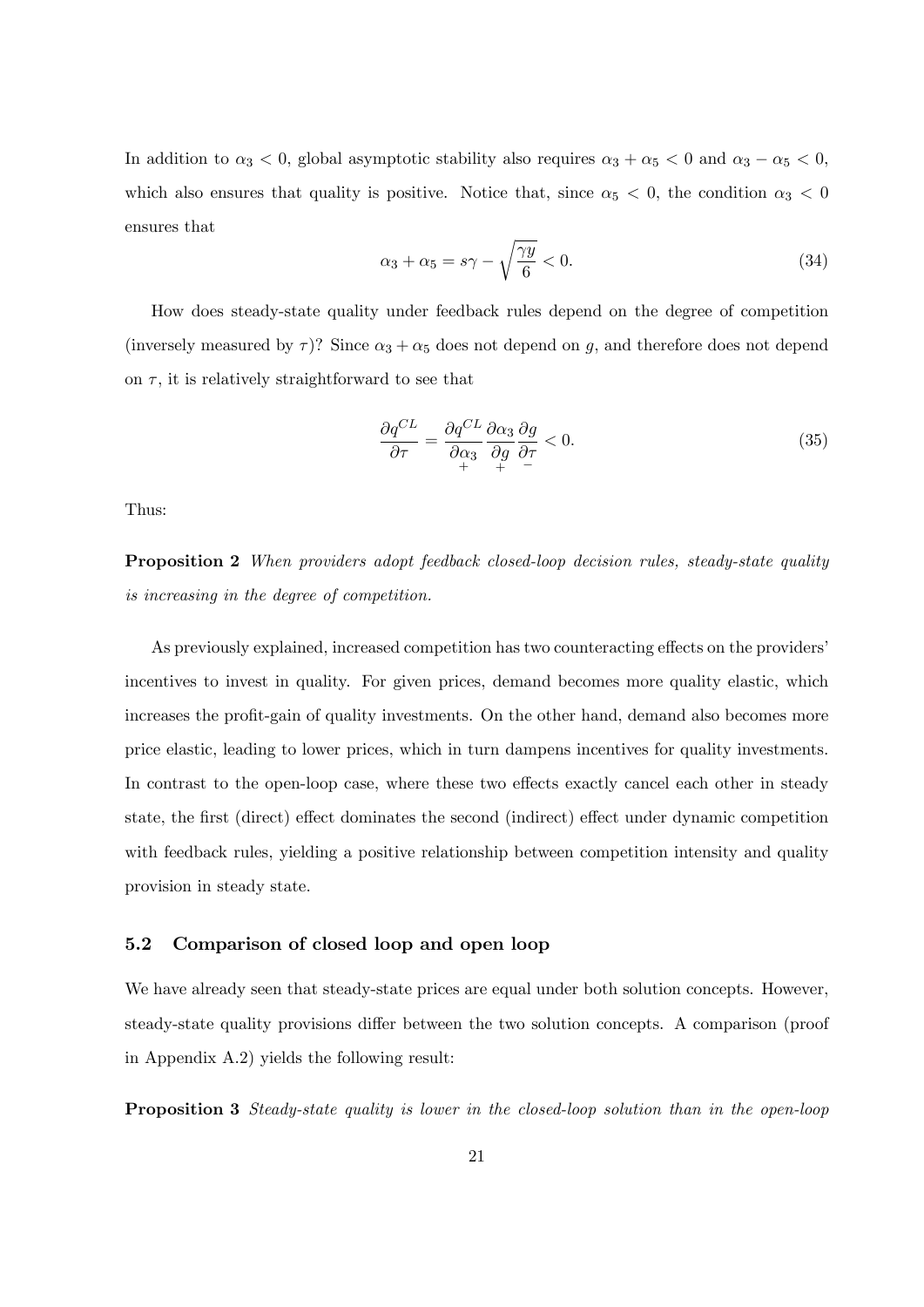In addition to $\alpha_3 < 0$, global asymptotic stability also requires $\alpha_3 + \alpha_5 < 0$ and $\alpha_3 - \alpha_5 < 0$, which also ensures that quality is positive. Notice that, since $\alpha_5 < 0$, the condition $\alpha_3 < 0$ ensures that

$$\alpha_3 + \alpha_5 = s\gamma - \sqrt{\frac{\gamma y}{6}} < 0. \tag{34}$$

How does steady-state quality under feedback rules depend on the degree of competition (inversely measured by $\tau$)? Since $\alpha_3 + \alpha_5$ does not depend on $g$, and therefore does not depend on $\tau$, it is relatively straightforward to see that

$$\frac{\partial q^{CL}}{\partial \tau} = \underset{+}{\frac{\partial q^{CL}}{\partial \alpha_3}} \underset{+}{\frac{\partial \alpha_3}{\partial g}} \underset{-}{\frac{\partial g}{\partial \tau}} < 0. \tag{35}$$

Thus:

**Proposition 2** *When providers adopt feedback closed-loop decision rules, steady-state quality is increasing in the degree of competition.*

As previously explained, increased competition has two counteracting effects on the providers' incentives to invest in quality. For given prices, demand becomes more quality elastic, which increases the profit-gain of quality investments. On the other hand, demand also becomes more price elastic, leading to lower prices, which in turn dampens incentives for quality investments. In contrast to the open-loop case, where these two effects exactly cancel each other in steady state, the first (direct) effect dominates the second (indirect) effect under dynamic competition with feedback rules, yielding a positive relationship between competition intensity and quality provision in steady state.

### 5.2 Comparison of closed loop and open loop

We have already seen that steady-state prices are equal under both solution concepts. However, steady-state quality provisions differ between the two solution concepts. A comparison (proof in Appendix A.2) yields the following result:

**Proposition 3** *Steady-state quality is lower in the closed-loop solution than in the open-loop*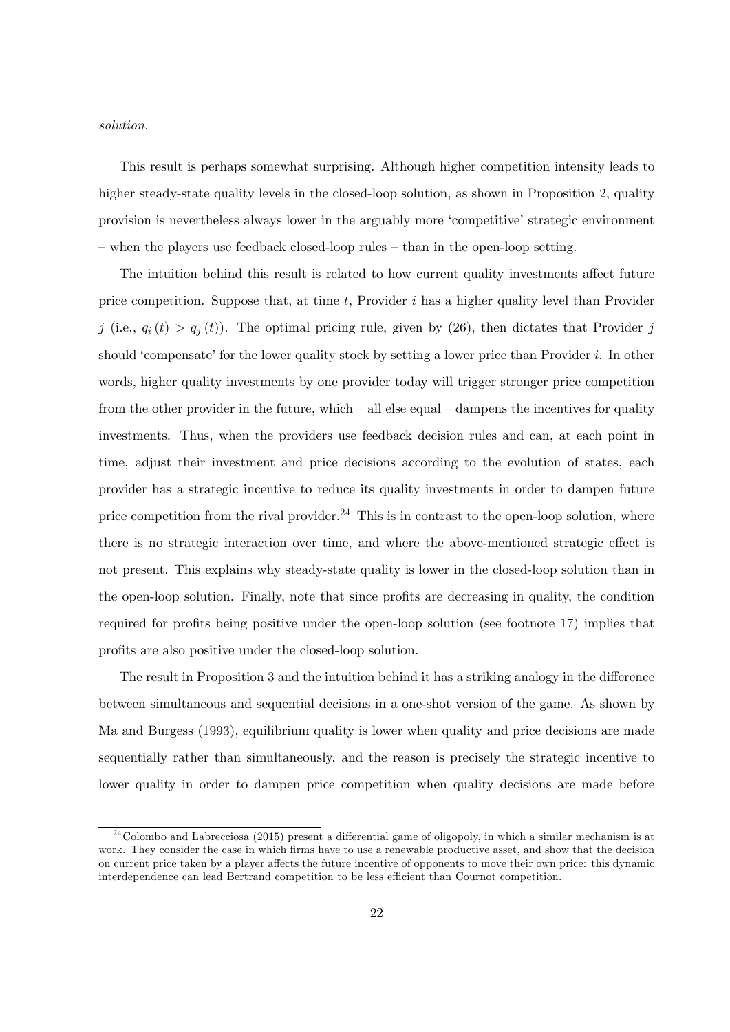*solution.*

This result is perhaps somewhat surprising. Although higher competition intensity leads to higher steady-state quality levels in the closed-loop solution, as shown in Proposition 2, quality provision is nevertheless always lower in the arguably more 'competitive' strategic environment – when the players use feedback closed-loop rules – than in the open-loop setting.

The intuition behind this result is related to how current quality investments affect future price competition. Suppose that, at time $t$, Provider $i$ has a higher quality level than Provider $j$ (i.e., $q_i(t) > q_j(t)$). The optimal pricing rule, given by (26), then dictates that Provider $j$ should 'compensate' for the lower quality stock by setting a lower price than Provider $i$. In other words, higher quality investments by one provider today will trigger stronger price competition from the other provider in the future, which – all else equal – dampens the incentives for quality investments. Thus, when the providers use feedback decision rules and can, at each point in time, adjust their investment and price decisions according to the evolution of states, each provider has a strategic incentive to reduce its quality investments in order to dampen future price competition from the rival provider.[24] This is in contrast to the open-loop solution, where there is no strategic interaction over time, and where the above-mentioned strategic effect is not present. This explains why steady-state quality is lower in the closed-loop solution than in the open-loop solution. Finally, note that since profits are decreasing in quality, the condition required for profits being positive under the open-loop solution (see footnote 17) implies that profits are also positive under the closed-loop solution.

The result in Proposition 3 and the intuition behind it has a striking analogy in the difference between simultaneous and sequential decisions in a one-shot version of the game. As shown by Ma and Burgess (1993), equilibrium quality is lower when quality and price decisions are made sequentially rather than simultaneously, and the reason is precisely the strategic incentive to lower quality in order to dampen price competition when quality decisions are made before

[24] Colombo and Labrecciosa (2015) present a differential game of oligopoly, in which a similar mechanism is at work. They consider the case in which firms have to use a renewable productive asset, and show that the decision on current price taken by a player affects the future incentive of opponents to move their own price: this dynamic interdependence can lead Bertrand competition to be less efficient than Cournot competition.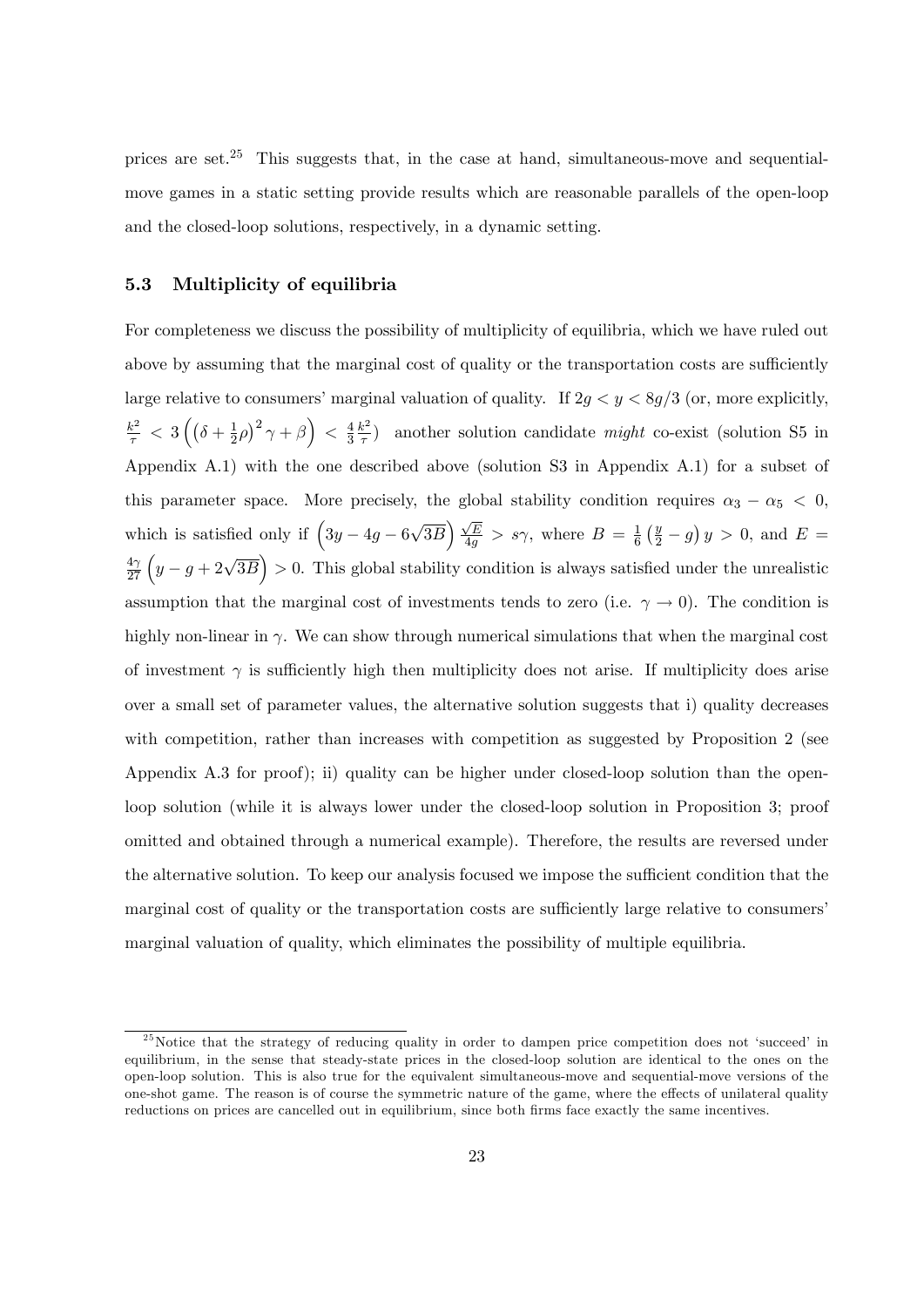prices are set.[25] This suggests that, in the case at hand, simultaneous-move and sequential-move games in a static setting provide results which are reasonable parallels of the open-loop and the closed-loop solutions, respectively, in a dynamic setting.

### 5.3 Multiplicity of equilibria

For completeness we discuss the possibility of multiplicity of equilibria, which we have ruled out above by assuming that the marginal cost of quality or the transportation costs are sufficiently large relative to consumers' marginal valuation of quality. If $2g < y < 8g/3$ (or, more explicitly, $\frac{k^2}{\tau} < 3\left(\left(\delta + \frac{1}{2}\rho\right)^2 \gamma + \beta\right) < \frac{4}{3}\frac{k^2}{\tau}$) another solution candidate *might* co-exist (solution S5 in Appendix A.1) with the one described above (solution S3 in Appendix A.1) for a subset of this parameter space. More precisely, the global stability condition requires $\alpha_3 - \alpha_5 < 0$, which is satisfied only if $\left(3y - 4g - 6\sqrt{3B}\right)\frac{\sqrt{E}}{4g} > s\gamma$, where $B = \frac{1}{6}\left(\frac{y}{2} - g\right)y > 0$, and $E = \frac{4\gamma}{27}\left(y - g + 2\sqrt{3B}\right) > 0$. This global stability condition is always satisfied under the unrealistic assumption that the marginal cost of investments tends to zero (i.e. $\gamma \to 0$). The condition is highly non-linear in $\gamma$. We can show through numerical simulations that when the marginal cost of investment $\gamma$ is sufficiently high then multiplicity does not arise. If multiplicity does arise over a small set of parameter values, the alternative solution suggests that i) quality decreases with competition, rather than increases with competition as suggested by Proposition 2 (see Appendix A.3 for proof); ii) quality can be higher under closed-loop solution than the open-loop solution (while it is always lower under the closed-loop solution in Proposition 3; proof omitted and obtained through a numerical example). Therefore, the results are reversed under the alternative solution. To keep our analysis focused we impose the sufficient condition that the marginal cost of quality or the transportation costs are sufficiently large relative to consumers' marginal valuation of quality, which eliminates the possibility of multiple equilibria.

---

[25] Notice that the strategy of reducing quality in order to dampen price competition does not 'succeed' in equilibrium, in the sense that steady-state prices in the closed-loop solution are identical to the ones on the open-loop solution. This is also true for the equivalent simultaneous-move and sequential-move versions of the one-shot game. The reason is of course the symmetric nature of the game, where the effects of unilateral quality reductions on prices are cancelled out in equilibrium, since both firms face exactly the same incentives.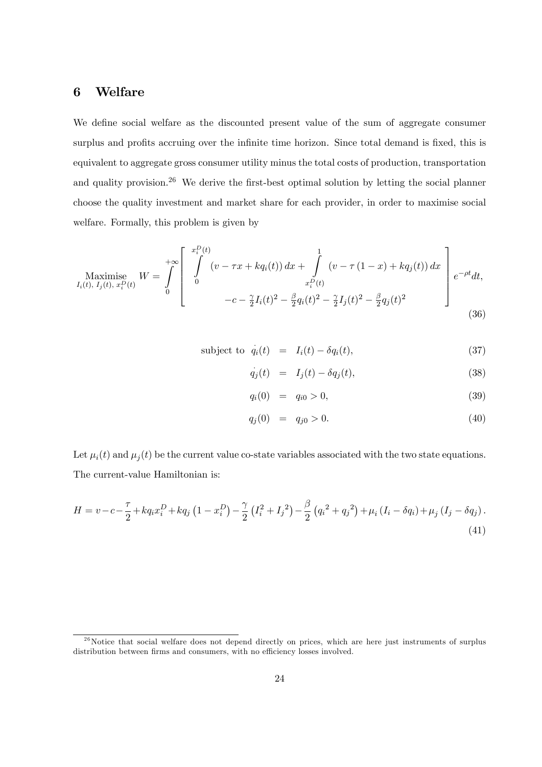## 6 Welfare

We define social welfare as the discounted present value of the sum of aggregate consumer surplus and profits accruing over the infinite time horizon. Since total demand is fixed, this is equivalent to aggregate gross consumer utility minus the total costs of production, transportation and quality provision.[26] We derive the first-best optimal solution by letting the social planner choose the quality investment and market share for each provider, in order to maximise social welfare. Formally, this problem is given by

$$
\underset{I_i(t),\, I_j(t),\, x_i^D(t)}{\text{Maximise}} \; W = \int_0^{+\infty} \left[ \begin{array}{c} \displaystyle\int_0^{x_i^D(t)} \left(v - \tau x + kq_i(t)\right) dx + \int_{x_i^D(t)}^{1} \left(v - \tau\left(1 - x\right) + kq_j(t)\right) dx \\ -c - \frac{\gamma}{2} I_i(t)^2 - \frac{\beta}{2} q_i(t)^2 - \frac{\gamma}{2} I_j(t)^2 - \frac{\beta}{2} q_j(t)^2 \end{array} \right] e^{-\rho t} dt, \tag{36}
$$

$$
\begin{aligned}
\text{subject to } \; \dot{q_i}(t) &= I_i(t) - \delta q_i(t), &(37)\\
\dot{q_j}(t) &= I_j(t) - \delta q_j(t), &(38)\\
q_i(0) &= q_{i0} > 0, &(39)\\
q_j(0) &= q_{j0} > 0. &(40)
\end{aligned}
$$

Let $\mu_i(t)$ and $\mu_j(t)$ be the current value co-state variables associated with the two state equations. The current-value Hamiltonian is:

$$
H = v - c - \frac{\tau}{2} + kq_i x_i^D + kq_j\left(1 - x_i^D\right) - \frac{\gamma}{2}\left(I_i^2 + I_j{}^2\right) - \frac{\beta}{2}\left(q_i{}^2 + q_j{}^2\right) + \mu_i\left(I_i - \delta q_i\right) + \mu_j\left(I_j - \delta q_j\right). \tag{41}
$$

[26] Notice that social welfare does not depend directly on prices, which are here just instruments of surplus distribution between firms and consumers, with no efficiency losses involved.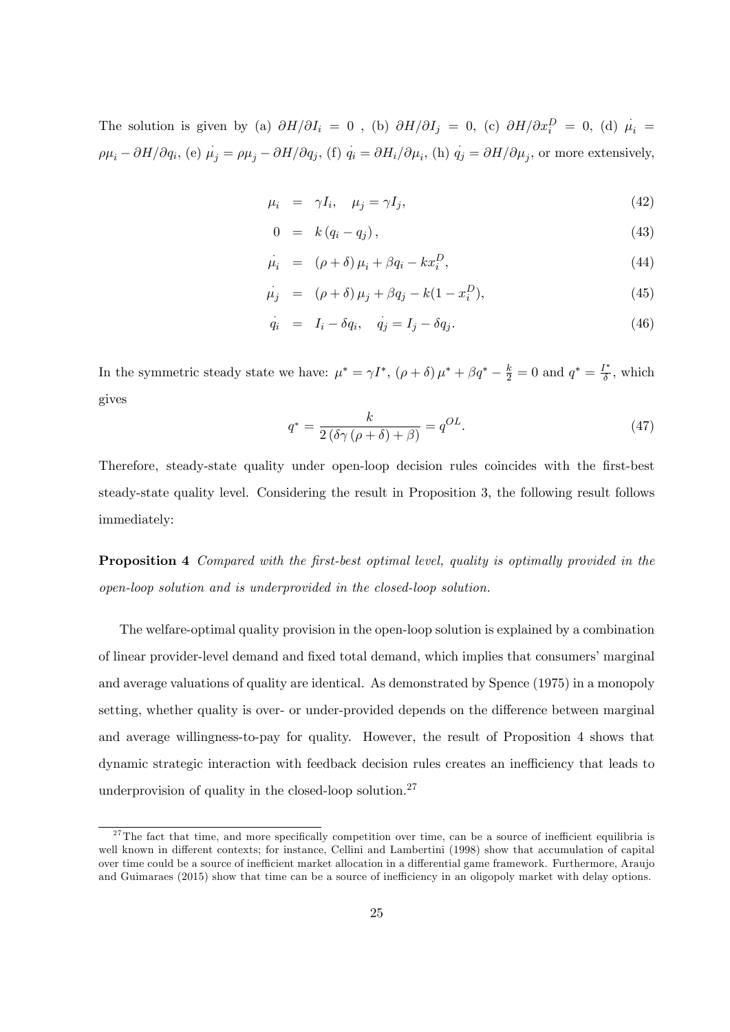The solution is given by (a) $\partial H/\partial I_i = 0$ , (b) $\partial H/\partial I_j = 0$, (c) $\partial H/\partial x_i^D = 0$, (d) $\dot{\mu_i} = \rho\mu_i - \partial H/\partial q_i$, (e) $\dot{\mu_j} = \rho\mu_j - \partial H/\partial q_j$, (f) $\dot{q_i} = \partial H_i/\partial \mu_i$, (h) $\dot{q_j} = \partial H/\partial \mu_j$, or more extensively,

$$\mu_i = \gamma I_i, \quad \mu_j = \gamma I_j, \tag{42}$$

$$0 = k(q_i - q_j), \tag{43}$$

$$\dot{\mu_i} = (\rho + \delta)\mu_i + \beta q_i - k x_i^D, \tag{44}$$

$$\dot{\mu_j} = (\rho + \delta)\mu_j + \beta q_j - k(1 - x_i^D), \tag{45}$$

$$\dot{q_i} = I_i - \delta q_i, \quad \dot{q_j} = I_j - \delta q_j. \tag{46}$$

In the symmetric steady state we have: $\mu^* = \gamma I^*$, $(\rho + \delta)\mu^* + \beta q^* - \frac{k}{2} = 0$ and $q^* = \frac{I^*}{\delta}$, which gives

$$q^* = \frac{k}{2(\delta\gamma(\rho + \delta) + \beta)} = q^{OL}. \tag{47}$$

Therefore, steady-state quality under open-loop decision rules coincides with the first-best steady-state quality level. Considering the result in Proposition 3, the following result follows immediately:

**Proposition 4** *Compared with the first-best optimal level, quality is optimally provided in the open-loop solution and is underprovided in the closed-loop solution.*

The welfare-optimal quality provision in the open-loop solution is explained by a combination of linear provider-level demand and fixed total demand, which implies that consumers' marginal and average valuations of quality are identical. As demonstrated by Spence (1975) in a monopoly setting, whether quality is over- or under-provided depends on the difference between marginal and average willingness-to-pay for quality. However, the result of Proposition 4 shows that dynamic strategic interaction with feedback decision rules creates an inefficiency that leads to underprovision of quality in the closed-loop solution.[27]

[27] The fact that time, and more specifically competition over time, can be a source of inefficient equilibria is well known in different contexts; for instance, Cellini and Lambertini (1998) show that accumulation of capital over time could be a source of inefficient market allocation in a differential game framework. Furthermore, Araujo and Guimaraes (2015) show that time can be a source of inefficiency in an oligopoly market with delay options.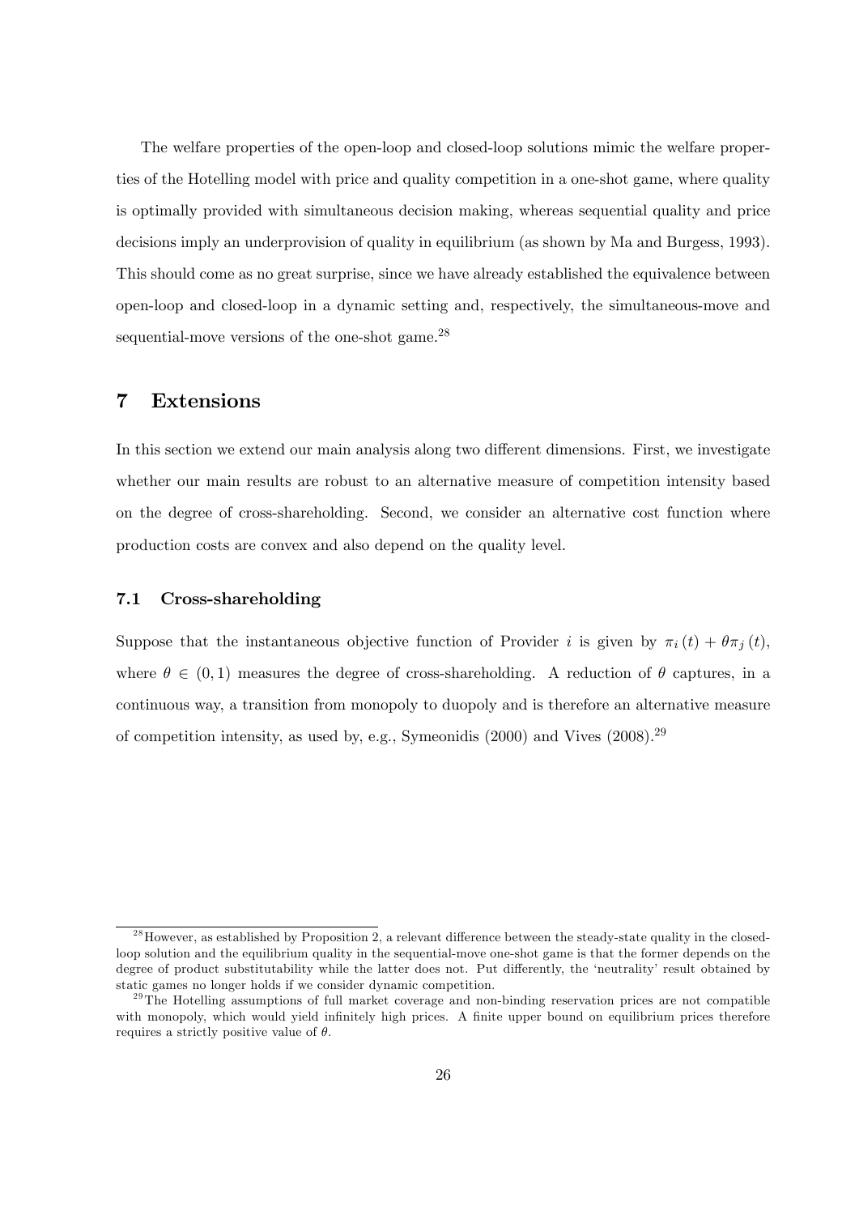The welfare properties of the open-loop and closed-loop solutions mimic the welfare properties of the Hotelling model with price and quality competition in a one-shot game, where quality is optimally provided with simultaneous decision making, whereas sequential quality and price decisions imply an underprovision of quality in equilibrium (as shown by Ma and Burgess, 1993). This should come as no great surprise, since we have already established the equivalence between open-loop and closed-loop in a dynamic setting and, respectively, the simultaneous-move and sequential-move versions of the one-shot game.[28]

# 7 Extensions

In this section we extend our main analysis along two different dimensions. First, we investigate whether our main results are robust to an alternative measure of competition intensity based on the degree of cross-shareholding. Second, we consider an alternative cost function where production costs are convex and also depend on the quality level.

## 7.1 Cross-shareholding

Suppose that the instantaneous objective function of Provider $i$ is given by $\pi_i(t) + \theta\pi_j(t)$, where $\theta \in (0, 1)$ measures the degree of cross-shareholding. A reduction of $\theta$ captures, in a continuous way, a transition from monopoly to duopoly and is therefore an alternative measure of competition intensity, as used by, e.g., Symeonidis (2000) and Vives (2008).[29]

---

[28] However, as established by Proposition 2, a relevant difference between the steady-state quality in the closed-loop solution and the equilibrium quality in the sequential-move one-shot game is that the former depends on the degree of product substitutability while the latter does not. Put differently, the 'neutrality' result obtained by static games no longer holds if we consider dynamic competition.

[29] The Hotelling assumptions of full market coverage and non-binding reservation prices are not compatible with monopoly, which would yield infinitely high prices. A finite upper bound on equilibrium prices therefore requires a strictly positive value of $\theta$.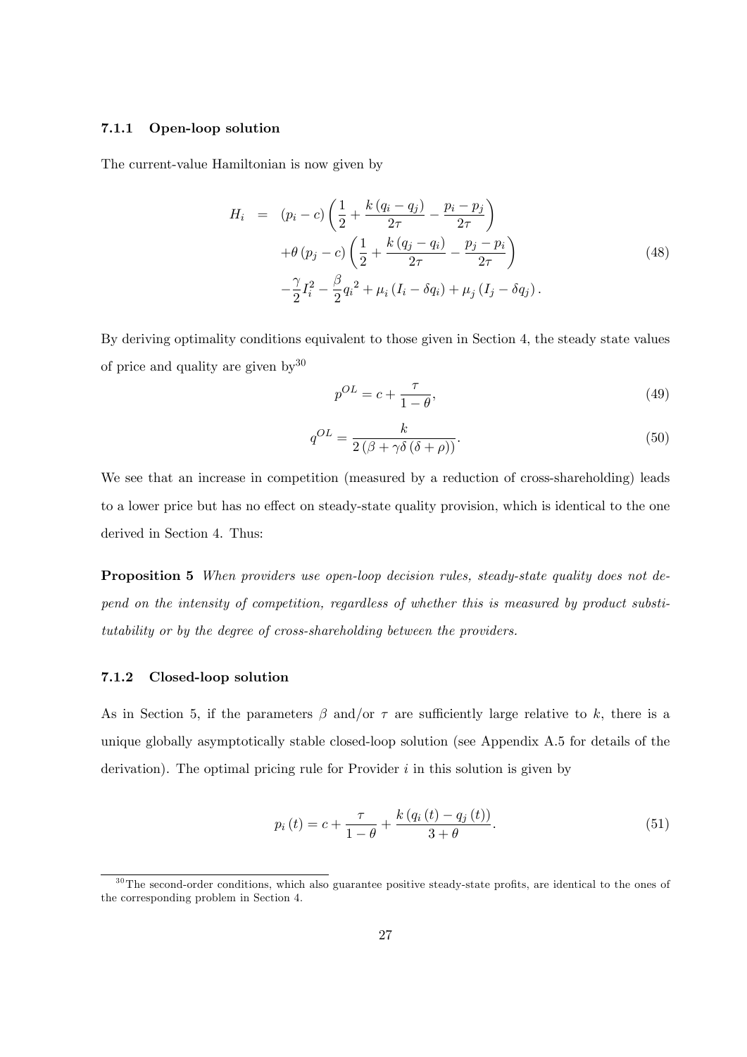### 7.1.1 Open-loop solution

The current-value Hamiltonian is now given by

$$
\begin{aligned}
H_i &= (p_i - c)\left(\frac{1}{2} + \frac{k(q_i - q_j)}{2\tau} - \frac{p_i - p_j}{2\tau}\right) \\
&\quad + \theta (p_j - c)\left(\frac{1}{2} + \frac{k(q_j - q_i)}{2\tau} - \frac{p_j - p_i}{2\tau}\right) \\
&\quad - \frac{\gamma}{2} I_i^2 - \frac{\beta}{2} {q_i}^2 + \mu_i (I_i - \delta q_i) + \mu_j (I_j - \delta q_j).
\end{aligned}
\tag{48}
$$

By deriving optimality conditions equivalent to those given in Section 4, the steady state values of price and quality are given by[30]

$$
p^{OL} = c + \frac{\tau}{1 - \theta}, \tag{49}
$$

$$
q^{OL} = \frac{k}{2(\beta + \gamma\delta(\delta + \rho))}. \tag{50}
$$

We see that an increase in competition (measured by a reduction of cross-shareholding) leads to a lower price but has no effect on steady-state quality provision, which is identical to the one derived in Section 4. Thus:

**Proposition 5** *When providers use open-loop decision rules, steady-state quality does not depend on the intensity of competition, regardless of whether this is measured by product substitutability or by the degree of cross-shareholding between the providers.*

### 7.1.2 Closed-loop solution

As in Section 5, if the parameters $\beta$ and/or $\tau$ are sufficiently large relative to $k$, there is a unique globally asymptotically stable closed-loop solution (see Appendix A.5 for details of the derivation). The optimal pricing rule for Provider $i$ in this solution is given by

$$
p_i(t) = c + \frac{\tau}{1 - \theta} + \frac{k(q_i(t) - q_j(t))}{3 + \theta}. \tag{51}
$$

[30] The second-order conditions, which also guarantee positive steady-state profits, are identical to the ones of the corresponding problem in Section 4.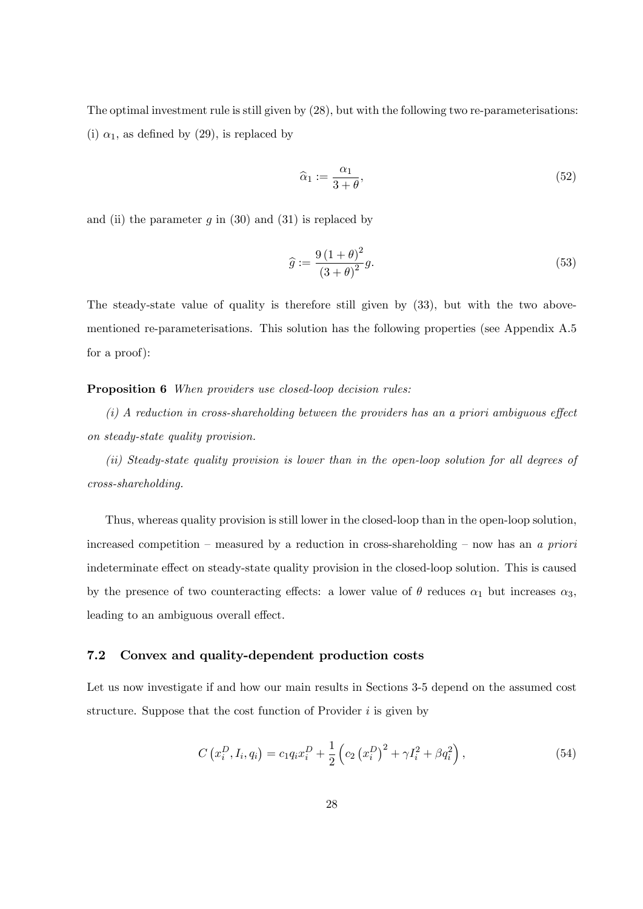The optimal investment rule is still given by (28), but with the following two re-parameterisations: (i) $\alpha_1$, as defined by (29), is replaced by

$$\widehat{\alpha}_1 := \frac{\alpha_1}{3+\theta}, \tag{52}$$

and (ii) the parameter $g$ in (30) and (31) is replaced by

$$\widehat{g} := \frac{9\left(1+\theta\right)^2}{\left(3+\theta\right)^2} g. \tag{53}$$

The steady-state value of quality is therefore still given by (33), but with the two above-mentioned re-parameterisations. This solution has the following properties (see Appendix A.5 for a proof):

**Proposition 6** *When providers use closed-loop decision rules:*

*(i) A reduction in cross-shareholding between the providers has an a priori ambiguous effect on steady-state quality provision.*

*(ii) Steady-state quality provision is lower than in the open-loop solution for all degrees of cross-shareholding.*

Thus, whereas quality provision is still lower in the closed-loop than in the open-loop solution, increased competition – measured by a reduction in cross-shareholding – now has an *a priori* indeterminate effect on steady-state quality provision in the closed-loop solution. This is caused by the presence of two counteracting effects: a lower value of $\theta$ reduces $\alpha_1$ but increases $\alpha_3$, leading to an ambiguous overall effect.

### 7.2 Convex and quality-dependent production costs

Let us now investigate if and how our main results in Sections 3-5 depend on the assumed cost structure. Suppose that the cost function of Provider $i$ is given by

$$C\left(x_i^D, I_i, q_i\right) = c_1 q_i x_i^D + \frac{1}{2}\left(c_2\left(x_i^D\right)^2 + \gamma I_i^2 + \beta q_i^2\right), \tag{54}$$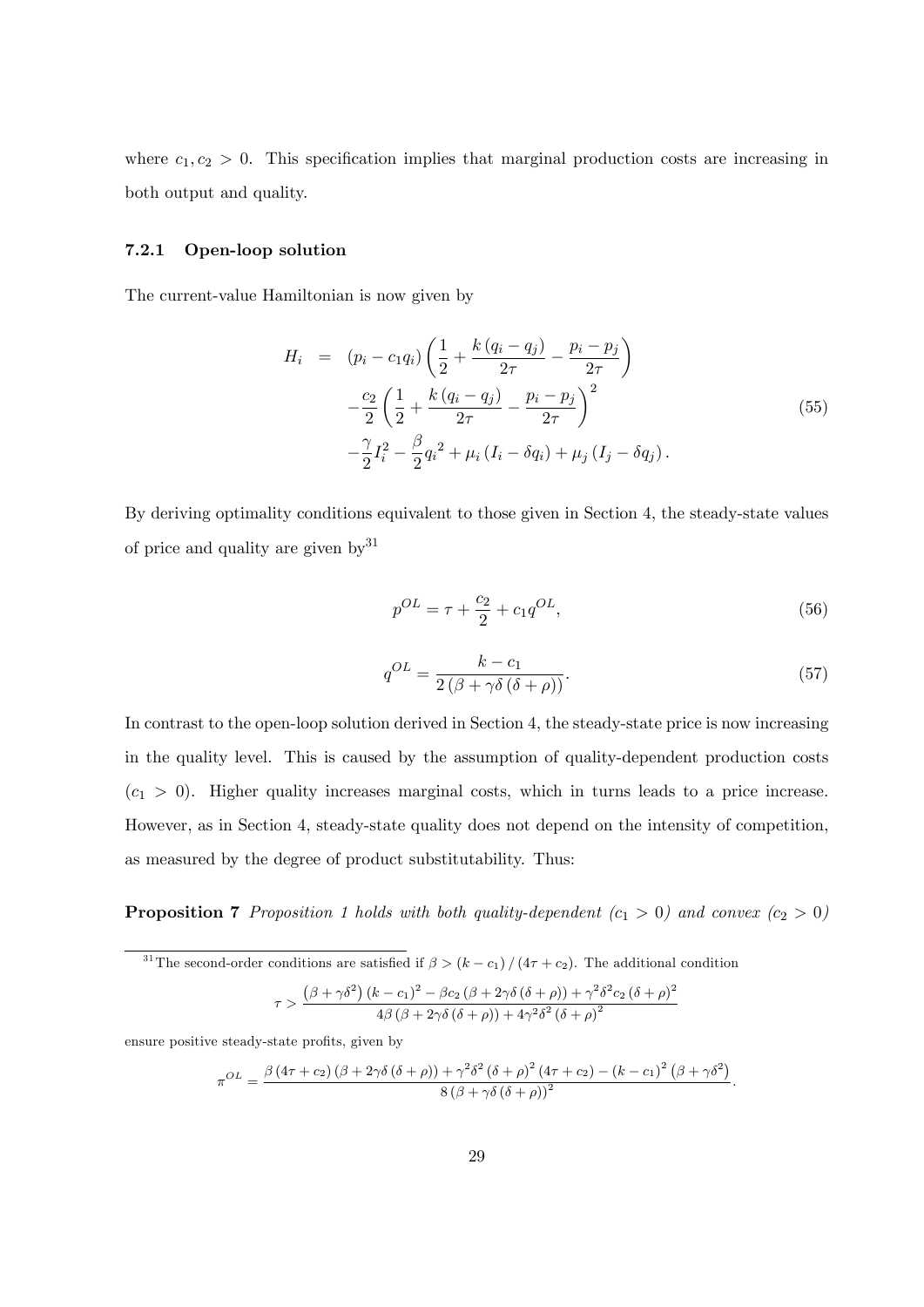where $c_1, c_2 > 0$. This specification implies that marginal production costs are increasing in both output and quality.

### 7.2.1 Open-loop solution

The current-value Hamiltonian is now given by

$$
\begin{aligned}
H_i &= (p_i - c_1 q_i)\left(\frac{1}{2} + \frac{k(q_i - q_j)}{2\tau} - \frac{p_i - p_j}{2\tau}\right) \\
&\quad - \frac{c_2}{2}\left(\frac{1}{2} + \frac{k(q_i - q_j)}{2\tau} - \frac{p_i - p_j}{2\tau}\right)^2 \\
&\quad - \frac{\gamma}{2} I_i^2 - \frac{\beta}{2} {q_i}^2 + \mu_i (I_i - \delta q_i) + \mu_j (I_j - \delta q_j).
\end{aligned} \tag{55}
$$

By deriving optimality conditions equivalent to those given in Section 4, the steady-state values of price and quality are given by[31]

$$
p^{OL} = \tau + \frac{c_2}{2} + c_1 q^{OL}, \tag{56}
$$

$$
q^{OL} = \frac{k - c_1}{2(\beta + \gamma\delta(\delta + \rho))}. \tag{57}
$$

In contrast to the open-loop solution derived in Section 4, the steady-state price is now increasing in the quality level. This is caused by the assumption of quality-dependent production costs ($c_1 > 0$). Higher quality increases marginal costs, which in turns leads to a price increase. However, as in Section 4, steady-state quality does not depend on the intensity of competition, as measured by the degree of product substitutability. Thus:

**Proposition 7** *Proposition 1 holds with both quality-dependent ($c_1 > 0$) and convex ($c_2 > 0$)*

---

[31] The second-order conditions are satisfied if $\beta > (k - c_1)/(4\tau + c_2)$. The additional condition

$$
\tau > \frac{(\beta + \gamma\delta^2)(k - c_1)^2 - \beta c_2 (\beta + 2\gamma\delta(\delta + \rho)) + \gamma^2\delta^2 c_2 (\delta + \rho)^2}{4\beta(\beta + 2\gamma\delta(\delta + \rho)) + 4\gamma^2\delta^2(\delta + \rho)^2}
$$

ensure positive steady-state profits, given by

$$
\pi^{OL} = \frac{\beta(4\tau + c_2)(\beta + 2\gamma\delta(\delta + \rho)) + \gamma^2\delta^2(\delta + \rho)^2(4\tau + c_2) - (k - c_1)^2(\beta + \gamma\delta^2)}{8(\beta + \gamma\delta(\delta + \rho))^2}.
$$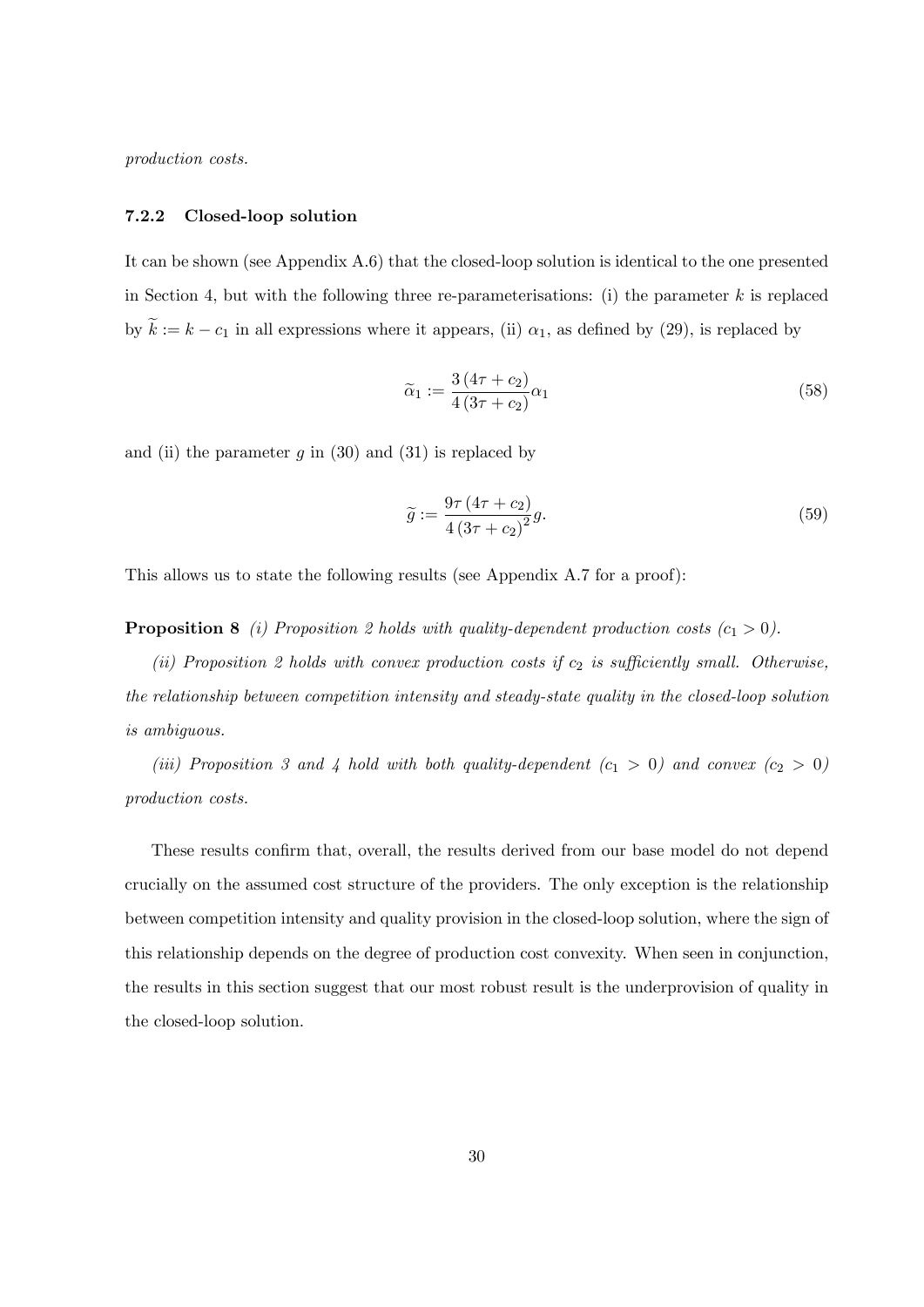*production costs.*

### 7.2.2 Closed-loop solution

It can be shown (see Appendix A.6) that the closed-loop solution is identical to the one presented in Section 4, but with the following three re-parameterisations: (i) the parameter $k$ is replaced by $\widetilde{k} := k - c_1$ in all expressions where it appears, (ii) $\alpha_1$, as defined by (29), is replaced by

$$\widetilde{\alpha}_1 := \frac{3(4\tau + c_2)}{4(3\tau + c_2)}\alpha_1 \tag{58}$$

and (ii) the parameter $g$ in (30) and (31) is replaced by

$$\widetilde{g} := \frac{9\tau(4\tau + c_2)}{4(3\tau + c_2)^2}g. \tag{59}$$

This allows us to state the following results (see Appendix A.7 for a proof):

**Proposition 8** *(i) Proposition 2 holds with quality-dependent production costs ($c_1 > 0$).*

*(ii) Proposition 2 holds with convex production costs if $c_2$ is sufficiently small. Otherwise, the relationship between competition intensity and steady-state quality in the closed-loop solution is ambiguous.*

*(iii) Proposition 3 and 4 hold with both quality-dependent ($c_1 > 0$) and convex ($c_2 > 0$) production costs.*

These results confirm that, overall, the results derived from our base model do not depend crucially on the assumed cost structure of the providers. The only exception is the relationship between competition intensity and quality provision in the closed-loop solution, where the sign of this relationship depends on the degree of production cost convexity. When seen in conjunction, the results in this section suggest that our most robust result is the underprovision of quality in the closed-loop solution.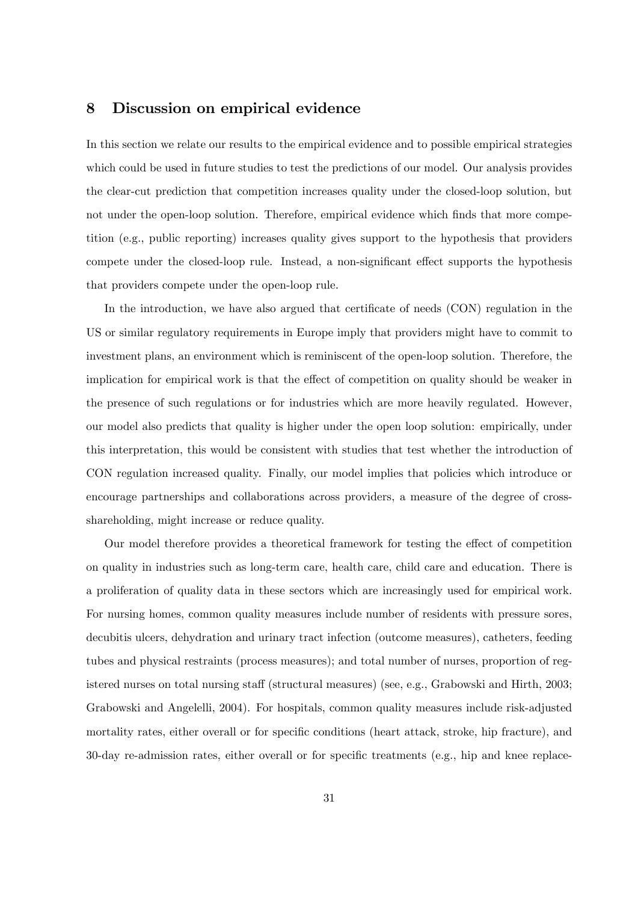## 8 Discussion on empirical evidence

In this section we relate our results to the empirical evidence and to possible empirical strategies which could be used in future studies to test the predictions of our model. Our analysis provides the clear-cut prediction that competition increases quality under the closed-loop solution, but not under the open-loop solution. Therefore, empirical evidence which finds that more competition (e.g., public reporting) increases quality gives support to the hypothesis that providers compete under the closed-loop rule. Instead, a non-significant effect supports the hypothesis that providers compete under the open-loop rule.

In the introduction, we have also argued that certificate of needs (CON) regulation in the US or similar regulatory requirements in Europe imply that providers might have to commit to investment plans, an environment which is reminiscent of the open-loop solution. Therefore, the implication for empirical work is that the effect of competition on quality should be weaker in the presence of such regulations or for industries which are more heavily regulated. However, our model also predicts that quality is higher under the open loop solution: empirically, under this interpretation, this would be consistent with studies that test whether the introduction of CON regulation increased quality. Finally, our model implies that policies which introduce or encourage partnerships and collaborations across providers, a measure of the degree of cross-shareholding, might increase or reduce quality.

Our model therefore provides a theoretical framework for testing the effect of competition on quality in industries such as long-term care, health care, child care and education. There is a proliferation of quality data in these sectors which are increasingly used for empirical work. For nursing homes, common quality measures include number of residents with pressure sores, decubitis ulcers, dehydration and urinary tract infection (outcome measures), catheters, feeding tubes and physical restraints (process measures); and total number of nurses, proportion of registered nurses on total nursing staff (structural measures) (see, e.g., Grabowski and Hirth, 2003; Grabowski and Angelelli, 2004). For hospitals, common quality measures include risk-adjusted mortality rates, either overall or for specific conditions (heart attack, stroke, hip fracture), and 30-day re-admission rates, either overall or for specific treatments (e.g., hip and knee replace-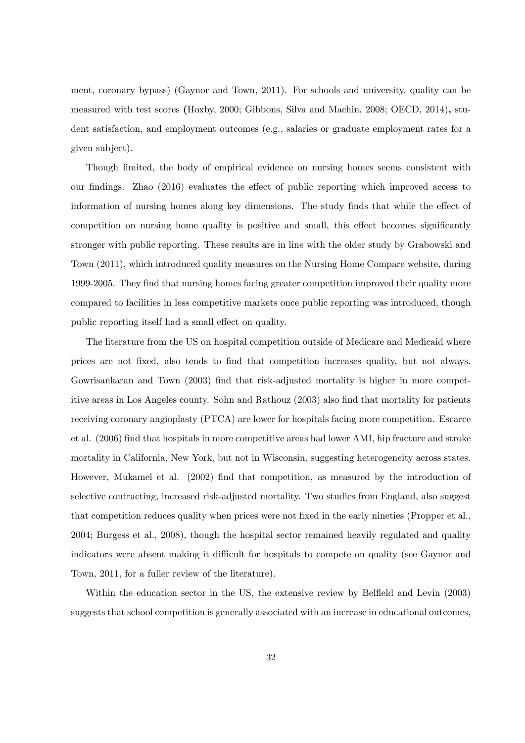ment, coronary bypass) (Gaynor and Town, 2011). For schools and university, quality can be measured with test scores (Hoxby, 2000; Gibbons, Silva and Machin, 2008; OECD, 2014), student satisfaction, and employment outcomes (e.g., salaries or graduate employment rates for a given subject).

Though limited, the body of empirical evidence on nursing homes seems consistent with our findings. Zhao (2016) evaluates the effect of public reporting which improved access to information of nursing homes along key dimensions. The study finds that while the effect of competition on nursing home quality is positive and small, this effect becomes significantly stronger with public reporting. These results are in line with the older study by Grabowski and Town (2011), which introduced quality measures on the Nursing Home Compare website, during 1999-2005. They find that nursing homes facing greater competition improved their quality more compared to facilities in less competitive markets once public reporting was introduced, though public reporting itself had a small effect on quality.

The literature from the US on hospital competition outside of Medicare and Medicaid where prices are not fixed, also tends to find that competition increases quality, but not always. Gowrisankaran and Town (2003) find that risk-adjusted mortality is higher in more competitive areas in Los Angeles county. Sohn and Rathouz (2003) also find that mortality for patients receiving coronary angioplasty (PTCA) are lower for hospitals facing more competition. Escarce et al. (2006) find that hospitals in more competitive areas had lower AMI, hip fracture and stroke mortality in California, New York, but not in Wisconsin, suggesting heterogeneity across states. However, Mukamel et al. (2002) find that competition, as measured by the introduction of selective contracting, increased risk-adjusted mortality. Two studies from England, also suggest that competition reduces quality when prices were not fixed in the early nineties (Propper et al., 2004; Burgess et al., 2008), though the hospital sector remained heavily regulated and quality indicators were absent making it difficult for hospitals to compete on quality (see Gaynor and Town, 2011, for a fuller review of the literature).

Within the education sector in the US, the extensive review by Belfleld and Levin (2003) suggests that school competition is generally associated with an increase in educational outcomes,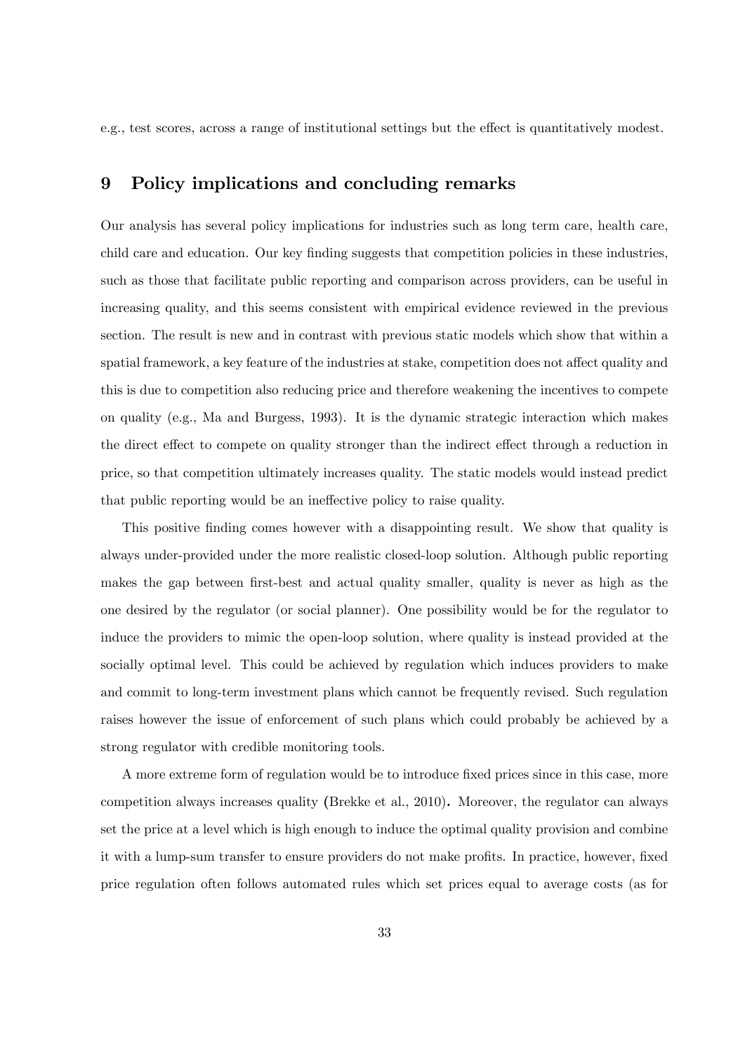e.g., test scores, across a range of institutional settings but the effect is quantitatively modest.

## 9 Policy implications and concluding remarks

Our analysis has several policy implications for industries such as long term care, health care, child care and education. Our key finding suggests that competition policies in these industries, such as those that facilitate public reporting and comparison across providers, can be useful in increasing quality, and this seems consistent with empirical evidence reviewed in the previous section. The result is new and in contrast with previous static models which show that within a spatial framework, a key feature of the industries at stake, competition does not affect quality and this is due to competition also reducing price and therefore weakening the incentives to compete on quality (e.g., Ma and Burgess, 1993). It is the dynamic strategic interaction which makes the direct effect to compete on quality stronger than the indirect effect through a reduction in price, so that competition ultimately increases quality. The static models would instead predict that public reporting would be an ineffective policy to raise quality.

This positive finding comes however with a disappointing result. We show that quality is always under-provided under the more realistic closed-loop solution. Although public reporting makes the gap between first-best and actual quality smaller, quality is never as high as the one desired by the regulator (or social planner). One possibility would be for the regulator to induce the providers to mimic the open-loop solution, where quality is instead provided at the socially optimal level. This could be achieved by regulation which induces providers to make and commit to long-term investment plans which cannot be frequently revised. Such regulation raises however the issue of enforcement of such plans which could probably be achieved by a strong regulator with credible monitoring tools.

A more extreme form of regulation would be to introduce fixed prices since in this case, more competition always increases quality (Brekke et al., 2010). Moreover, the regulator can always set the price at a level which is high enough to induce the optimal quality provision and combine it with a lump-sum transfer to ensure providers do not make profits. In practice, however, fixed price regulation often follows automated rules which set prices equal to average costs (as for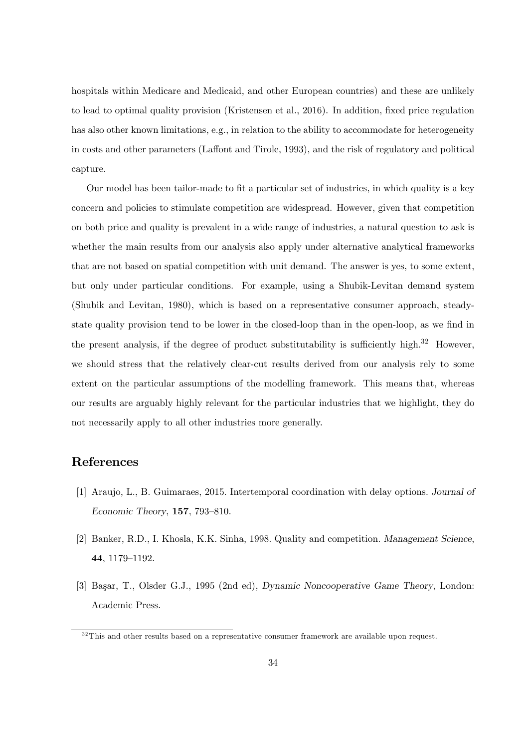hospitals within Medicare and Medicaid, and other European countries) and these are unlikely to lead to optimal quality provision (Kristensen et al., 2016). In addition, fixed price regulation has also other known limitations, e.g., in relation to the ability to accommodate for heterogeneity in costs and other parameters (Laffont and Tirole, 1993), and the risk of regulatory and political capture.

Our model has been tailor-made to fit a particular set of industries, in which quality is a key concern and policies to stimulate competition are widespread. However, given that competition on both price and quality is prevalent in a wide range of industries, a natural question to ask is whether the main results from our analysis also apply under alternative analytical frameworks that are not based on spatial competition with unit demand. The answer is yes, to some extent, but only under particular conditions. For example, using a Shubik-Levitan demand system (Shubik and Levitan, 1980), which is based on a representative consumer approach, steady-state quality provision tend to be lower in the closed-loop than in the open-loop, as we find in the present analysis, if the degree of product substitutability is sufficiently high.[32] However, we should stress that the relatively clear-cut results derived from our analysis rely to some extent on the particular assumptions of the modelling framework. This means that, whereas our results are arguably highly relevant for the particular industries that we highlight, they do not necessarily apply to all other industries more generally.

# References

[1] Araujo, L., B. Guimaraes, 2015. Intertemporal coordination with delay options. *Journal of Economic Theory*, **157**, 793–810.

[2] Banker, R.D., I. Khosla, K.K. Sinha, 1998. Quality and competition. *Management Science*, **44**, 1179–1192.

[3] Başar, T., Olsder G.J., 1995 (2nd ed), *Dynamic Noncooperative Game Theory*, London: Academic Press.

[32] This and other results based on a representative consumer framework are available upon request.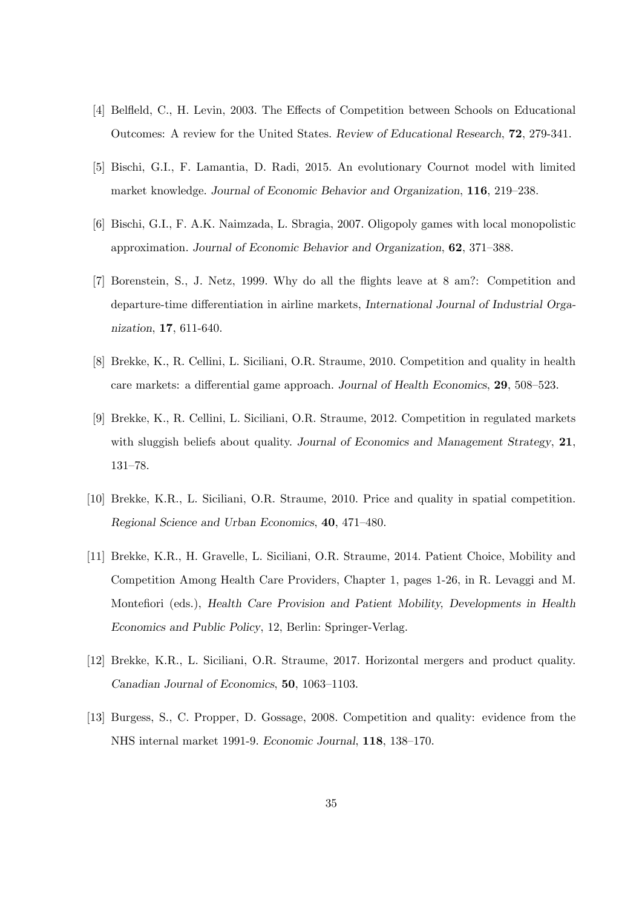[4] Belfleld, C., H. Levin, 2003. The Effects of Competition between Schools on Educational Outcomes: A review for the United States. *Review of Educational Research*, **72**, 279-341.

[5] Bischi, G.I., F. Lamantia, D. Radi, 2015. An evolutionary Cournot model with limited market knowledge. *Journal of Economic Behavior and Organization*, **116**, 219–238.

[6] Bischi, G.I., F. A.K. Naimzada, L. Sbragia, 2007. Oligopoly games with local monopolistic approximation. *Journal of Economic Behavior and Organization*, **62**, 371–388.

[7] Borenstein, S., J. Netz, 1999. Why do all the flights leave at 8 am?: Competition and departure-time differentiation in airline markets, *International Journal of Industrial Organization*, **17**, 611-640.

[8] Brekke, K., R. Cellini, L. Siciliani, O.R. Straume, 2010. Competition and quality in health care markets: a differential game approach. *Journal of Health Economics*, **29**, 508–523.

[9] Brekke, K., R. Cellini, L. Siciliani, O.R. Straume, 2012. Competition in regulated markets with sluggish beliefs about quality. *Journal of Economics and Management Strategy*, **21**, 131–78.

[10] Brekke, K.R., L. Siciliani, O.R. Straume, 2010. Price and quality in spatial competition. *Regional Science and Urban Economics*, **40**, 471–480.

[11] Brekke, K.R., H. Gravelle, L. Siciliani, O.R. Straume, 2014. Patient Choice, Mobility and Competition Among Health Care Providers, Chapter 1, pages 1-26, in R. Levaggi and M. Montefiori (eds.), *Health Care Provision and Patient Mobility, Developments in Health Economics and Public Policy*, 12, Berlin: Springer-Verlag.

[12] Brekke, K.R., L. Siciliani, O.R. Straume, 2017. Horizontal mergers and product quality. *Canadian Journal of Economics*, **50**, 1063–1103.

[13] Burgess, S., C. Propper, D. Gossage, 2008. Competition and quality: evidence from the NHS internal market 1991-9. *Economic Journal*, **118**, 138–170.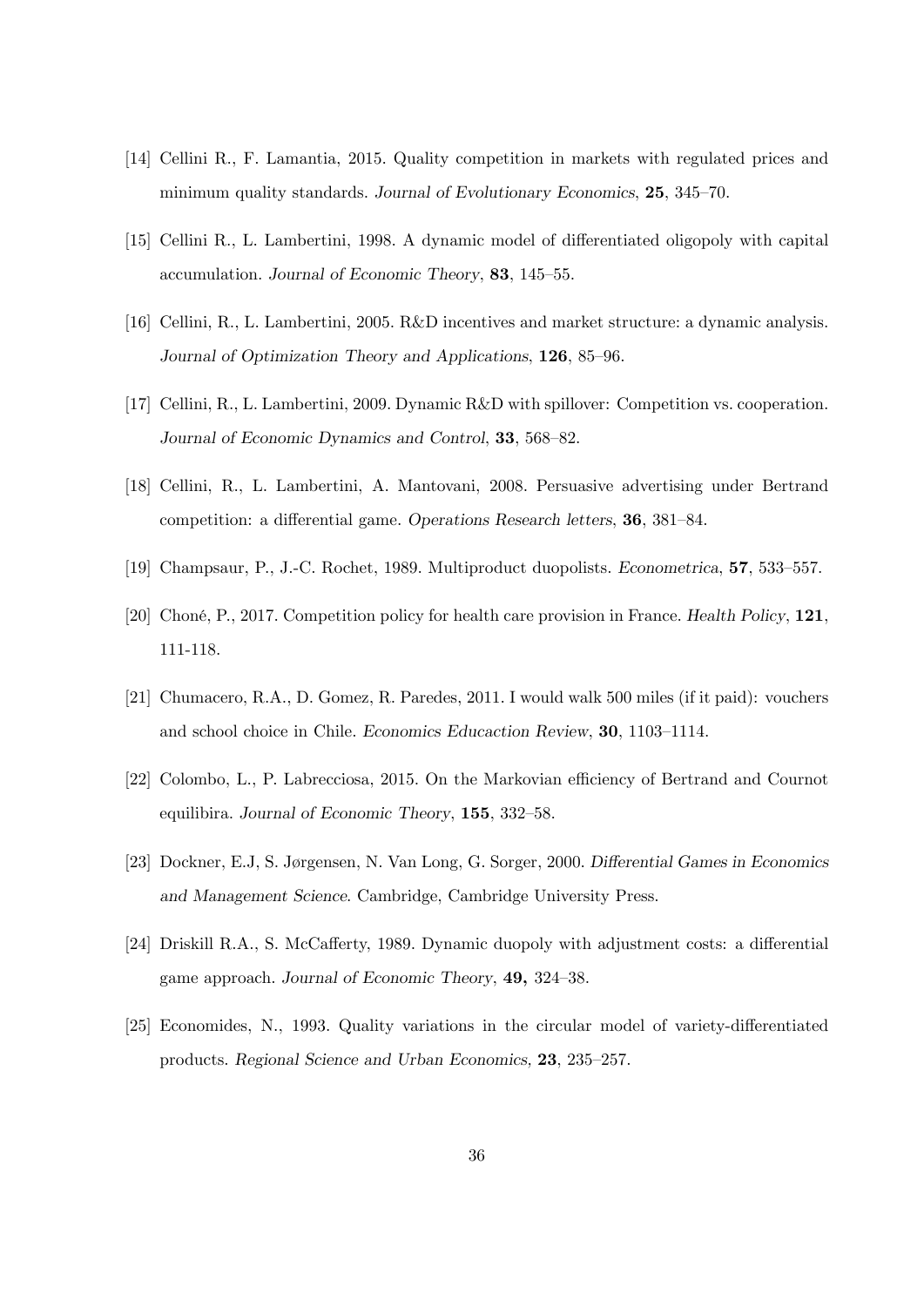[14] Cellini R., F. Lamantia, 2015. Quality competition in markets with regulated prices and minimum quality standards. *Journal of Evolutionary Economics*, **25**, 345–70.

[15] Cellini R., L. Lambertini, 1998. A dynamic model of differentiated oligopoly with capital accumulation. *Journal of Economic Theory*, **83**, 145–55.

[16] Cellini, R., L. Lambertini, 2005. R&D incentives and market structure: a dynamic analysis. *Journal of Optimization Theory and Applications*, **126**, 85–96.

[17] Cellini, R., L. Lambertini, 2009. Dynamic R&D with spillover: Competition vs. cooperation. *Journal of Economic Dynamics and Control*, **33**, 568–82.

[18] Cellini, R., L. Lambertini, A. Mantovani, 2008. Persuasive advertising under Bertrand competition: a differential game. *Operations Research letters*, **36**, 381–84.

[19] Champsaur, P., J.-C. Rochet, 1989. Multiproduct duopolists. *Econometrica*, **57**, 533–557.

[20] Choné, P., 2017. Competition policy for health care provision in France. *Health Policy*, **121**, 111-118.

[21] Chumacero, R.A., D. Gomez, R. Paredes, 2011. I would walk 500 miles (if it paid): vouchers and school choice in Chile. *Economics Educaction Review*, **30**, 1103–1114.

[22] Colombo, L., P. Labrecciosa, 2015. On the Markovian efficiency of Bertrand and Cournot equilibira. *Journal of Economic Theory*, **155**, 332–58.

[23] Dockner, E.J, S. Jørgensen, N. Van Long, G. Sorger, 2000. *Differential Games in Economics and Management Science*. Cambridge, Cambridge University Press.

[24] Driskill R.A., S. McCafferty, 1989. Dynamic duopoly with adjustment costs: a differential game approach. *Journal of Economic Theory*, **49,** 324–38.

[25] Economides, N., 1993. Quality variations in the circular model of variety-differentiated products. *Regional Science and Urban Economics*, **23**, 235–257.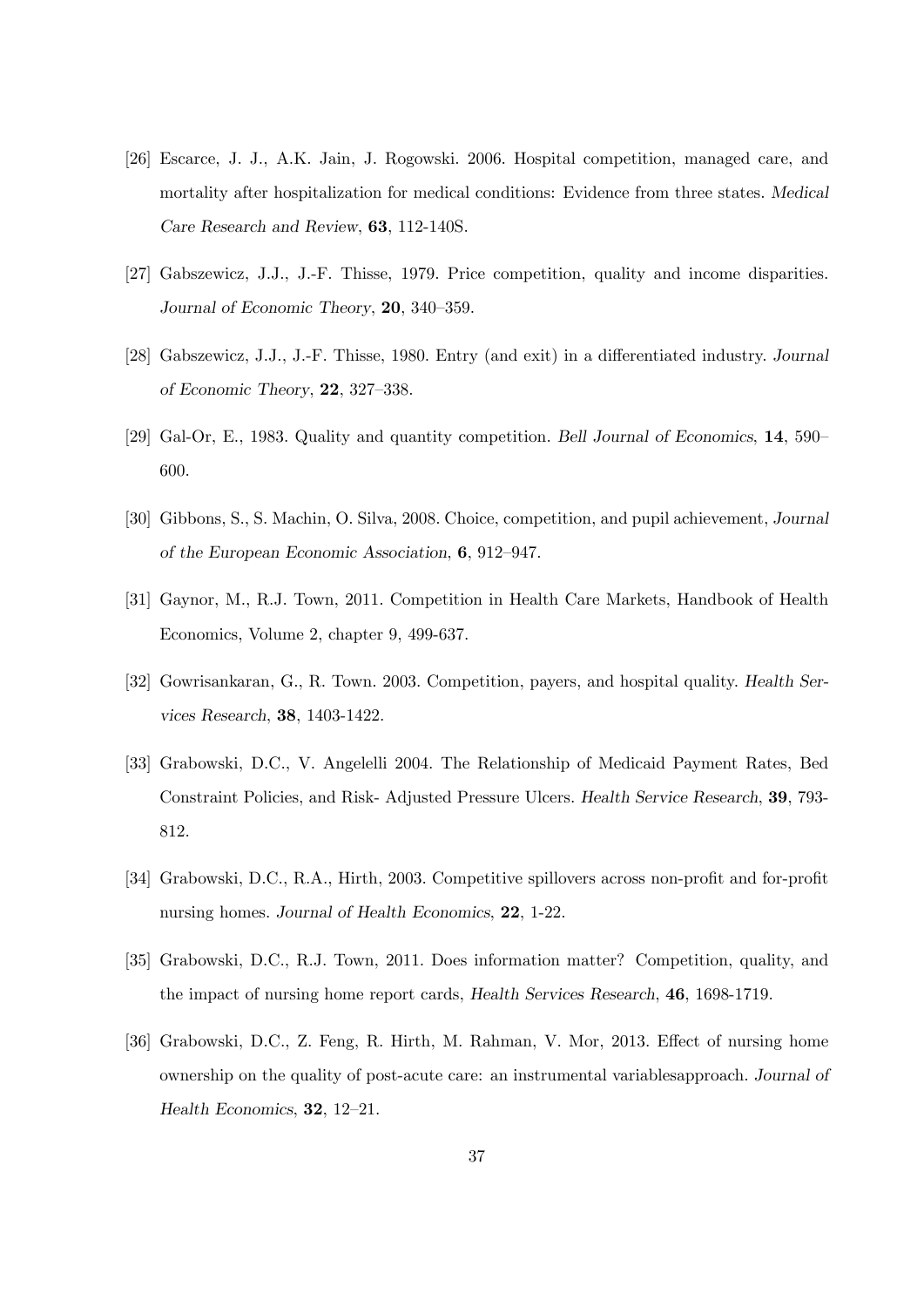[26] Escarce, J. J., A.K. Jain, J. Rogowski. 2006. Hospital competition, managed care, and mortality after hospitalization for medical conditions: Evidence from three states. *Medical Care Research and Review*, **63**, 112-140S.

[27] Gabszewicz, J.J., J.-F. Thisse, 1979. Price competition, quality and income disparities. *Journal of Economic Theory*, **20**, 340–359.

[28] Gabszewicz, J.J., J.-F. Thisse, 1980. Entry (and exit) in a differentiated industry. *Journal of Economic Theory*, **22**, 327–338.

[29] Gal-Or, E., 1983. Quality and quantity competition. *Bell Journal of Economics*, **14**, 590–600.

[30] Gibbons, S., S. Machin, O. Silva, 2008. Choice, competition, and pupil achievement, *Journal of the European Economic Association*, **6**, 912–947.

[31] Gaynor, M., R.J. Town, 2011. Competition in Health Care Markets, Handbook of Health Economics, Volume 2, chapter 9, 499-637.

[32] Gowrisankaran, G., R. Town. 2003. Competition, payers, and hospital quality. *Health Services Research*, **38**, 1403-1422.

[33] Grabowski, D.C., V. Angelelli 2004. The Relationship of Medicaid Payment Rates, Bed Constraint Policies, and Risk- Adjusted Pressure Ulcers. *Health Service Research*, **39**, 793-812.

[34] Grabowski, D.C., R.A., Hirth, 2003. Competitive spillovers across non-profit and for-profit nursing homes. *Journal of Health Economics*, **22**, 1-22.

[35] Grabowski, D.C., R.J. Town, 2011. Does information matter? Competition, quality, and the impact of nursing home report cards, *Health Services Research*, **46**, 1698-1719.

[36] Grabowski, D.C., Z. Feng, R. Hirth, M. Rahman, V. Mor, 2013. Effect of nursing home ownership on the quality of post-acute care: an instrumental variablesapproach. *Journal of Health Economics*, **32**, 12–21.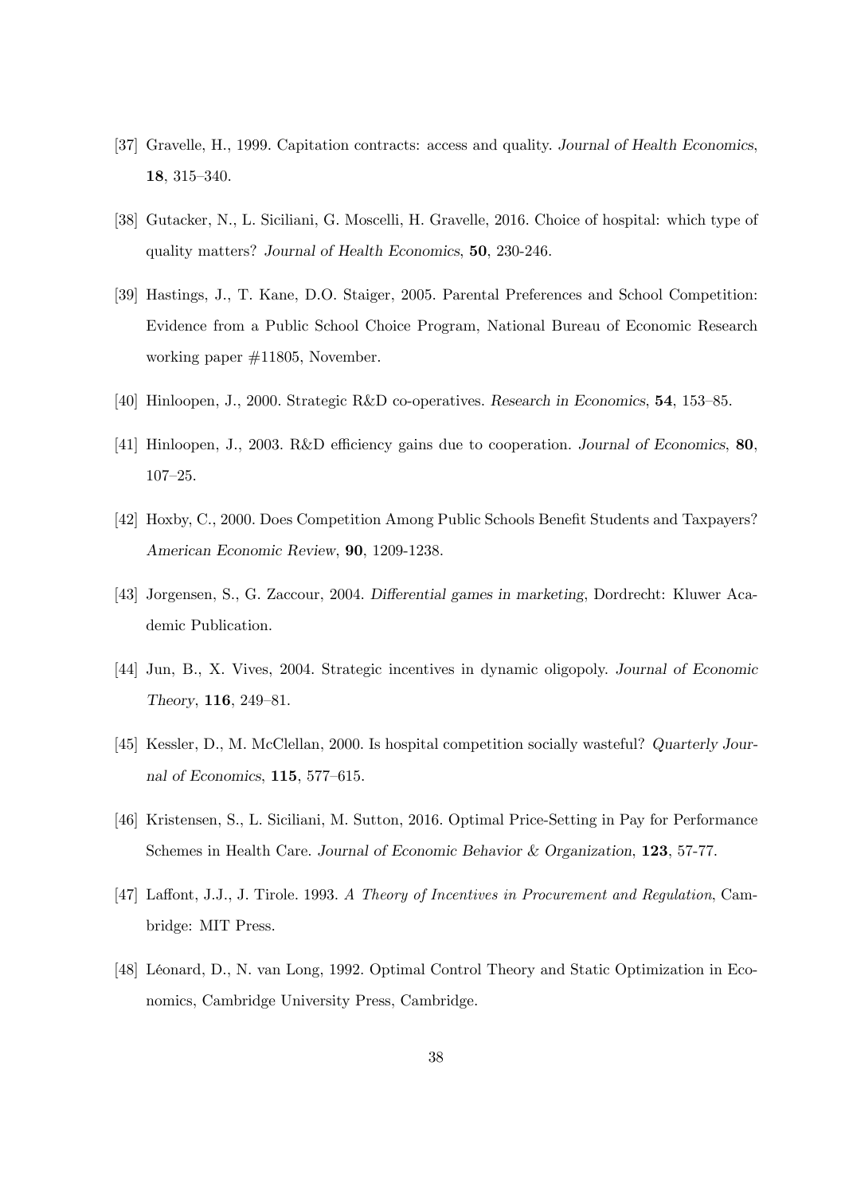[37] Gravelle, H., 1999. Capitation contracts: access and quality. *Journal of Health Economics*, **18**, 315–340.

[38] Gutacker, N., L. Siciliani, G. Moscelli, H. Gravelle, 2016. Choice of hospital: which type of quality matters? *Journal of Health Economics*, **50**, 230-246.

[39] Hastings, J., T. Kane, D.O. Staiger, 2005. Parental Preferences and School Competition: Evidence from a Public School Choice Program, National Bureau of Economic Research working paper #11805, November.

[40] Hinloopen, J., 2000. Strategic R&D co-operatives. *Research in Economics*, **54**, 153–85.

[41] Hinloopen, J., 2003. R&D efficiency gains due to cooperation. *Journal of Economics*, **80**, 107–25.

[42] Hoxby, C., 2000. Does Competition Among Public Schools Benefit Students and Taxpayers? *American Economic Review*, **90**, 1209-1238.

[43] Jorgensen, S., G. Zaccour, 2004. *Differential games in marketing*, Dordrecht: Kluwer Academic Publication.

[44] Jun, B., X. Vives, 2004. Strategic incentives in dynamic oligopoly. *Journal of Economic Theory*, **116**, 249–81.

[45] Kessler, D., M. McClellan, 2000. Is hospital competition socially wasteful? *Quarterly Journal of Economics*, **115**, 577–615.

[46] Kristensen, S., L. Siciliani, M. Sutton, 2016. Optimal Price-Setting in Pay for Performance Schemes in Health Care. *Journal of Economic Behavior & Organization*, **123**, 57-77.

[47] Laffont, J.J., J. Tirole. 1993. *A Theory of Incentives in Procurement and Regulation*, Cambridge: MIT Press.

[48] Léonard, D., N. van Long, 1992. Optimal Control Theory and Static Optimization in Economics, Cambridge University Press, Cambridge.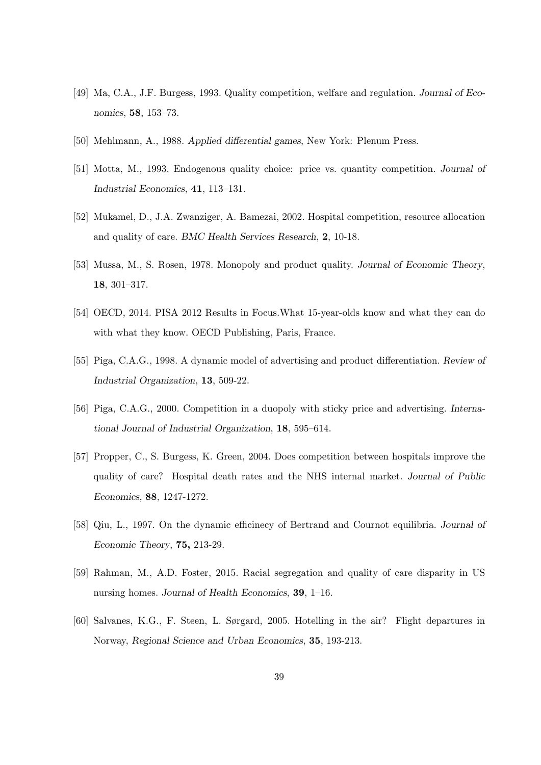[49] Ma, C.A., J.F. Burgess, 1993. Quality competition, welfare and regulation. *Journal of Economics*, **58**, 153–73.

[50] Mehlmann, A., 1988. *Applied differential games*, New York: Plenum Press.

[51] Motta, M., 1993. Endogenous quality choice: price vs. quantity competition. *Journal of Industrial Economics*, **41**, 113–131.

[52] Mukamel, D., J.A. Zwanziger, A. Bamezai, 2002. Hospital competition, resource allocation and quality of care. *BMC Health Services Research*, **2**, 10-18.

[53] Mussa, M., S. Rosen, 1978. Monopoly and product quality. *Journal of Economic Theory*, **18**, 301–317.

[54] OECD, 2014. PISA 2012 Results in Focus.What 15-year-olds know and what they can do with what they know. OECD Publishing, Paris, France.

[55] Piga, C.A.G., 1998. A dynamic model of advertising and product differentiation. *Review of Industrial Organization*, **13**, 509-22.

[56] Piga, C.A.G., 2000. Competition in a duopoly with sticky price and advertising. *International Journal of Industrial Organization*, **18**, 595–614.

[57] Propper, C., S. Burgess, K. Green, 2004. Does competition between hospitals improve the quality of care? Hospital death rates and the NHS internal market. *Journal of Public Economics*, **88**, 1247-1272.

[58] Qiu, L., 1997. On the dynamic efficinecy of Bertrand and Cournot equilibria. *Journal of Economic Theory*, **75,** 213-29.

[59] Rahman, M., A.D. Foster, 2015. Racial segregation and quality of care disparity in US nursing homes. *Journal of Health Economics*, **39**, 1–16.

[60] Salvanes, K.G., F. Steen, L. Sørgard, 2005. Hotelling in the air? Flight departures in Norway, *Regional Science and Urban Economics*, **35**, 193-213.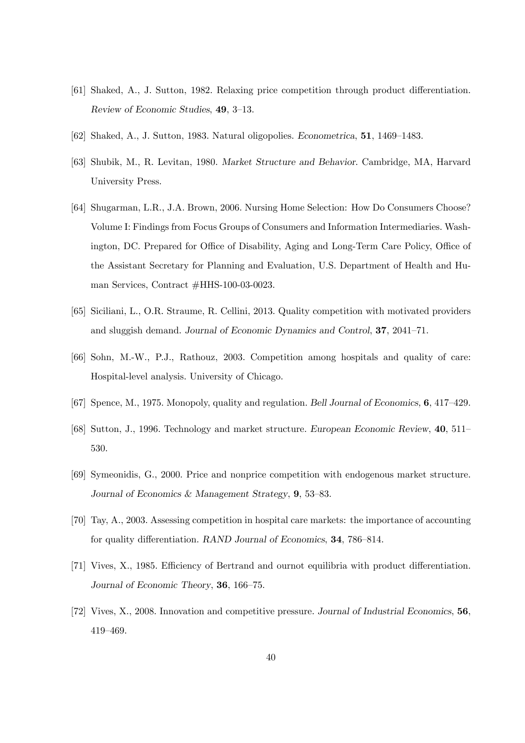[61] Shaked, A., J. Sutton, 1982. Relaxing price competition through product differentiation. *Review of Economic Studies*, **49**, 3–13.

[62] Shaked, A., J. Sutton, 1983. Natural oligopolies. *Econometrica*, **51**, 1469–1483.

[63] Shubik, M., R. Levitan, 1980. *Market Structure and Behavior*. Cambridge, MA, Harvard University Press.

[64] Shugarman, L.R., J.A. Brown, 2006. Nursing Home Selection: How Do Consumers Choose? Volume I: Findings from Focus Groups of Consumers and Information Intermediaries. Washington, DC. Prepared for Office of Disability, Aging and Long-Term Care Policy, Office of the Assistant Secretary for Planning and Evaluation, U.S. Department of Health and Human Services, Contract #HHS-100-03-0023.

[65] Siciliani, L., O.R. Straume, R. Cellini, 2013. Quality competition with motivated providers and sluggish demand. *Journal of Economic Dynamics and Control*, **37**, 2041–71.

[66] Sohn, M.-W., P.J., Rathouz, 2003. Competition among hospitals and quality of care: Hospital-level analysis. University of Chicago.

[67] Spence, M., 1975. Monopoly, quality and regulation. *Bell Journal of Economics*, **6**, 417–429.

[68] Sutton, J., 1996. Technology and market structure. *European Economic Review*, **40**, 511–530.

[69] Symeonidis, G., 2000. Price and nonprice competition with endogenous market structure. *Journal of Economics & Management Strategy*, **9**, 53–83.

[70] Tay, A., 2003. Assessing competition in hospital care markets: the importance of accounting for quality differentiation. *RAND Journal of Economics*, **34**, 786–814.

[71] Vives, X., 1985. Efficiency of Bertrand and ournot equilibria with product differentiation. *Journal of Economic Theory*, **36**, 166–75.

[72] Vives, X., 2008. Innovation and competitive pressure. *Journal of Industrial Economics*, **56**, 419–469.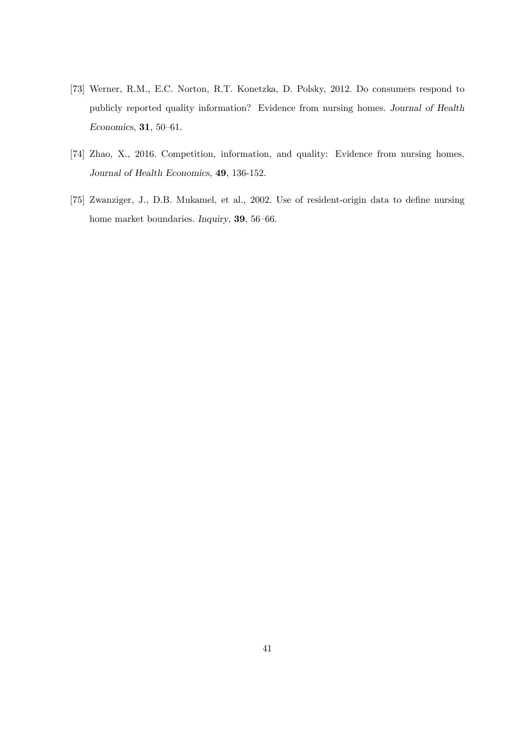[73] Werner, R.M., E.C. Norton, R.T. Konetzka, D. Polsky, 2012. Do consumers respond to publicly reported quality information? Evidence from nursing homes. *Journal of Health Economics*, **31**, 50–61.

[74] Zhao, X., 2016. Competition, information, and quality: Evidence from nursing homes. *Journal of Health Economics*, **49**, 136-152.

[75] Zwanziger, J., D.B. Mukamel, et al., 2002. Use of resident-origin data to define nursing home market boundaries. *Inquiry*, **39**, 56–66.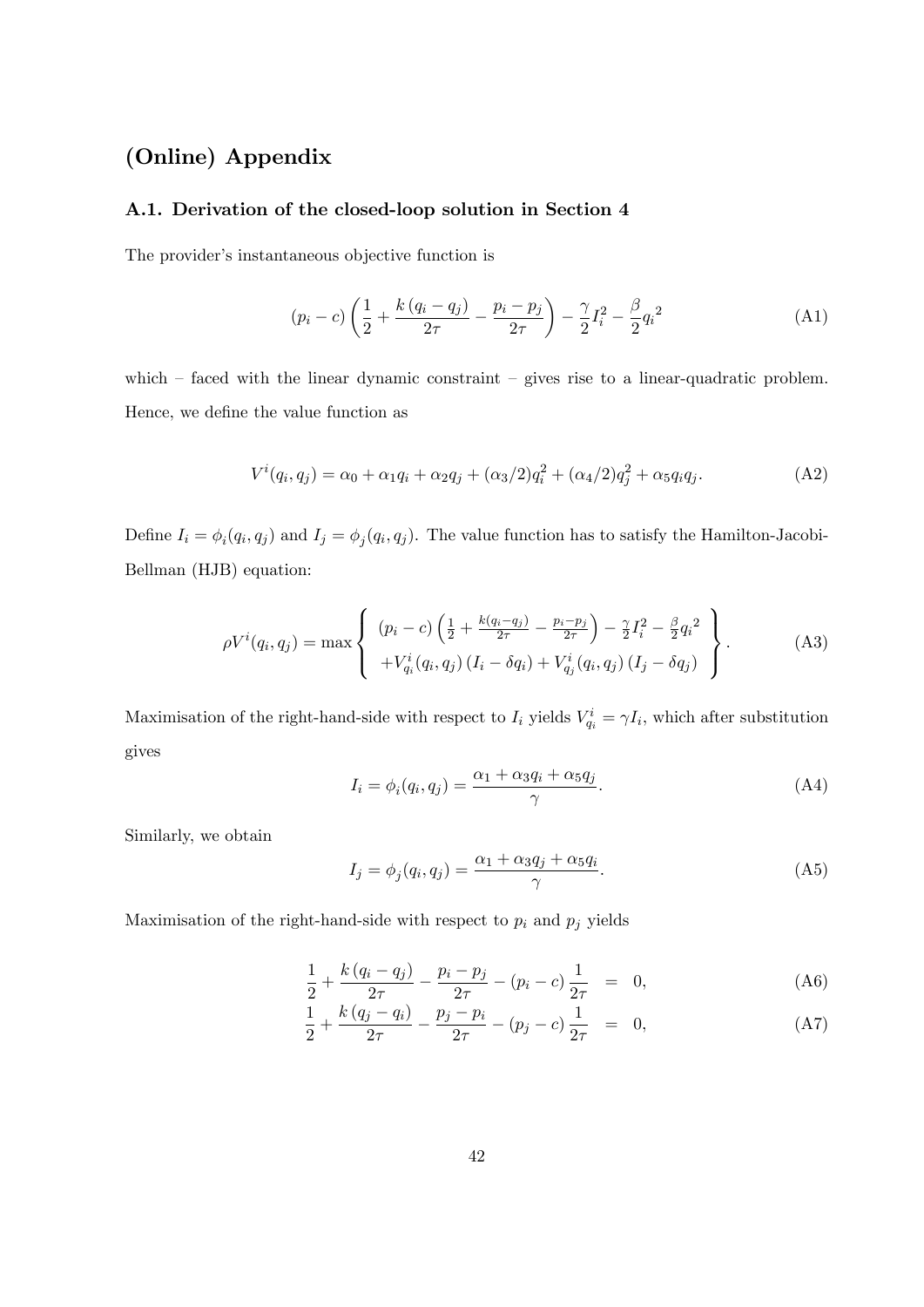# (Online) Appendix

## A.1. Derivation of the closed-loop solution in Section 4

The provider's instantaneous objective function is

$$(p_i - c)\left(\frac{1}{2} + \frac{k(q_i - q_j)}{2\tau} - \frac{p_i - p_j}{2\tau}\right) - \frac{\gamma}{2}I_i^2 - \frac{\beta}{2}{q_i}^2 \tag{A1}$$

which – faced with the linear dynamic constraint – gives rise to a linear-quadratic problem. Hence, we define the value function as

$$V^i(q_i, q_j) = \alpha_0 + \alpha_1 q_i + \alpha_2 q_j + (\alpha_3/2)q_i^2 + (\alpha_4/2)q_j^2 + \alpha_5 q_i q_j. \tag{A2}$$

Define $I_i = \phi_i(q_i, q_j)$ and $I_j = \phi_j(q_i, q_j)$. The value function has to satisfy the Hamilton-Jacobi-Bellman (HJB) equation:

$$\rho V^i(q_i, q_j) = \max \left\{ \begin{array}{c} (p_i - c)\left(\frac{1}{2} + \frac{k(q_i - q_j)}{2\tau} - \frac{p_i - p_j}{2\tau}\right) - \frac{\gamma}{2}I_i^2 - \frac{\beta}{2}{q_i}^2 \\ +V^i_{q_i}(q_i, q_j)\left(I_i - \delta q_i\right) + V^i_{q_j}(q_i, q_j)\left(I_j - \delta q_j\right) \end{array} \right\}. \tag{A3}$$

Maximisation of the right-hand-side with respect to $I_i$ yields $V^i_{q_i} = \gamma I_i$, which after substitution gives

$$I_i = \phi_i(q_i, q_j) = \frac{\alpha_1 + \alpha_3 q_i + \alpha_5 q_j}{\gamma}. \tag{A4}$$

Similarly, we obtain

$$I_j = \phi_j(q_i, q_j) = \frac{\alpha_1 + \alpha_3 q_j + \alpha_5 q_i}{\gamma}. \tag{A5}$$

Maximisation of the right-hand-side with respect to $p_i$ and $p_j$ yields

$$\frac{1}{2} + \frac{k(q_i - q_j)}{2\tau} - \frac{p_i - p_j}{2\tau} - (p_i - c)\frac{1}{2\tau} = 0, \tag{A6}$$

$$\frac{1}{2} + \frac{k(q_j - q_i)}{2\tau} - \frac{p_j - p_i}{2\tau} - (p_j - c)\frac{1}{2\tau} = 0, \tag{A7}$$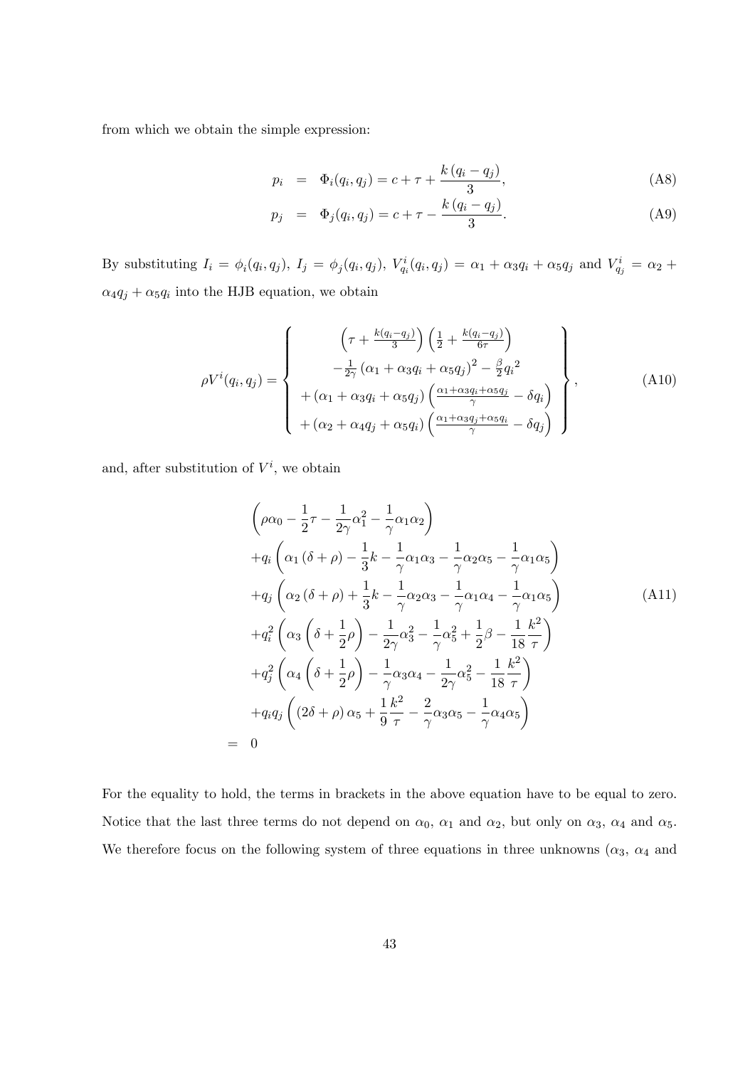from which we obtain the simple expression:

$$
\begin{aligned}
p_i &= \Phi_i(q_i, q_j) = c + \tau + \frac{k\,(q_i - q_j)}{3}, && \text{(A8)}\\
p_j &= \Phi_j(q_i, q_j) = c + \tau - \frac{k\,(q_i - q_j)}{3}. && \text{(A9)}
\end{aligned}
$$

By substituting $I_i = \phi_i(q_i, q_j)$, $I_j = \phi_j(q_i, q_j)$, $V^i_{q_i}(q_i, q_j) = \alpha_1 + \alpha_3 q_i + \alpha_5 q_j$ and $V^i_{q_j} = \alpha_2 + \alpha_4 q_j + \alpha_5 q_i$ into the HJB equation, we obtain

$$
\rho V^i(q_i, q_j) = \left\{
\begin{array}{c}
\left(\tau + \frac{k(q_i - q_j)}{3}\right)\left(\frac{1}{2} + \frac{k(q_i - q_j)}{6\tau}\right) \\
-\frac{1}{2\gamma}\left(\alpha_1 + \alpha_3 q_i + \alpha_5 q_j\right)^2 - \frac{\beta}{2} {q_i}^2 \\
+\left(\alpha_1 + \alpha_3 q_i + \alpha_5 q_j\right)\left(\frac{\alpha_1 + \alpha_3 q_i + \alpha_5 q_j}{\gamma} - \delta q_i\right) \\
+\left(\alpha_2 + \alpha_4 q_j + \alpha_5 q_i\right)\left(\frac{\alpha_1 + \alpha_3 q_j + \alpha_5 q_i}{\gamma} - \delta q_j\right)
\end{array}
\right\}, \qquad \text{(A10)}
$$

and, after substitution of $V^i$, we obtain

$$
\begin{aligned}
&\left(\rho\alpha_0 - \frac{1}{2}\tau - \frac{1}{2\gamma}\alpha_1^2 - \frac{1}{\gamma}\alpha_1\alpha_2\right) \\
&+q_i\left(\alpha_1\left(\delta + \rho\right) - \frac{1}{3}k - \frac{1}{\gamma}\alpha_1\alpha_3 - \frac{1}{\gamma}\alpha_2\alpha_5 - \frac{1}{\gamma}\alpha_1\alpha_5\right) \\
&+q_j\left(\alpha_2\left(\delta + \rho\right) + \frac{1}{3}k - \frac{1}{\gamma}\alpha_2\alpha_3 - \frac{1}{\gamma}\alpha_1\alpha_4 - \frac{1}{\gamma}\alpha_1\alpha_5\right) \\
&+q_i^2\left(\alpha_3\left(\delta + \frac{1}{2}\rho\right) - \frac{1}{2\gamma}\alpha_3^2 - \frac{1}{\gamma}\alpha_5^2 + \frac{1}{2}\beta - \frac{1}{18}\frac{k^2}{\tau}\right) \\
&+q_j^2\left(\alpha_4\left(\delta + \frac{1}{2}\rho\right) - \frac{1}{\gamma}\alpha_3\alpha_4 - \frac{1}{2\gamma}\alpha_5^2 - \frac{1}{18}\frac{k^2}{\tau}\right) \\
&+q_iq_j\left(\left(2\delta + \rho\right)\alpha_5 + \frac{1}{9}\frac{k^2}{\tau} - \frac{2}{\gamma}\alpha_3\alpha_5 - \frac{1}{\gamma}\alpha_4\alpha_5\right) \\
=&\ \ 0
\end{aligned} \qquad \text{(A11)}
$$

For the equality to hold, the terms in brackets in the above equation have to be equal to zero. Notice that the last three terms do not depend on $\alpha_0$, $\alpha_1$ and $\alpha_2$, but only on $\alpha_3$, $\alpha_4$ and $\alpha_5$. We therefore focus on the following system of three equations in three unknowns ($\alpha_3$, $\alpha_4$ and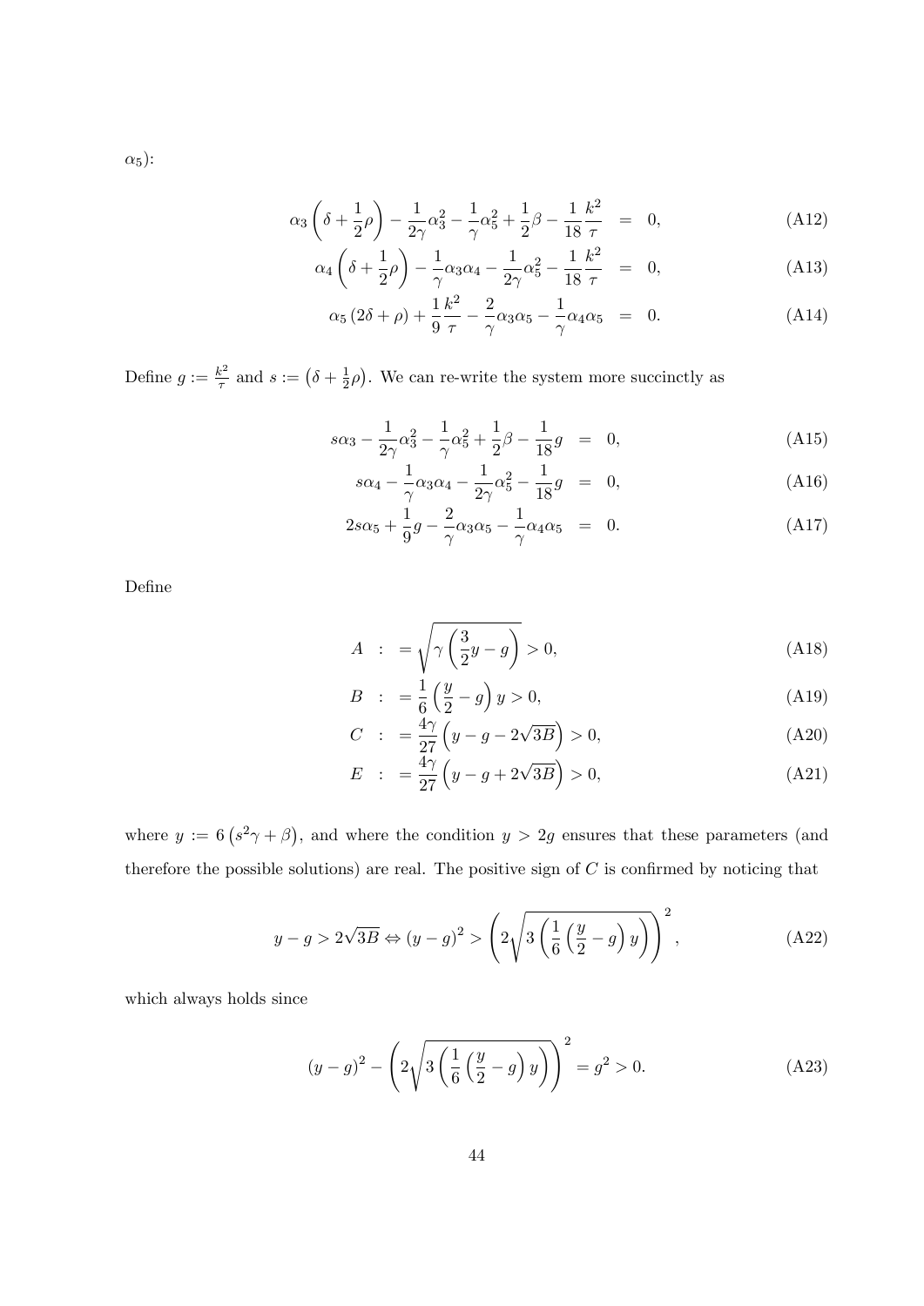$\alpha_5$):

$$\alpha_3\left(\delta+\frac{1}{2}\rho\right)-\frac{1}{2\gamma}\alpha_3^2-\frac{1}{\gamma}\alpha_5^2+\frac{1}{2}\beta-\frac{1}{18}\frac{k^2}{\tau} = 0, \tag{A12}$$

$$\alpha_4\left(\delta+\frac{1}{2}\rho\right)-\frac{1}{\gamma}\alpha_3\alpha_4-\frac{1}{2\gamma}\alpha_5^2-\frac{1}{18}\frac{k^2}{\tau} = 0, \tag{A13}$$

$$\alpha_5\left(2\delta+\rho\right)+\frac{1}{9}\frac{k^2}{\tau}-\frac{2}{\gamma}\alpha_3\alpha_5-\frac{1}{\gamma}\alpha_4\alpha_5 = 0. \tag{A14}$$

Define $g:=\frac{k^2}{\tau}$ and $s:=\left(\delta+\frac{1}{2}\rho\right)$. We can re-write the system more succinctly as

$$s\alpha_3-\frac{1}{2\gamma}\alpha_3^2-\frac{1}{\gamma}\alpha_5^2+\frac{1}{2}\beta-\frac{1}{18}g = 0, \tag{A15}$$

$$s\alpha_4-\frac{1}{\gamma}\alpha_3\alpha_4-\frac{1}{2\gamma}\alpha_5^2-\frac{1}{18}g = 0, \tag{A16}$$

$$2s\alpha_5+\frac{1}{9}g-\frac{2}{\gamma}\alpha_3\alpha_5-\frac{1}{\gamma}\alpha_4\alpha_5 = 0. \tag{A17}$$

Define

$$A := \sqrt{\gamma\left(\frac{3}{2}y-g\right)}>0, \tag{A18}$$

$$B := \frac{1}{6}\left(\frac{y}{2}-g\right)y>0, \tag{A19}$$

$$C := \frac{4\gamma}{27}\left(y-g-2\sqrt{3B}\right)>0, \tag{A20}$$

$$E := \frac{4\gamma}{27}\left(y-g+2\sqrt{3B}\right)>0, \tag{A21}$$

where $y:=6\left(s^2\gamma+\beta\right)$, and where the condition $y>2g$ ensures that these parameters (and therefore the possible solutions) are real. The positive sign of $C$ is confirmed by noticing that

$$y-g>2\sqrt{3B}\Leftrightarrow(y-g)^2>\left(2\sqrt{3\left(\frac{1}{6}\left(\frac{y}{2}-g\right)y\right)}\right)^2, \tag{A22}$$

which always holds since

$$(y-g)^2-\left(2\sqrt{3\left(\frac{1}{6}\left(\frac{y}{2}-g\right)y\right)}\right)^2=g^2>0. \tag{A23}$$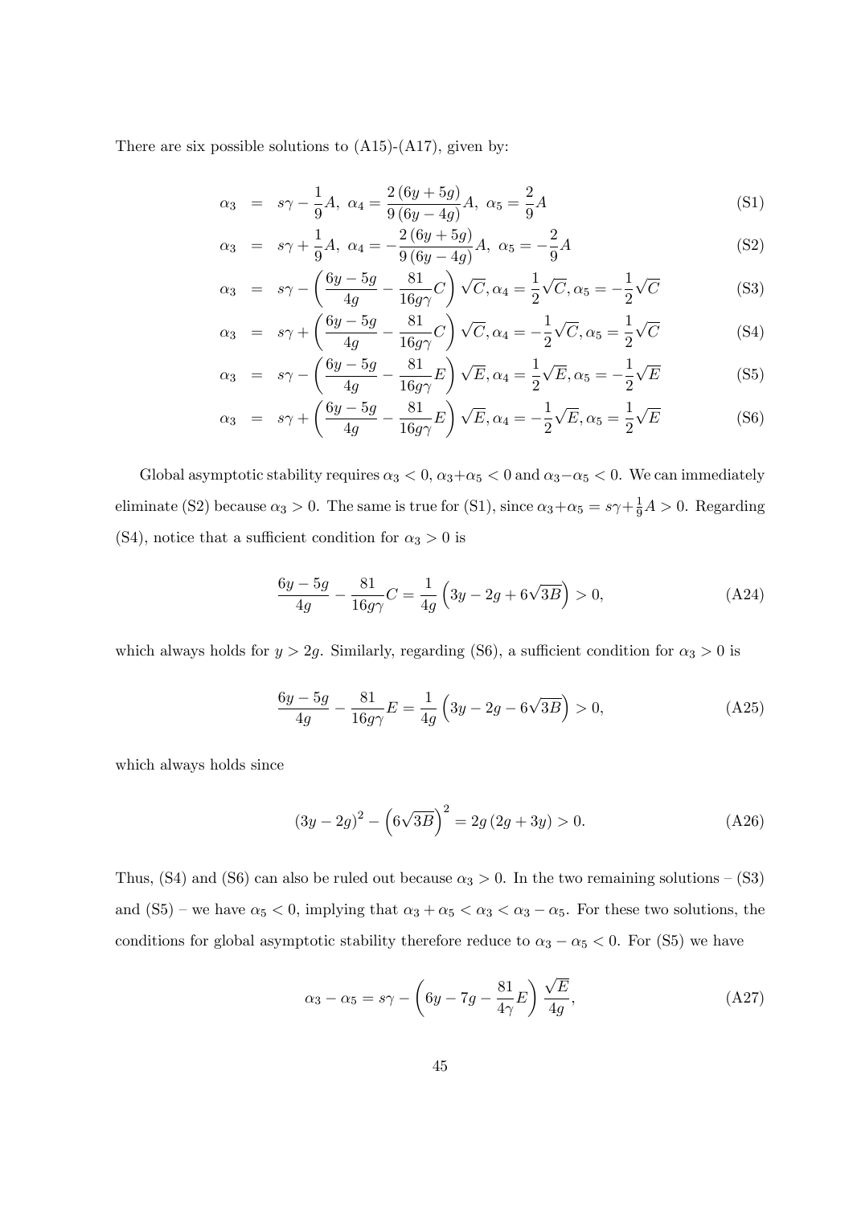There are six possible solutions to (A15)-(A17), given by:

$$\alpha_3 = s\gamma - \frac{1}{9}A, \; \alpha_4 = \frac{2(6y+5g)}{9(6y-4g)}A, \; \alpha_5 = \frac{2}{9}A \tag{S1}$$

$$\alpha_3 = s\gamma + \frac{1}{9}A, \; \alpha_4 = -\frac{2(6y+5g)}{9(6y-4g)}A, \; \alpha_5 = -\frac{2}{9}A \tag{S2}$$

$$\alpha_3 = s\gamma - \left(\frac{6y-5g}{4g} - \frac{81}{16g\gamma}C\right)\sqrt{C}, \alpha_4 = \frac{1}{2}\sqrt{C}, \alpha_5 = -\frac{1}{2}\sqrt{C} \tag{S3}$$

$$\alpha_3 = s\gamma + \left(\frac{6y-5g}{4g} - \frac{81}{16g\gamma}C\right)\sqrt{C}, \alpha_4 = -\frac{1}{2}\sqrt{C}, \alpha_5 = \frac{1}{2}\sqrt{C} \tag{S4}$$

$$\alpha_3 = s\gamma - \left(\frac{6y-5g}{4g} - \frac{81}{16g\gamma}E\right)\sqrt{E}, \alpha_4 = \frac{1}{2}\sqrt{E}, \alpha_5 = -\frac{1}{2}\sqrt{E} \tag{S5}$$

$$\alpha_3 = s\gamma + \left(\frac{6y-5g}{4g} - \frac{81}{16g\gamma}E\right)\sqrt{E}, \alpha_4 = -\frac{1}{2}\sqrt{E}, \alpha_5 = \frac{1}{2}\sqrt{E} \tag{S6}$$

Global asymptotic stability requires $\alpha_3 < 0$, $\alpha_3 + \alpha_5 < 0$ and $\alpha_3 - \alpha_5 < 0$. We can immediately eliminate (S2) because $\alpha_3 > 0$. The same is true for (S1), since $\alpha_3 + \alpha_5 = s\gamma + \frac{1}{9}A > 0$. Regarding (S4), notice that a sufficient condition for $\alpha_3 > 0$ is

$$\frac{6y-5g}{4g} - \frac{81}{16g\gamma}C = \frac{1}{4g}\left(3y - 2g + 6\sqrt{3B}\right) > 0, \tag{A24}$$

which always holds for $y > 2g$. Similarly, regarding (S6), a sufficient condition for $\alpha_3 > 0$ is

$$\frac{6y-5g}{4g} - \frac{81}{16g\gamma}E = \frac{1}{4g}\left(3y - 2g - 6\sqrt{3B}\right) > 0, \tag{A25}$$

which always holds since

$$(3y-2g)^2 - \left(6\sqrt{3B}\right)^2 = 2g(2g+3y) > 0. \tag{A26}$$

Thus, (S4) and (S6) can also be ruled out because $\alpha_3 > 0$. In the two remaining solutions – (S3) and (S5) – we have $\alpha_5 < 0$, implying that $\alpha_3 + \alpha_5 < \alpha_3 < \alpha_3 - \alpha_5$. For these two solutions, the conditions for global asymptotic stability therefore reduce to $\alpha_3 - \alpha_5 < 0$. For (S5) we have

$$\alpha_3 - \alpha_5 = s\gamma - \left(6y - 7g - \frac{81}{4\gamma}E\right)\frac{\sqrt{E}}{4g}, \tag{A27}$$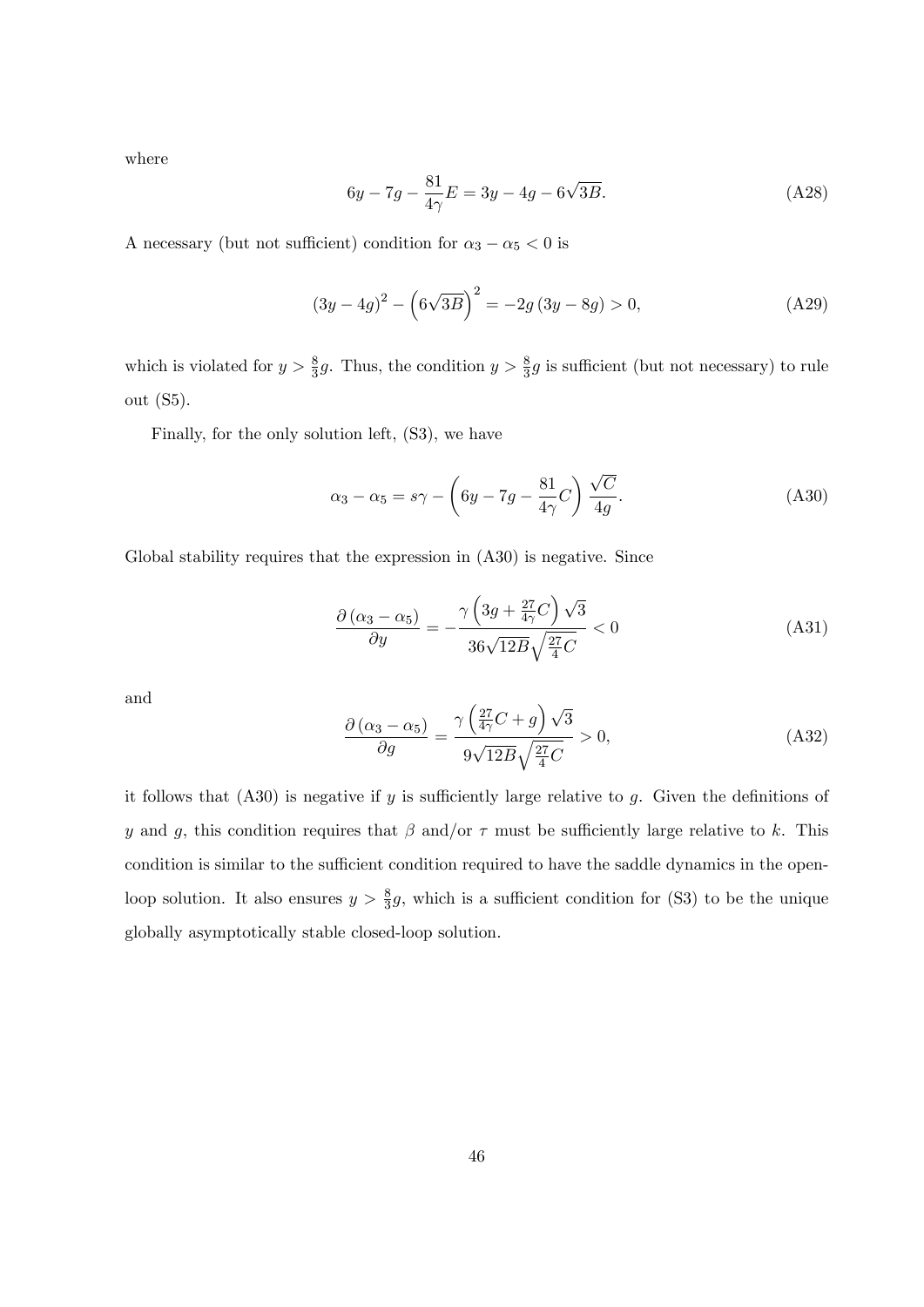where

$$6y - 7g - \frac{81}{4\gamma}E = 3y - 4g - 6\sqrt{3B}. \tag{A28}$$

A necessary (but not sufficient) condition for $\alpha_3 - \alpha_5 < 0$ is

$$(3y - 4g)^2 - \left(6\sqrt{3B}\right)^2 = -2g\,(3y - 8g) > 0, \tag{A29}$$

which is violated for $y > \frac{8}{3}g$. Thus, the condition $y > \frac{8}{3}g$ is sufficient (but not necessary) to rule out (S5).

Finally, for the only solution left, (S3), we have

$$\alpha_3 - \alpha_5 = s\gamma - \left(6y - 7g - \frac{81}{4\gamma}C\right)\frac{\sqrt{C}}{4g}. \tag{A30}$$

Global stability requires that the expression in (A30) is negative. Since

$$\frac{\partial\left(\alpha_3 - \alpha_5\right)}{\partial y} = -\frac{\gamma\left(3g + \frac{27}{4\gamma}C\right)\sqrt{3}}{36\sqrt{12B}\sqrt{\frac{27}{4}C}} < 0 \tag{A31}$$

and

$$\frac{\partial\left(\alpha_3 - \alpha_5\right)}{\partial g} = \frac{\gamma\left(\frac{27}{4\gamma}C + g\right)\sqrt{3}}{9\sqrt{12B}\sqrt{\frac{27}{4}C}} > 0, \tag{A32}$$

it follows that (A30) is negative if $y$ is sufficiently large relative to $g$. Given the definitions of $y$ and $g$, this condition requires that $\beta$ and/or $\tau$ must be sufficiently large relative to $k$. This condition is similar to the sufficient condition required to have the saddle dynamics in the open-loop solution. It also ensures $y > \frac{8}{3}g$, which is a sufficient condition for (S3) to be the unique globally asymptotically stable closed-loop solution.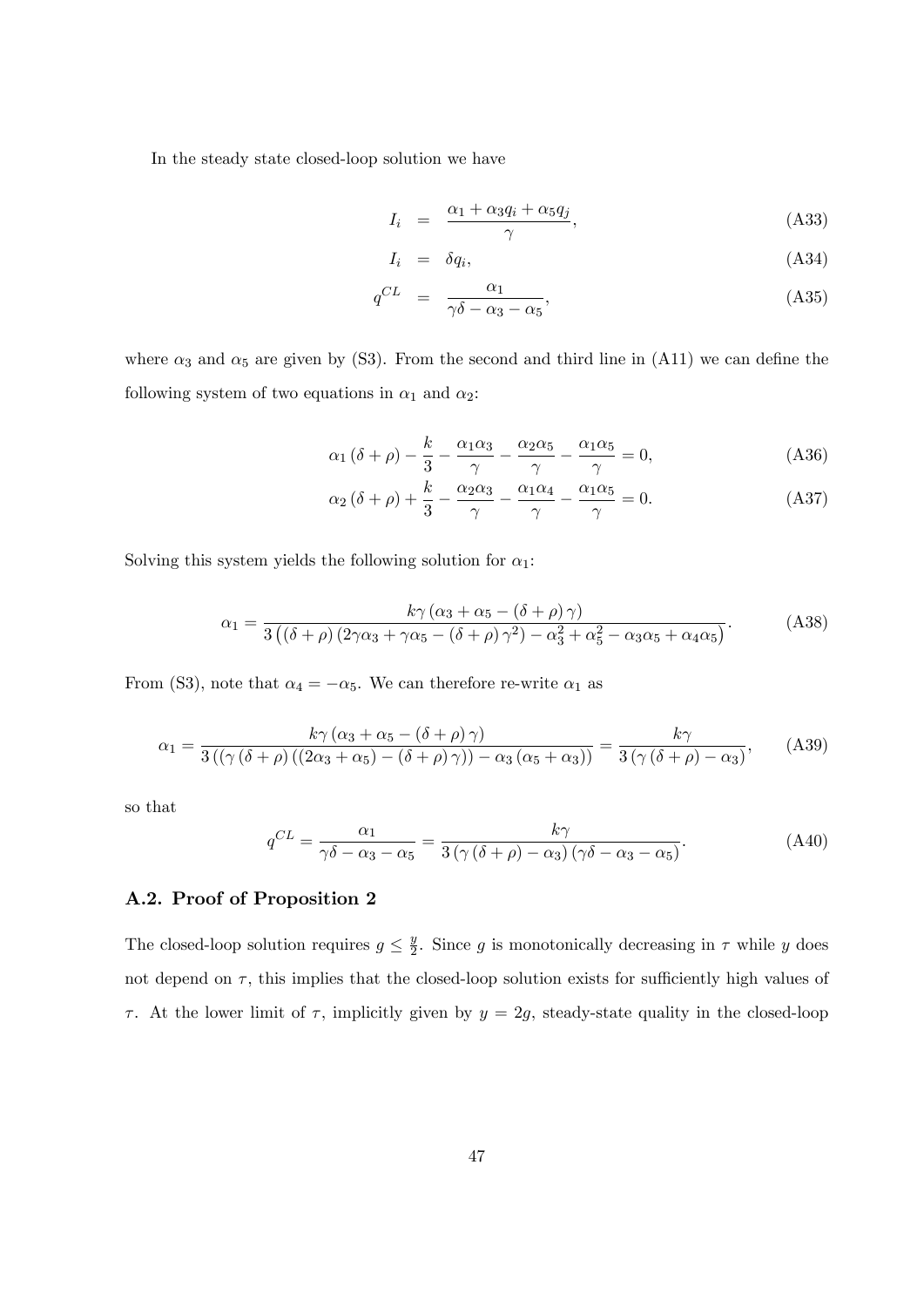In the steady state closed-loop solution we have

$$I_i = \frac{\alpha_1 + \alpha_3 q_i + \alpha_5 q_j}{\gamma}, \tag{A33}$$

$$I_i = \delta q_i, \tag{A34}$$

$$q^{CL} = \frac{\alpha_1}{\gamma\delta - \alpha_3 - \alpha_5}, \tag{A35}$$

where $\alpha_3$ and $\alpha_5$ are given by (S3). From the second and third line in (A11) we can define the following system of two equations in $\alpha_1$ and $\alpha_2$:

$$\alpha_1 (\delta + \rho) - \frac{k}{3} - \frac{\alpha_1 \alpha_3}{\gamma} - \frac{\alpha_2 \alpha_5}{\gamma} - \frac{\alpha_1 \alpha_5}{\gamma} = 0, \tag{A36}$$

$$\alpha_2 (\delta + \rho) + \frac{k}{3} - \frac{\alpha_2 \alpha_3}{\gamma} - \frac{\alpha_1 \alpha_4}{\gamma} - \frac{\alpha_1 \alpha_5}{\gamma} = 0. \tag{A37}$$

Solving this system yields the following solution for $\alpha_1$:

$$\alpha_1 = \frac{k\gamma \left(\alpha_3 + \alpha_5 - (\delta + \rho)\gamma\right)}{3\left((\delta + \rho)\left(2\gamma\alpha_3 + \gamma\alpha_5 - (\delta + \rho)\gamma^2\right) - \alpha_3^2 + \alpha_5^2 - \alpha_3\alpha_5 + \alpha_4\alpha_5\right)}. \tag{A38}$$

From (S3), note that $\alpha_4 = -\alpha_5$. We can therefore re-write $\alpha_1$ as

$$\alpha_1 = \frac{k\gamma \left(\alpha_3 + \alpha_5 - (\delta + \rho)\gamma\right)}{3\left(\left(\gamma(\delta + \rho)\left((2\alpha_3 + \alpha_5) - (\delta + \rho)\gamma\right)\right) - \alpha_3(\alpha_5 + \alpha_3)\right)} = \frac{k\gamma}{3\left(\gamma(\delta + \rho) - \alpha_3\right)}, \tag{A39}$$

so that

$$q^{CL} = \frac{\alpha_1}{\gamma\delta - \alpha_3 - \alpha_5} = \frac{k\gamma}{3\left(\gamma(\delta + \rho) - \alpha_3\right)\left(\gamma\delta - \alpha_3 - \alpha_5\right)}. \tag{A40}$$

### A.2. Proof of Proposition 2

The closed-loop solution requires $g \leq \frac{y}{2}$. Since $g$ is monotonically decreasing in $\tau$ while $y$ does not depend on $\tau$, this implies that the closed-loop solution exists for sufficiently high values of $\tau$. At the lower limit of $\tau$, implicitly given by $y = 2g$, steady-state quality in the closed-loop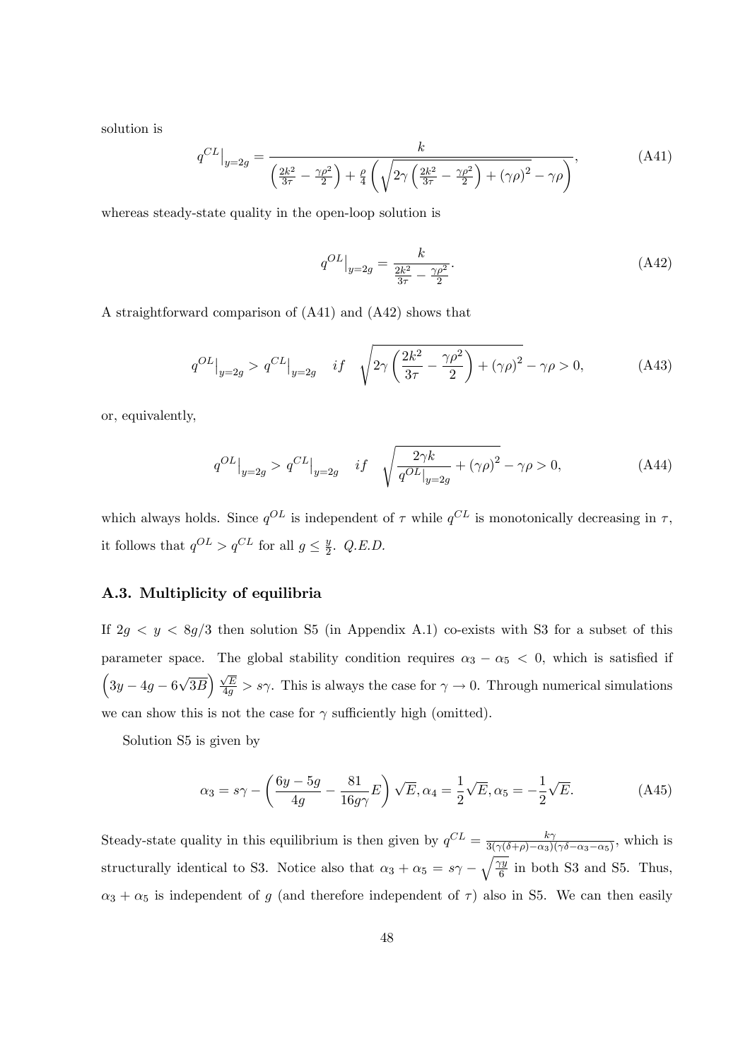solution is

$$q^{CL}\big|_{y=2g} = \frac{k}{\left(\frac{2k^2}{3\tau} - \frac{\gamma\rho^2}{2}\right) + \frac{\rho}{4}\left(\sqrt{2\gamma\left(\frac{2k^2}{3\tau} - \frac{\gamma\rho^2}{2}\right) + (\gamma\rho)^2} - \gamma\rho\right)}, \tag{A41}$$

whereas steady-state quality in the open-loop solution is

$$q^{OL}\big|_{y=2g} = \frac{k}{\frac{2k^2}{3\tau} - \frac{\gamma\rho^2}{2}}. \tag{A42}$$

A straightforward comparison of (A41) and (A42) shows that

$$q^{OL}\big|_{y=2g} > q^{CL}\big|_{y=2g} \quad if \quad \sqrt{2\gamma\left(\frac{2k^2}{3\tau} - \frac{\gamma\rho^2}{2}\right) + (\gamma\rho)^2} - \gamma\rho > 0, \tag{A43}$$

or, equivalently,

$$q^{OL}\big|_{y=2g} > q^{CL}\big|_{y=2g} \quad if \quad \sqrt{\frac{2\gamma k}{q^{OL}\big|_{y=2g}} + (\gamma\rho)^2} - \gamma\rho > 0, \tag{A44}$$

which always holds. Since $q^{OL}$ is independent of $\tau$ while $q^{CL}$ is monotonically decreasing in $\tau$, it follows that $q^{OL} > q^{CL}$ for all $g \leq \frac{y}{2}$. *Q.E.D.*

### A.3. Multiplicity of equilibria

If $2g < y < 8g/3$ then solution S5 (in Appendix A.1) co-exists with S3 for a subset of this parameter space. The global stability condition requires $\alpha_3 - \alpha_5 < 0$, which is satisfied if $\left(3y - 4g - 6\sqrt{3B}\right)\frac{\sqrt{E}}{4g} > s\gamma$. This is always the case for $\gamma \to 0$. Through numerical simulations we can show this is not the case for $\gamma$ sufficiently high (omitted).

Solution S5 is given by

$$\alpha_3 = s\gamma - \left(\frac{6y - 5g}{4g} - \frac{81}{16g\gamma}E\right)\sqrt{E}, \alpha_4 = \frac{1}{2}\sqrt{E}, \alpha_5 = -\frac{1}{2}\sqrt{E}. \tag{A45}$$

Steady-state quality in this equilibrium is then given by $q^{CL} = \frac{k\gamma}{3(\gamma(\delta+\rho)-\alpha_3)(\gamma\delta-\alpha_3-\alpha_5)}$, which is structurally identical to S3. Notice also that $\alpha_3 + \alpha_5 = s\gamma - \sqrt{\frac{\gamma y}{6}}$ in both S3 and S5. Thus, $\alpha_3 + \alpha_5$ is independent of $g$ (and therefore independent of $\tau$) also in S5. We can then easily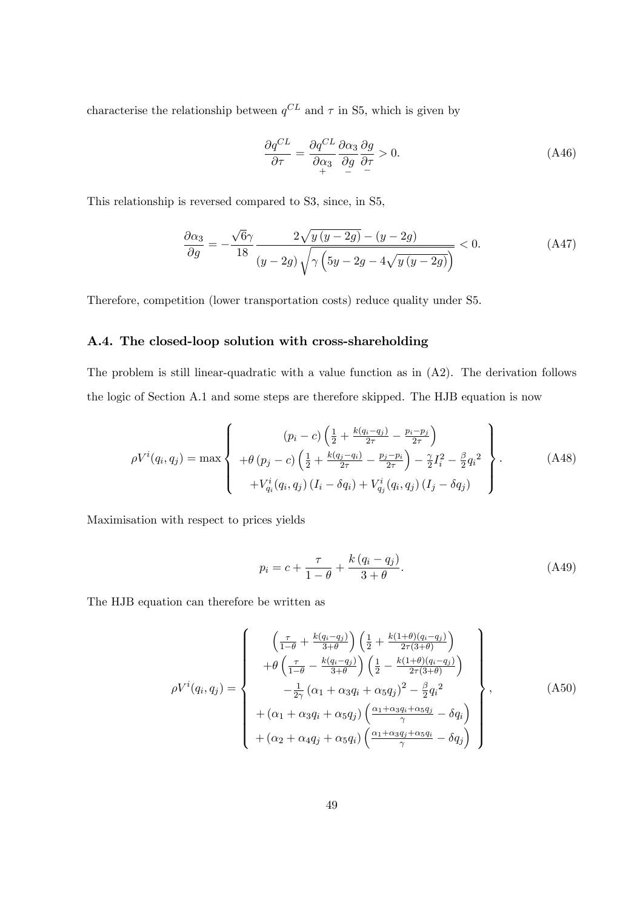characterise the relationship between $q^{CL}$ and $\tau$ in S5, which is given by

$$\frac{\partial q^{CL}}{\partial \tau} = \underset{+}{\frac{\partial q^{CL}}{\partial \alpha_3}} \underset{-}{\frac{\partial \alpha_3}{\partial g}} \underset{-}{\frac{\partial g}{\partial \tau}} > 0. \tag{A46}$$

This relationship is reversed compared to S3, since, in S5,

$$\frac{\partial \alpha_3}{\partial g} = -\frac{\sqrt{6}\gamma}{18} \frac{2\sqrt{y\,(y-2g)} - (y-2g)}{(y-2g)\sqrt{\gamma\left(5y - 2g - 4\sqrt{y\,(y-2g)}\right)}} < 0. \tag{A47}$$

Therefore, competition (lower transportation costs) reduce quality under S5.

### A.4. The closed-loop solution with cross-shareholding

The problem is still linear-quadratic with a value function as in (A2). The derivation follows the logic of Section A.1 and some steps are therefore skipped. The HJB equation is now

$$\rho V^i(q_i, q_j) = \max \left\{ \begin{array}{c} (p_i - c)\left(\frac{1}{2} + \frac{k(q_i - q_j)}{2\tau} - \frac{p_i - p_j}{2\tau}\right) \\ +\theta\,(p_j - c)\left(\frac{1}{2} + \frac{k(q_j - q_i)}{2\tau} - \frac{p_j - p_i}{2\tau}\right) - \frac{\gamma}{2} I_i^2 - \frac{\beta}{2} {q_i}^2 \\ +V^i_{q_i}(q_i, q_j)\,(I_i - \delta q_i) + V^i_{q_j}(q_i, q_j)\,(I_j - \delta q_j) \end{array} \right\}. \tag{A48}$$

Maximisation with respect to prices yields

$$p_i = c + \frac{\tau}{1-\theta} + \frac{k\,(q_i - q_j)}{3+\theta}. \tag{A49}$$

The HJB equation can therefore be written as

$$\rho V^i(q_i, q_j) = \left\{ \begin{array}{c} \left(\frac{\tau}{1-\theta} + \frac{k(q_i - q_j)}{3+\theta}\right)\left(\frac{1}{2} + \frac{k(1+\theta)(q_i - q_j)}{2\tau(3+\theta)}\right) \\ +\theta\left(\frac{\tau}{1-\theta} - \frac{k(q_i - q_j)}{3+\theta}\right)\left(\frac{1}{2} - \frac{k(1+\theta)(q_i - q_j)}{2\tau(3+\theta)}\right) \\ -\frac{1}{2\gamma}\left(\alpha_1 + \alpha_3 q_i + \alpha_5 q_j\right)^2 - \frac{\beta}{2} {q_i}^2 \\ +\left(\alpha_1 + \alpha_3 q_i + \alpha_5 q_j\right)\left(\frac{\alpha_1 + \alpha_3 q_i + \alpha_5 q_j}{\gamma} - \delta q_i\right) \\ +\left(\alpha_2 + \alpha_4 q_j + \alpha_5 q_i\right)\left(\frac{\alpha_1 + \alpha_3 q_j + \alpha_5 q_i}{\gamma} - \delta q_j\right) \end{array} \right\}, \tag{A50}$$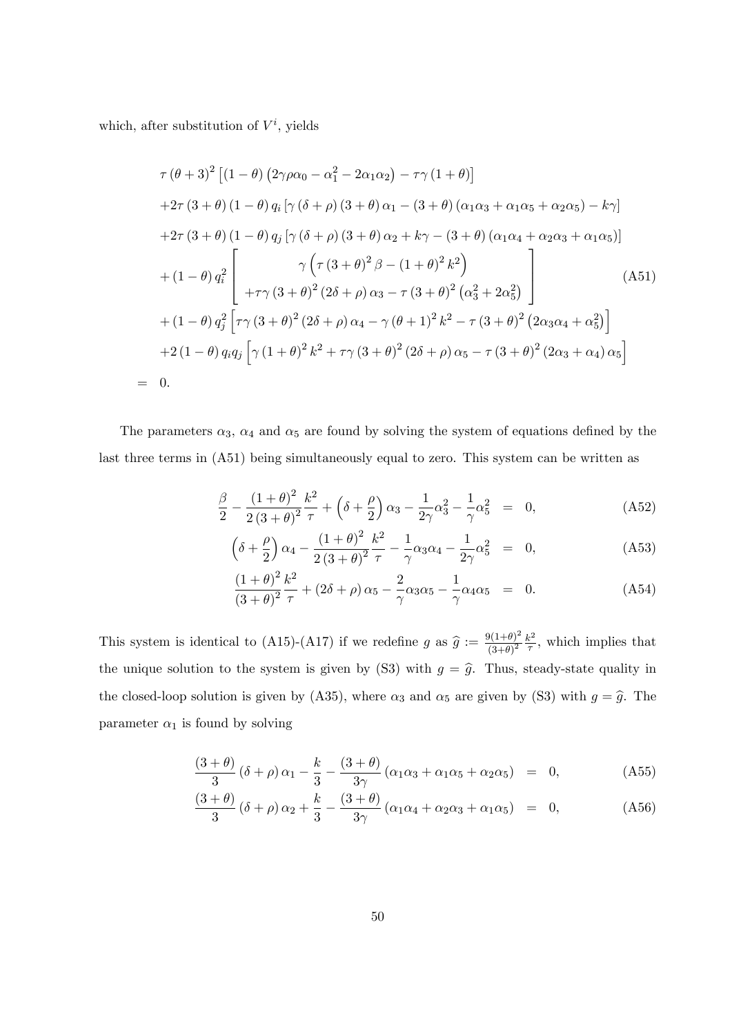which, after substitution of $V^i$, yields

$$
\begin{aligned}
& \tau(\theta+3)^2\left[(1-\theta)\left(2\gamma\rho\alpha_0-\alpha_1^2-2\alpha_1\alpha_2\right)-\tau\gamma(1+\theta)\right] \\
& +2\tau(3+\theta)(1-\theta)q_i\left[\gamma(\delta+\rho)(3+\theta)\alpha_1-(3+\theta)(\alpha_1\alpha_3+\alpha_1\alpha_5+\alpha_2\alpha_5)-k\gamma\right] \\
& +2\tau(3+\theta)(1-\theta)q_j\left[\gamma(\delta+\rho)(3+\theta)\alpha_2+k\gamma-(3+\theta)(\alpha_1\alpha_4+\alpha_2\alpha_3+\alpha_1\alpha_5)\right] \\
& +(1-\theta)q_i^2\left[\begin{array}{c}\gamma\left(\tau(3+\theta)^2\beta-(1+\theta)^2k^2\right) \\ +\tau\gamma(3+\theta)^2(2\delta+\rho)\alpha_3-\tau(3+\theta)^2\left(\alpha_3^2+2\alpha_5^2\right)\end{array}\right] \\
& +(1-\theta)q_j^2\left[\tau\gamma(3+\theta)^2(2\delta+\rho)\alpha_4-\gamma(\theta+1)^2k^2-\tau(3+\theta)^2\left(2\alpha_3\alpha_4+\alpha_5^2\right)\right] \\
& +2(1-\theta)q_iq_j\left[\gamma(1+\theta)^2k^2+\tau\gamma(3+\theta)^2(2\delta+\rho)\alpha_5-\tau(3+\theta)^2(2\alpha_3+\alpha_4)\alpha_5\right] \\
= \; & 0.
\end{aligned}
\tag{A51}
$$

The parameters $\alpha_3$, $\alpha_4$ and $\alpha_5$ are found by solving the system of equations defined by the last three terms in (A51) being simultaneously equal to zero. This system can be written as

$$
\frac{\beta}{2}-\frac{(1+\theta)^2}{2(3+\theta)^2}\frac{k^2}{\tau}+\left(\delta+\frac{\rho}{2}\right)\alpha_3-\frac{1}{2\gamma}\alpha_3^2-\frac{1}{\gamma}\alpha_5^2 = 0, \tag{A52}
$$

$$
\left(\delta+\frac{\rho}{2}\right)\alpha_4-\frac{(1+\theta)^2}{2(3+\theta)^2}\frac{k^2}{\tau}-\frac{1}{\gamma}\alpha_3\alpha_4-\frac{1}{2\gamma}\alpha_5^2 = 0, \tag{A53}
$$

$$
\frac{(1+\theta)^2}{(3+\theta)^2}\frac{k^2}{\tau}+(2\delta+\rho)\alpha_5-\frac{2}{\gamma}\alpha_3\alpha_5-\frac{1}{\gamma}\alpha_4\alpha_5 = 0. \tag{A54}
$$

This system is identical to (A15)-(A17) if we redefine $g$ as $\widehat{g} := \frac{9(1+\theta)^2}{(3+\theta)^2}\frac{k^2}{\tau}$, which implies that the unique solution to the system is given by (S3) with $g=\widehat{g}$. Thus, steady-state quality in the closed-loop solution is given by (A35), where $\alpha_3$ and $\alpha_5$ are given by (S3) with $g=\widehat{g}$. The parameter $\alpha_1$ is found by solving

$$
\frac{(3+\theta)}{3}(\delta+\rho)\alpha_1-\frac{k}{3}-\frac{(3+\theta)}{3\gamma}(\alpha_1\alpha_3+\alpha_1\alpha_5+\alpha_2\alpha_5) = 0, \tag{A55}
$$

$$
\frac{(3+\theta)}{3}(\delta+\rho)\alpha_2+\frac{k}{3}-\frac{(3+\theta)}{3\gamma}(\alpha_1\alpha_4+\alpha_2\alpha_3+\alpha_1\alpha_5) = 0, \tag{A56}
$$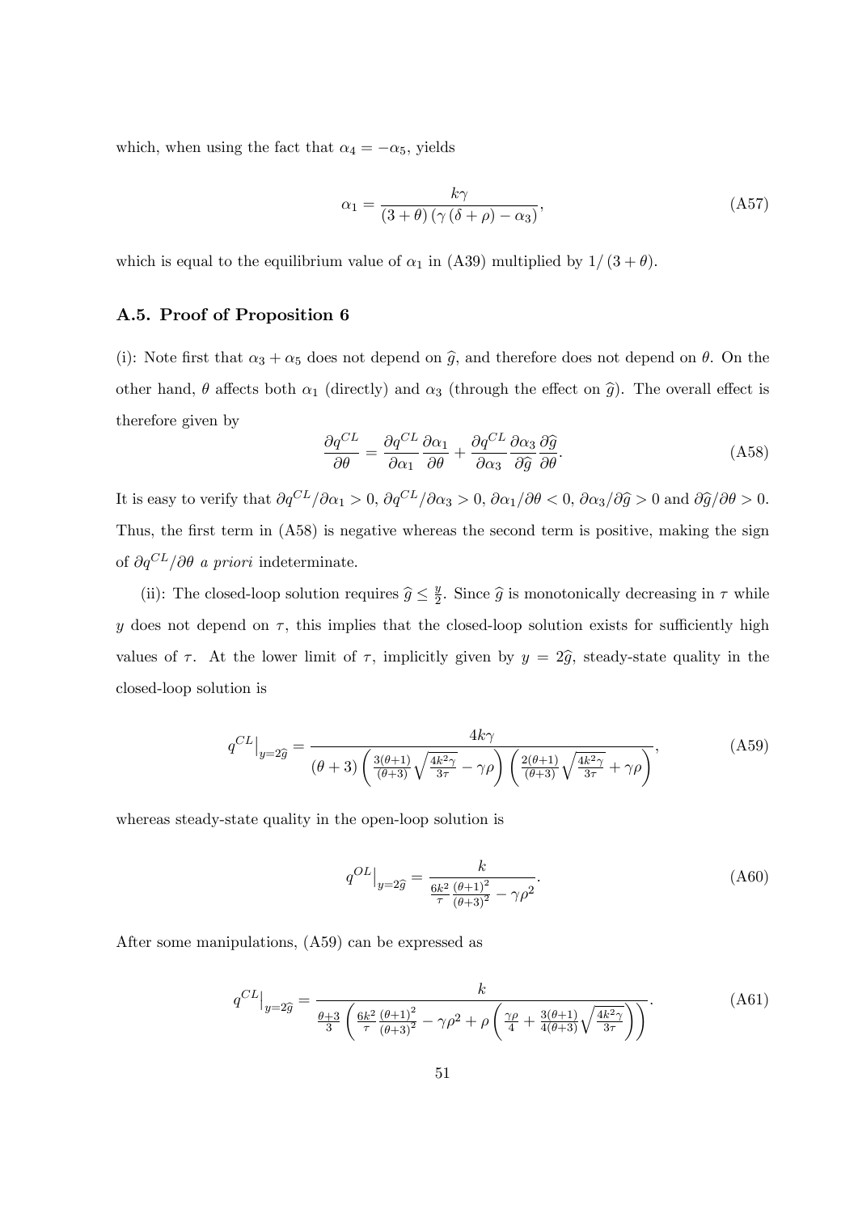which, when using the fact that $\alpha_4 = -\alpha_5$, yields

$$\alpha_1 = \frac{k\gamma}{(3+\theta)\left(\gamma\left(\delta+\rho\right)-\alpha_3\right)}, \tag{A57}$$

which is equal to the equilibrium value of $\alpha_1$ in (A39) multiplied by $1/(3+\theta)$.

### A.5. Proof of Proposition 6

(i): Note first that $\alpha_3 + \alpha_5$ does not depend on $\widehat{g}$, and therefore does not depend on $\theta$. On the other hand, $\theta$ affects both $\alpha_1$ (directly) and $\alpha_3$ (through the effect on $\widehat{g}$). The overall effect is therefore given by

$$\frac{\partial q^{CL}}{\partial \theta} = \frac{\partial q^{CL}}{\partial \alpha_1}\frac{\partial \alpha_1}{\partial \theta} + \frac{\partial q^{CL}}{\partial \alpha_3}\frac{\partial \alpha_3}{\partial \widehat{g}}\frac{\partial \widehat{g}}{\partial \theta}. \tag{A58}$$

It is easy to verify that $\partial q^{CL}/\partial \alpha_1 > 0$, $\partial q^{CL}/\partial \alpha_3 > 0$, $\partial \alpha_1/\partial \theta < 0$, $\partial \alpha_3/\partial \widehat{g} > 0$ and $\partial \widehat{g}/\partial \theta > 0$. Thus, the first term in (A58) is negative whereas the second term is positive, making the sign of $\partial q^{CL}/\partial \theta$ *a priori* indeterminate.

(ii): The closed-loop solution requires $\widehat{g} \leq \frac{y}{2}$. Since $\widehat{g}$ is monotonically decreasing in $\tau$ while $y$ does not depend on $\tau$, this implies that the closed-loop solution exists for sufficiently high values of $\tau$. At the lower limit of $\tau$, implicitly given by $y = 2\widehat{g}$, steady-state quality in the closed-loop solution is

$$q^{CL}\big|_{y=2\widehat{g}} = \frac{4k\gamma}{(\theta+3)\left(\frac{3(\theta+1)}{(\theta+3)}\sqrt{\frac{4k^2\gamma}{3\tau}} - \gamma\rho\right)\left(\frac{2(\theta+1)}{(\theta+3)}\sqrt{\frac{4k^2\gamma}{3\tau}} + \gamma\rho\right)}, \tag{A59}$$

whereas steady-state quality in the open-loop solution is

$$q^{OL}\big|_{y=2\widehat{g}} = \frac{k}{\frac{6k^2}{\tau}\frac{(\theta+1)^2}{(\theta+3)^2} - \gamma\rho^2}. \tag{A60}$$

After some manipulations, (A59) can be expressed as

$$q^{CL}\big|_{y=2\widehat{g}} = \frac{k}{\frac{\theta+3}{3}\left(\frac{6k^2}{\tau}\frac{(\theta+1)^2}{(\theta+3)^2} - \gamma\rho^2 + \rho\left(\frac{\gamma\rho}{4} + \frac{3(\theta+1)}{4(\theta+3)}\sqrt{\frac{4k^2\gamma}{3\tau}}\right)\right)}. \tag{A61}$$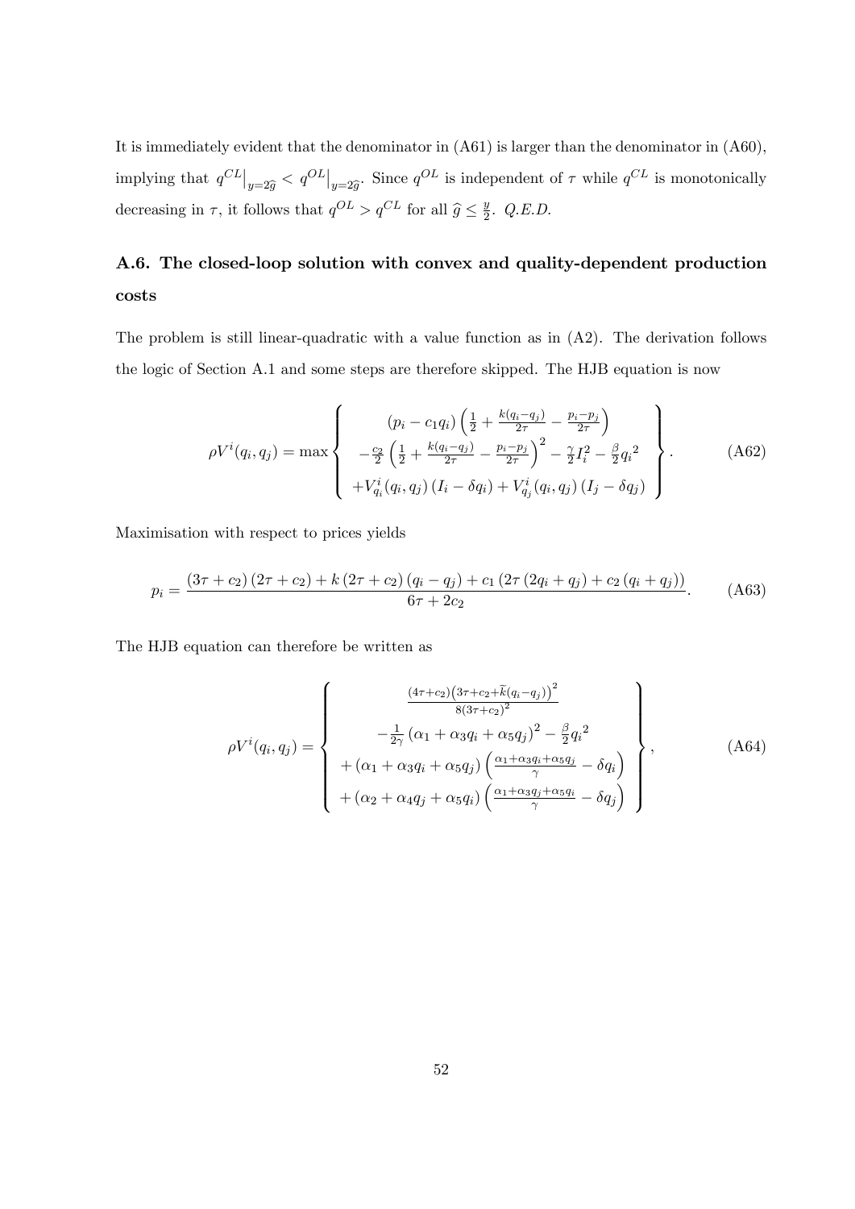It is immediately evident that the denominator in (A61) is larger than the denominator in (A60), implying that $q^{CL}\big|_{y=2\widehat{g}} < q^{OL}\big|_{y=2\widehat{g}}$. Since $q^{OL}$ is independent of $\tau$ while $q^{CL}$ is monotonically decreasing in $\tau$, it follows that $q^{OL} > q^{CL}$ for all $\widehat{g} \leq \frac{y}{2}$. *Q.E.D.*

## A.6. The closed-loop solution with convex and quality-dependent production costs

The problem is still linear-quadratic with a value function as in (A2). The derivation follows the logic of Section A.1 and some steps are therefore skipped. The HJB equation is now

$$\rho V^i(q_i, q_j) = \max \left\{ \begin{array}{c} (p_i - c_1 q_i)\left(\frac{1}{2} + \frac{k(q_i - q_j)}{2\tau} - \frac{p_i - p_j}{2\tau}\right) \\ -\frac{c_2}{2}\left(\frac{1}{2} + \frac{k(q_i - q_j)}{2\tau} - \frac{p_i - p_j}{2\tau}\right)^2 - \frac{\gamma}{2} I_i^2 - \frac{\beta}{2} {q_i}^2 \\ + V^i_{q_i}(q_i, q_j)\left(I_i - \delta q_i\right) + V^i_{q_j}(q_i, q_j)\left(I_j - \delta q_j\right) \end{array} \right\}. \tag{A62}$$

Maximisation with respect to prices yields

$$p_i = \frac{(3\tau + c_2)(2\tau + c_2) + k(2\tau + c_2)(q_i - q_j) + c_1\left(2\tau\left(2q_i + q_j\right) + c_2\left(q_i + q_j\right)\right)}{6\tau + 2c_2}. \tag{A63}$$

The HJB equation can therefore be written as

$$\rho V^i(q_i, q_j) = \left\{ \begin{array}{c} \frac{(4\tau + c_2)\left(3\tau + c_2 + \widetilde{k}(q_i - q_j)\right)^2}{8(3\tau + c_2)^2} \\ -\frac{1}{2\gamma}\left(\alpha_1 + \alpha_3 q_i + \alpha_5 q_j\right)^2 - \frac{\beta}{2} {q_i}^2 \\ + \left(\alpha_1 + \alpha_3 q_i + \alpha_5 q_j\right)\left(\frac{\alpha_1 + \alpha_3 q_i + \alpha_5 q_j}{\gamma} - \delta q_i\right) \\ + \left(\alpha_2 + \alpha_4 q_j + \alpha_5 q_i\right)\left(\frac{\alpha_1 + \alpha_3 q_j + \alpha_5 q_i}{\gamma} - \delta q_j\right) \end{array} \right\}, \tag{A64}$$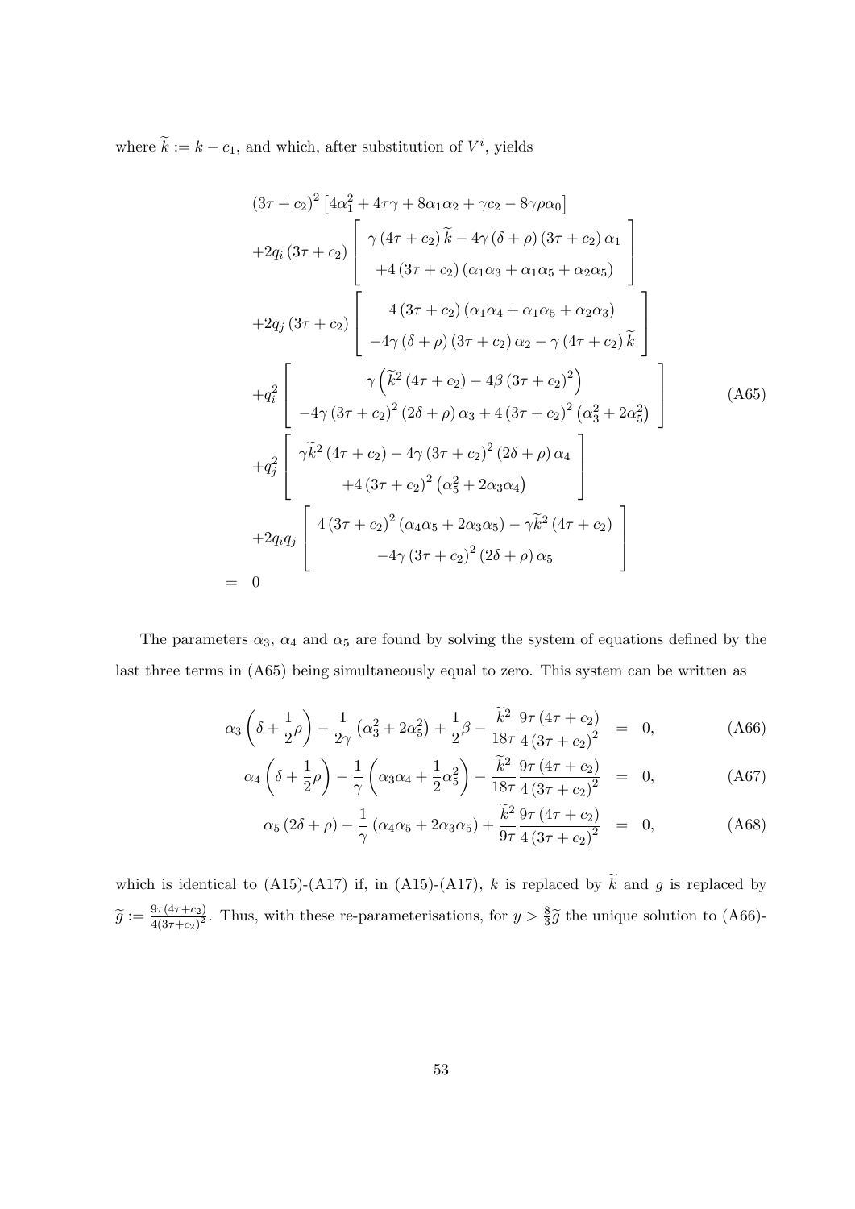where $\widetilde{k} := k - c_1$, and which, after substitution of $V^i$, yields

$$
\begin{aligned}
& (3\tau + c_2)^2 \left[4\alpha_1^2 + 4\tau\gamma + 8\alpha_1\alpha_2 + \gamma c_2 - 8\gamma\rho\alpha_0\right] \\
& + 2q_i (3\tau + c_2) \left[ \begin{array}{c} \gamma (4\tau + c_2) \widetilde{k} - 4\gamma (\delta + \rho)(3\tau + c_2) \alpha_1 \\ +4 (3\tau + c_2)(\alpha_1\alpha_3 + \alpha_1\alpha_5 + \alpha_2\alpha_5) \end{array} \right] \\
& + 2q_j (3\tau + c_2) \left[ \begin{array}{c} 4 (3\tau + c_2)(\alpha_1\alpha_4 + \alpha_1\alpha_5 + \alpha_2\alpha_3) \\ -4\gamma (\delta + \rho)(3\tau + c_2) \alpha_2 - \gamma (4\tau + c_2) \widetilde{k} \end{array} \right] \\
& + q_i^2 \left[ \begin{array}{c} \gamma \left( \widetilde{k}^2 (4\tau + c_2) - 4\beta (3\tau + c_2)^2 \right) \\ -4\gamma (3\tau + c_2)^2 (2\delta + \rho) \alpha_3 + 4 (3\tau + c_2)^2 \left(\alpha_3^2 + 2\alpha_5^2\right) \end{array} \right] \\
& + q_j^2 \left[ \begin{array}{c} \gamma \widetilde{k}^2 (4\tau + c_2) - 4\gamma (3\tau + c_2)^2 (2\delta + \rho) \alpha_4 \\ +4 (3\tau + c_2)^2 \left(\alpha_5^2 + 2\alpha_3\alpha_4\right) \end{array} \right] \\
& + 2q_i q_j \left[ \begin{array}{c} 4 (3\tau + c_2)^2 (\alpha_4\alpha_5 + 2\alpha_3\alpha_5) - \gamma \widetilde{k}^2 (4\tau + c_2) \\ -4\gamma (3\tau + c_2)^2 (2\delta + \rho) \alpha_5 \end{array} \right] \\
= \; & 0
\end{aligned}
\tag{A65}
$$

The parameters $\alpha_3$, $\alpha_4$ and $\alpha_5$ are found by solving the system of equations defined by the last three terms in (A65) being simultaneously equal to zero. This system can be written as

$$
\alpha_3 \left(\delta + \frac{1}{2}\rho\right) - \frac{1}{2\gamma}\left(\alpha_3^2 + 2\alpha_5^2\right) + \frac{1}{2}\beta - \frac{\widetilde{k}^2}{18\tau} \frac{9\tau (4\tau + c_2)}{4 (3\tau + c_2)^2} = 0, \tag{A66}
$$

$$
\alpha_4 \left(\delta + \frac{1}{2}\rho\right) - \frac{1}{\gamma}\left(\alpha_3\alpha_4 + \frac{1}{2}\alpha_5^2\right) - \frac{\widetilde{k}^2}{18\tau} \frac{9\tau (4\tau + c_2)}{4 (3\tau + c_2)^2} = 0, \tag{A67}
$$

$$
\alpha_5 (2\delta + \rho) - \frac{1}{\gamma}\left(\alpha_4\alpha_5 + 2\alpha_3\alpha_5\right) + \frac{\widetilde{k}^2}{9\tau} \frac{9\tau (4\tau + c_2)}{4 (3\tau + c_2)^2} = 0, \tag{A68}
$$

which is identical to (A15)-(A17) if, in (A15)-(A17), $k$ is replaced by $\widetilde{k}$ and $g$ is replaced by $\widetilde{g} := \frac{9\tau(4\tau + c_2)}{4(3\tau + c_2)^2}$. Thus, with these re-parameterisations, for $y > \frac{8}{3}\widetilde{g}$ the unique solution to (A66)-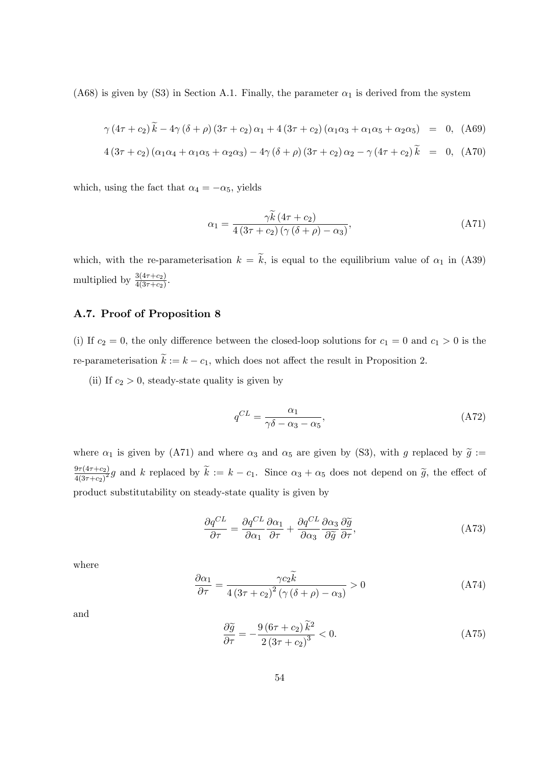(A68) is given by (S3) in Section A.1. Finally, the parameter $\alpha_1$ is derived from the system

$$\gamma(4\tau + c_2)\widetilde{k} - 4\gamma(\delta + \rho)(3\tau + c_2)\alpha_1 + 4(3\tau + c_2)(\alpha_1\alpha_3 + \alpha_1\alpha_5 + \alpha_2\alpha_5) = 0, \quad \text{(A69)}$$

$$4(3\tau + c_2)(\alpha_1\alpha_4 + \alpha_1\alpha_5 + \alpha_2\alpha_3) - 4\gamma(\delta + \rho)(3\tau + c_2)\alpha_2 - \gamma(4\tau + c_2)\widetilde{k} = 0, \quad \text{(A70)}$$

which, using the fact that $\alpha_4 = -\alpha_5$, yields

$$\alpha_1 = \frac{\gamma\widetilde{k}(4\tau + c_2)}{4(3\tau + c_2)(\gamma(\delta + \rho) - \alpha_3)}, \quad \text{(A71)}$$

which, with the re-parameterisation $k = \widetilde{k}$, is equal to the equilibrium value of $\alpha_1$ in (A39) multiplied by $\frac{3(4\tau + c_2)}{4(3\tau + c_2)}$.

### A.7. Proof of Proposition 8

(i) If $c_2 = 0$, the only difference between the closed-loop solutions for $c_1 = 0$ and $c_1 > 0$ is the re-parameterisation $\widetilde{k} := k - c_1$, which does not affect the result in Proposition 2.

(ii) If $c_2 > 0$, steady-state quality is given by

$$q^{CL} = \frac{\alpha_1}{\gamma\delta - \alpha_3 - \alpha_5}, \quad \text{(A72)}$$

where $\alpha_1$ is given by (A71) and where $\alpha_3$ and $\alpha_5$ are given by (S3), with $g$ replaced by $\widetilde{g} := \frac{9\tau(4\tau + c_2)}{4(3\tau + c_2)^2}g$ and $k$ replaced by $\widetilde{k} := k - c_1$. Since $\alpha_3 + \alpha_5$ does not depend on $\widetilde{g}$, the effect of product substitutability on steady-state quality is given by

$$\frac{\partial q^{CL}}{\partial \tau} = \frac{\partial q^{CL}}{\partial \alpha_1}\frac{\partial \alpha_1}{\partial \tau} + \frac{\partial q^{CL}}{\partial \alpha_3}\frac{\partial \alpha_3}{\partial \widetilde{g}}\frac{\partial \widetilde{g}}{\partial \tau}, \quad \text{(A73)}$$

where

$$\frac{\partial \alpha_1}{\partial \tau} = \frac{\gamma c_2 \widetilde{k}}{4(3\tau + c_2)^2(\gamma(\delta + \rho) - \alpha_3)} > 0 \quad \text{(A74)}$$

and

$$\frac{\partial \widetilde{g}}{\partial \tau} = -\frac{9(6\tau + c_2)\widetilde{k}^2}{2(3\tau + c_2)^3} < 0. \quad \text{(A75)}$$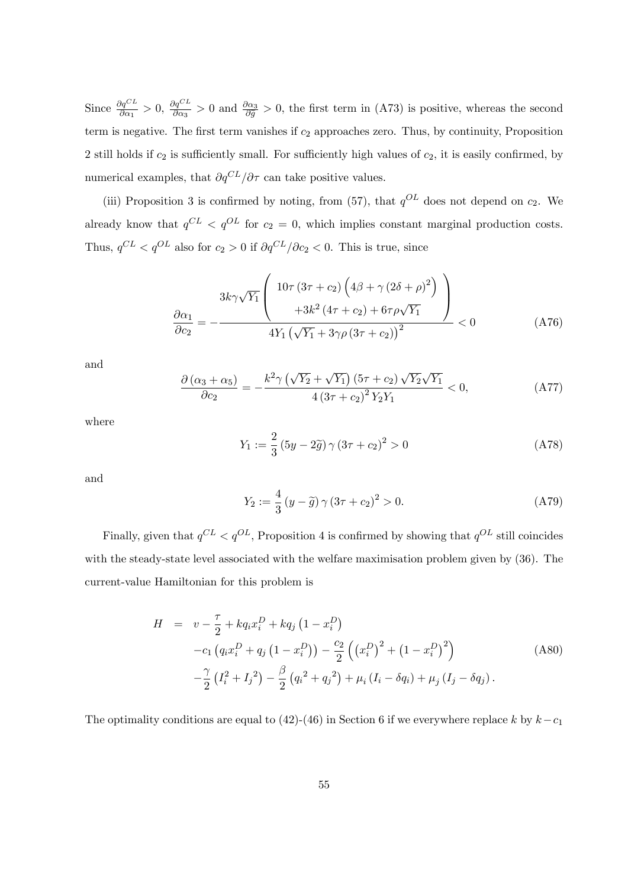Since $\frac{\partial q^{CL}}{\partial \alpha_1} > 0$, $\frac{\partial q^{CL}}{\partial \alpha_3} > 0$ and $\frac{\partial \alpha_3}{\partial g} > 0$, the first term in (A73) is positive, whereas the second term is negative. The first term vanishes if $c_2$ approaches zero. Thus, by continuity, Proposition 2 still holds if $c_2$ is sufficiently small. For sufficiently high values of $c_2$, it is easily confirmed, by numerical examples, that $\partial q^{CL}/\partial \tau$ can take positive values.

(iii) Proposition 3 is confirmed by noting, from (57), that $q^{OL}$ does not depend on $c_2$. We already know that $q^{CL} < q^{OL}$ for $c_2 = 0$, which implies constant marginal production costs. Thus, $q^{CL} < q^{OL}$ also for $c_2 > 0$ if $\partial q^{CL}/\partial c_2 < 0$. This is true, since

$$\frac{\partial \alpha_1}{\partial c_2} = -\frac{3k\gamma\sqrt{Y_1}\left(\begin{array}{c} 10\tau\left(3\tau + c_2\right)\left(4\beta + \gamma\left(2\delta + \rho\right)^2\right) \\ +3k^2\left(4\tau + c_2\right) + 6\tau\rho\sqrt{Y_1} \end{array}\right)}{4Y_1\left(\sqrt{Y_1} + 3\gamma\rho\left(3\tau + c_2\right)\right)^2} < 0 \tag{A76}$$

and

$$\frac{\partial\left(\alpha_3 + \alpha_5\right)}{\partial c_2} = -\frac{k^2\gamma\left(\sqrt{Y_2} + \sqrt{Y_1}\right)\left(5\tau + c_2\right)\sqrt{Y_2}\sqrt{Y_1}}{4\left(3\tau + c_2\right)^2 Y_2 Y_1} < 0, \tag{A77}$$

where

$$Y_1 := \frac{2}{3}\left(5y - 2\widetilde{g}\right)\gamma\left(3\tau + c_2\right)^2 > 0 \tag{A78}$$

and

$$Y_2 := \frac{4}{3}\left(y - \widetilde{g}\right)\gamma\left(3\tau + c_2\right)^2 > 0. \tag{A79}$$

Finally, given that $q^{CL} < q^{OL}$, Proposition 4 is confirmed by showing that $q^{OL}$ still coincides with the steady-state level associated with the welfare maximisation problem given by (36). The current-value Hamiltonian for this problem is

$$\begin{aligned} H &= v - \frac{\tau}{2} + kq_i x_i^D + kq_j\left(1 - x_i^D\right) \\ &\quad - c_1\left(q_i x_i^D + q_j\left(1 - x_i^D\right)\right) - \frac{c_2}{2}\left(\left(x_i^D\right)^2 + \left(1 - x_i^D\right)^2\right) \\ &\quad - \frac{\gamma}{2}\left(I_i^2 + I_j{}^2\right) - \frac{\beta}{2}\left(q_i{}^2 + q_j{}^2\right) + \mu_i\left(I_i - \delta q_i\right) + \mu_j\left(I_j - \delta q_j\right). \end{aligned} \tag{A80}$$

The optimality conditions are equal to (42)-(46) in Section 6 if we everywhere replace $k$ by $k - c_1$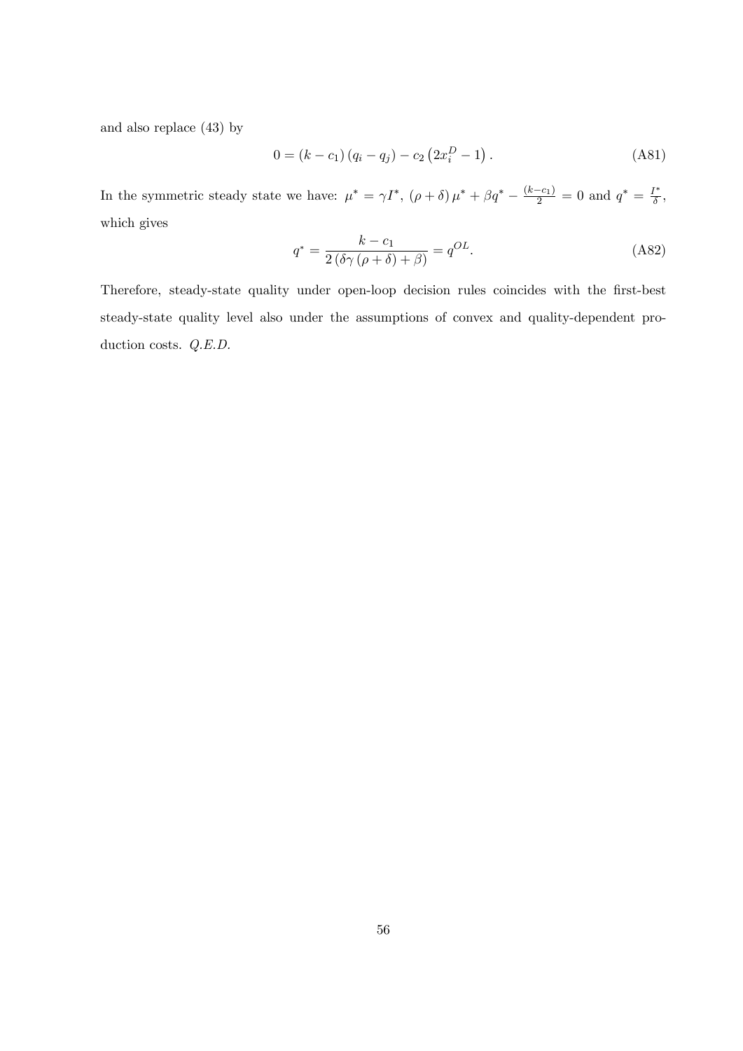and also replace (43) by

$$0 = (k - c_1)(q_i - q_j) - c_2\left(2x_i^D - 1\right). \tag{A81}$$

In the symmetric steady state we have: $\mu^* = \gamma I^*$, $(\rho + \delta)\mu^* + \beta q^* - \frac{(k-c_1)}{2} = 0$ and $q^* = \frac{I^*}{\delta}$, which gives

$$q^* = \frac{k - c_1}{2\left(\delta\gamma(\rho + \delta) + \beta\right)} = q^{OL}. \tag{A82}$$

Therefore, steady-state quality under open-loop decision rules coincides with the first-best steady-state quality level also under the assumptions of convex and quality-dependent production costs. *Q.E.D.*